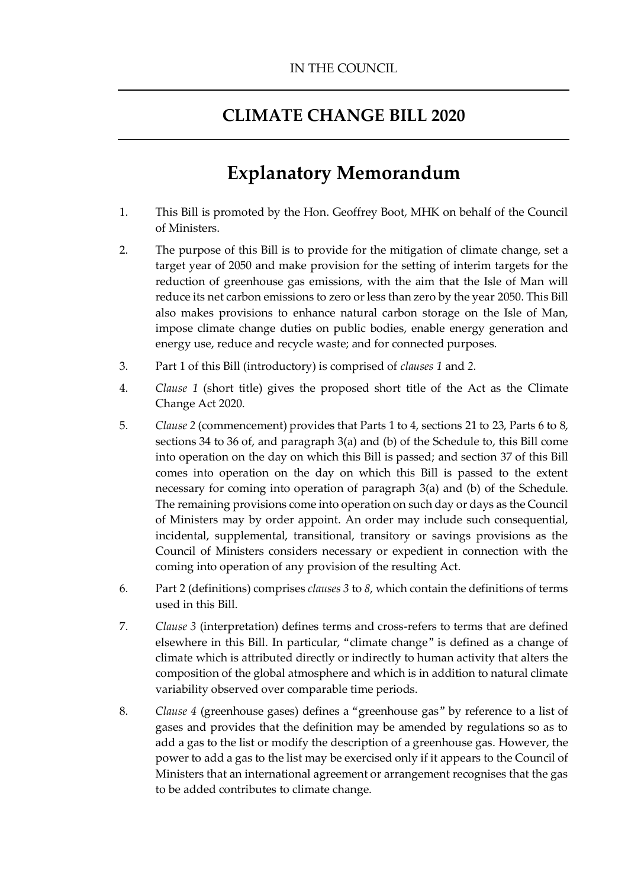IN THE COUNCIL

# CLIMATE CHANGE BILL 2020

## Explanatory Memorandum

1. This Bill is promoted by the Hon. Geoffrey Boot, MHK on behalf of the Council of Ministers.

2. The purpose of this Bill is to provide for the mitigation of climate change, set a target year of 2050 and make provision for the setting of interim targets for the reduction of greenhouse gas emissions, with the aim that the Isle of Man will reduce its net carbon emissions to zero or less than zero by the year 2050. This Bill also makes provisions to enhance natural carbon storage on the Isle of Man, impose climate change duties on public bodies, enable energy generation and energy use, reduce and recycle waste; and for connected purposes.

3. Part 1 of this Bill (introductory) is comprised of *clauses 1* and *2*.

4. *Clause 1* (short title) gives the proposed short title of the Act as the Climate Change Act 2020.

5. *Clause 2* (commencement) provides that Parts 1 to 4, sections 21 to 23, Parts 6 to 8, sections 34 to 36 of, and paragraph 3(a) and (b) of the Schedule to, this Bill come into operation on the day on which this Bill is passed; and section 37 of this Bill comes into operation on the day on which this Bill is passed to the extent necessary for coming into operation of paragraph 3(a) and (b) of the Schedule. The remaining provisions come into operation on such day or days as the Council of Ministers may by order appoint. An order may include such consequential, incidental, supplemental, transitional, transitory or savings provisions as the Council of Ministers considers necessary or expedient in connection with the coming into operation of any provision of the resulting Act.

6. Part 2 (definitions) comprises *clauses 3* to *8*, which contain the definitions of terms used in this Bill.

7. *Clause 3* (interpretation) defines terms and cross-refers to terms that are defined elsewhere in this Bill. In particular, "climate change" is defined as a change of climate which is attributed directly or indirectly to human activity that alters the composition of the global atmosphere and which is in addition to natural climate variability observed over comparable time periods.

8. *Clause 4* (greenhouse gases) defines a "greenhouse gas" by reference to a list of gases and provides that the definition may be amended by regulations so as to add a gas to the list or modify the description of a greenhouse gas. However, the power to add a gas to the list may be exercised only if it appears to the Council of Ministers that an international agreement or arrangement recognises that the gas to be added contributes to climate change.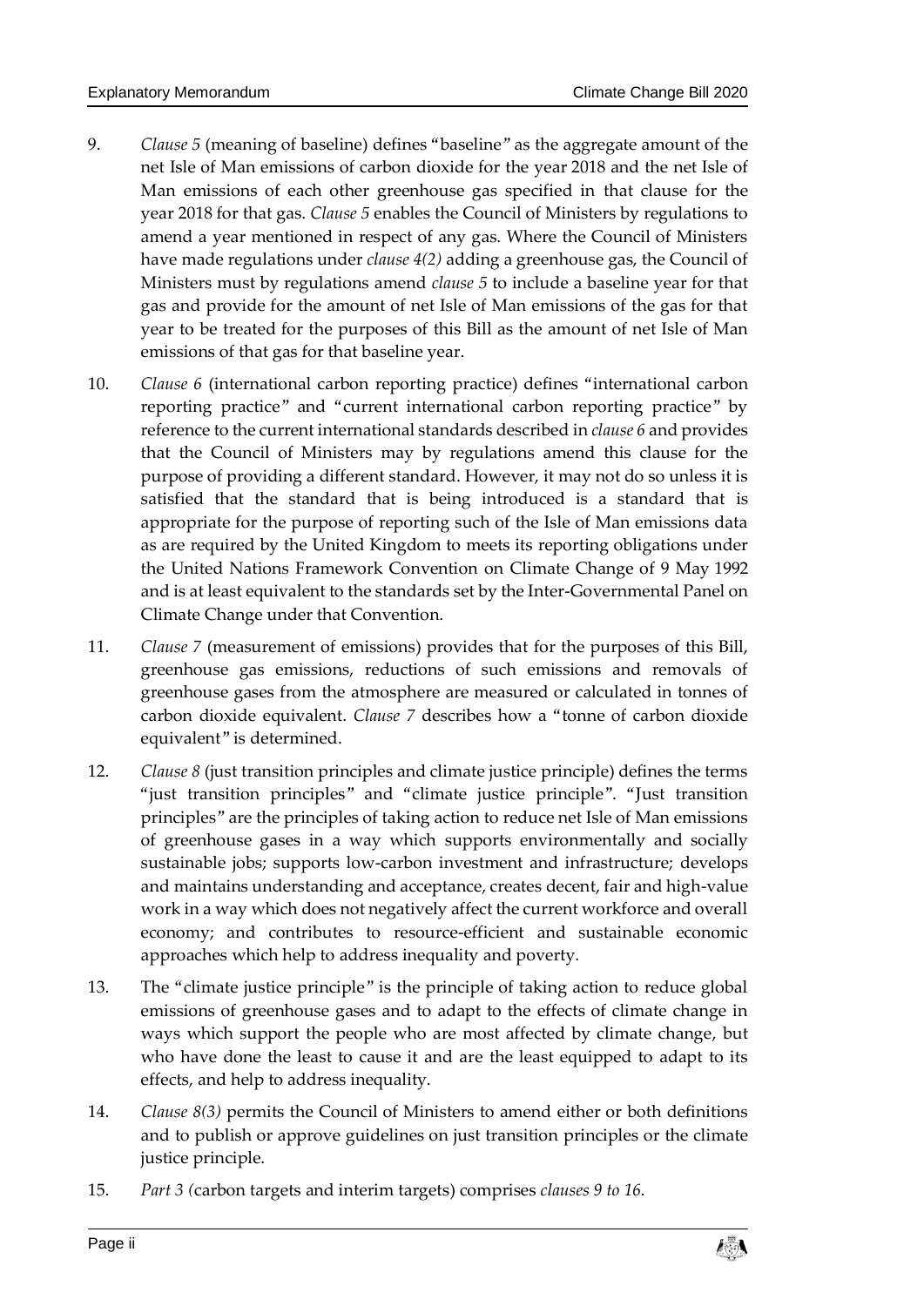9. *Clause 5* (meaning of baseline) defines "baseline" as the aggregate amount of the net Isle of Man emissions of carbon dioxide for the year 2018 and the net Isle of Man emissions of each other greenhouse gas specified in that clause for the year 2018 for that gas. *Clause 5* enables the Council of Ministers by regulations to amend a year mentioned in respect of any gas. Where the Council of Ministers have made regulations under *clause 4(2)* adding a greenhouse gas, the Council of Ministers must by regulations amend *clause 5* to include a baseline year for that gas and provide for the amount of net Isle of Man emissions of the gas for that year to be treated for the purposes of this Bill as the amount of net Isle of Man emissions of that gas for that baseline year.

10. *Clause 6* (international carbon reporting practice) defines "international carbon reporting practice" and "current international carbon reporting practice" by reference to the current international standards described in *clause 6* and provides that the Council of Ministers may by regulations amend this clause for the purpose of providing a different standard. However, it may not do so unless it is satisfied that the standard that is being introduced is a standard that is appropriate for the purpose of reporting such of the Isle of Man emissions data as are required by the United Kingdom to meets its reporting obligations under the United Nations Framework Convention on Climate Change of 9 May 1992 and is at least equivalent to the standards set by the Inter-Governmental Panel on Climate Change under that Convention.

11. *Clause 7* (measurement of emissions) provides that for the purposes of this Bill, greenhouse gas emissions, reductions of such emissions and removals of greenhouse gases from the atmosphere are measured or calculated in tonnes of carbon dioxide equivalent. *Clause 7* describes how a "tonne of carbon dioxide equivalent" is determined.

12. *Clause 8* (just transition principles and climate justice principle) defines the terms "just transition principles" and "climate justice principle". "Just transition principles" are the principles of taking action to reduce net Isle of Man emissions of greenhouse gases in a way which supports environmentally and socially sustainable jobs; supports low-carbon investment and infrastructure; develops and maintains understanding and acceptance, creates decent, fair and high-value work in a way which does not negatively affect the current workforce and overall economy; and contributes to resource-efficient and sustainable economic approaches which help to address inequality and poverty.

13. The "climate justice principle" is the principle of taking action to reduce global emissions of greenhouse gases and to adapt to the effects of climate change in ways which support the people who are most affected by climate change, but who have done the least to cause it and are the least equipped to adapt to its effects, and help to address inequality.

14. *Clause 8(3)* permits the Council of Ministers to amend either or both definitions and to publish or approve guidelines on just transition principles or the climate justice principle.

15. *Part 3 (*carbon targets and interim targets) comprises *clauses 9 to 16.*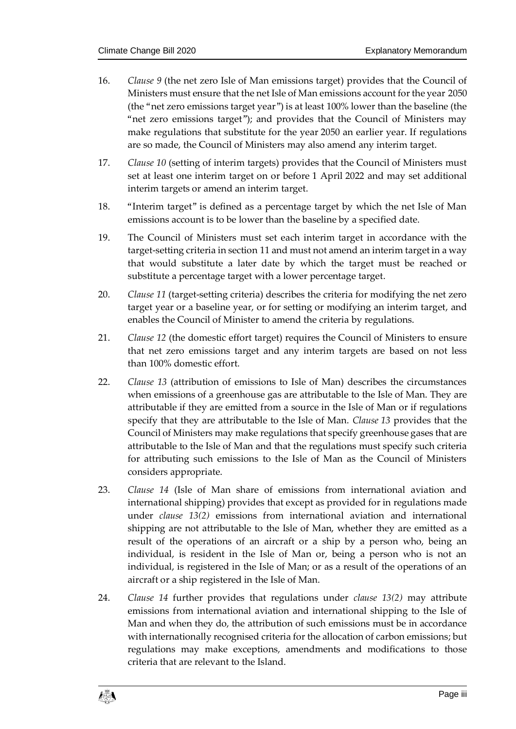16. *Clause 9* (the net zero Isle of Man emissions target) provides that the Council of Ministers must ensure that the net Isle of Man emissions account for the year 2050 (the "net zero emissions target year") is at least 100% lower than the baseline (the "net zero emissions target"); and provides that the Council of Ministers may make regulations that substitute for the year 2050 an earlier year. If regulations are so made, the Council of Ministers may also amend any interim target.

17. *Clause 10* (setting of interim targets) provides that the Council of Ministers must set at least one interim target on or before 1 April 2022 and may set additional interim targets or amend an interim target.

18. "Interim target" is defined as a percentage target by which the net Isle of Man emissions account is to be lower than the baseline by a specified date.

19. The Council of Ministers must set each interim target in accordance with the target-setting criteria in section 11 and must not amend an interim target in a way that would substitute a later date by which the target must be reached or substitute a percentage target with a lower percentage target.

20. *Clause 11* (target-setting criteria) describes the criteria for modifying the net zero target year or a baseline year, or for setting or modifying an interim target, and enables the Council of Minister to amend the criteria by regulations.

21. *Clause 12* (the domestic effort target) requires the Council of Ministers to ensure that net zero emissions target and any interim targets are based on not less than 100% domestic effort.

22. *Clause 13* (attribution of emissions to Isle of Man) describes the circumstances when emissions of a greenhouse gas are attributable to the Isle of Man. They are attributable if they are emitted from a source in the Isle of Man or if regulations specify that they are attributable to the Isle of Man. *Clause 13* provides that the Council of Ministers may make regulations that specify greenhouse gases that are attributable to the Isle of Man and that the regulations must specify such criteria for attributing such emissions to the Isle of Man as the Council of Ministers considers appropriate.

23. *Clause 14* (Isle of Man share of emissions from international aviation and international shipping) provides that except as provided for in regulations made under *clause 13(2)* emissions from international aviation and international shipping are not attributable to the Isle of Man, whether they are emitted as a result of the operations of an aircraft or a ship by a person who, being an individual, is resident in the Isle of Man or, being a person who is not an individual, is registered in the Isle of Man; or as a result of the operations of an aircraft or a ship registered in the Isle of Man.

24. *Clause 14* further provides that regulations under *clause 13(2)* may attribute emissions from international aviation and international shipping to the Isle of Man and when they do, the attribution of such emissions must be in accordance with internationally recognised criteria for the allocation of carbon emissions; but regulations may make exceptions, amendments and modifications to those criteria that are relevant to the Island.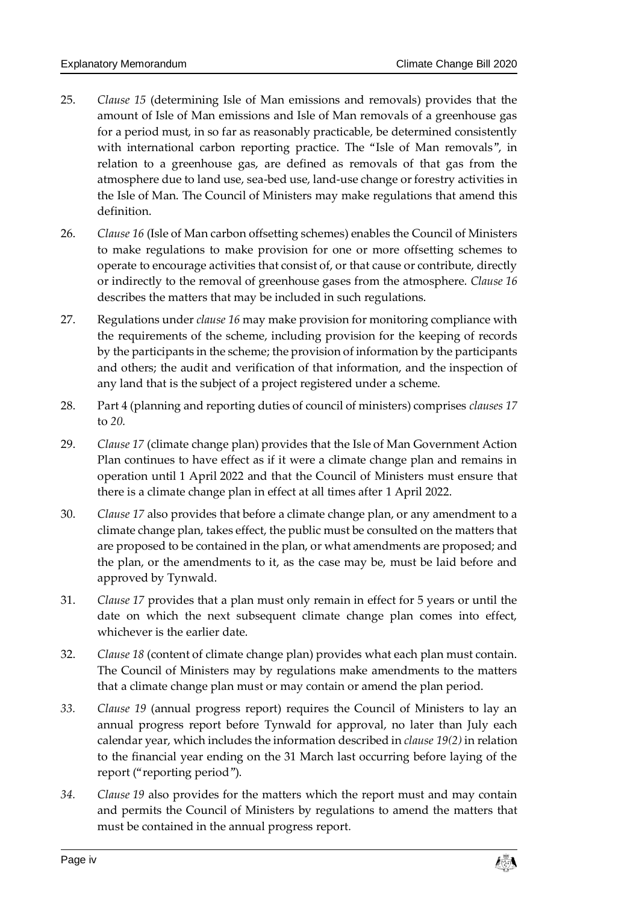25. *Clause 15* (determining Isle of Man emissions and removals) provides that the amount of Isle of Man emissions and Isle of Man removals of a greenhouse gas for a period must, in so far as reasonably practicable, be determined consistently with international carbon reporting practice. The "Isle of Man removals", in relation to a greenhouse gas, are defined as removals of that gas from the atmosphere due to land use, sea-bed use, land-use change or forestry activities in the Isle of Man. The Council of Ministers may make regulations that amend this definition.

26. *Clause 16* (Isle of Man carbon offsetting schemes) enables the Council of Ministers to make regulations to make provision for one or more offsetting schemes to operate to encourage activities that consist of, or that cause or contribute, directly or indirectly to the removal of greenhouse gases from the atmosphere. *Clause 16* describes the matters that may be included in such regulations.

27. Regulations under *clause 16* may make provision for monitoring compliance with the requirements of the scheme, including provision for the keeping of records by the participants in the scheme; the provision of information by the participants and others; the audit and verification of that information, and the inspection of any land that is the subject of a project registered under a scheme.

28. Part 4 (planning and reporting duties of council of ministers) comprises *clauses 17* to *20*.

29. *Clause 17* (climate change plan) provides that the Isle of Man Government Action Plan continues to have effect as if it were a climate change plan and remains in operation until 1 April 2022 and that the Council of Ministers must ensure that there is a climate change plan in effect at all times after 1 April 2022.

30. *Clause 17* also provides that before a climate change plan, or any amendment to a climate change plan, takes effect, the public must be consulted on the matters that are proposed to be contained in the plan, or what amendments are proposed; and the plan, or the amendments to it, as the case may be, must be laid before and approved by Tynwald.

31. *Clause 17* provides that a plan must only remain in effect for 5 years or until the date on which the next subsequent climate change plan comes into effect, whichever is the earlier date.

32. *Clause 18* (content of climate change plan) provides what each plan must contain. The Council of Ministers may by regulations make amendments to the matters that a climate change plan must or may contain or amend the plan period.

33. *Clause 19* (annual progress report) requires the Council of Ministers to lay an annual progress report before Tynwald for approval, no later than July each calendar year, which includes the information described in *clause 19(2)* in relation to the financial year ending on the 31 March last occurring before laying of the report ("reporting period").

34. *Clause 19* also provides for the matters which the report must and may contain and permits the Council of Ministers by regulations to amend the matters that must be contained in the annual progress report.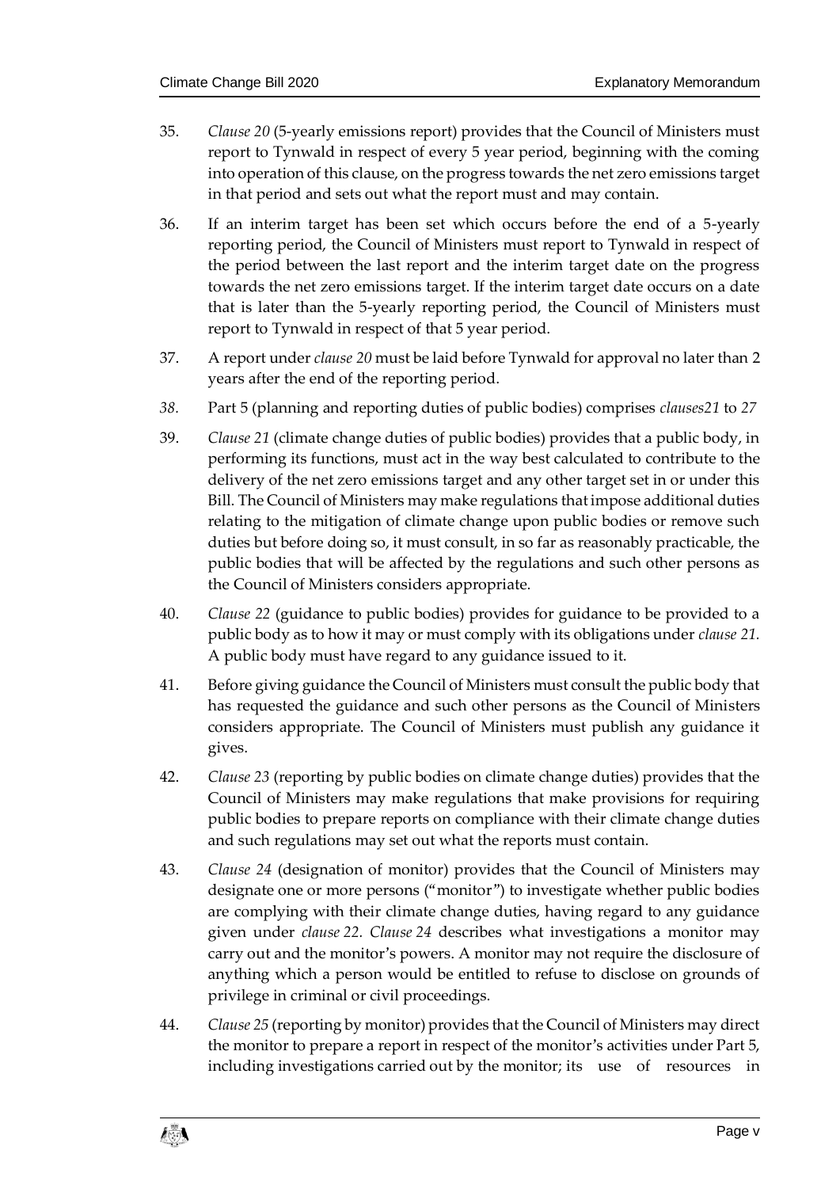35. *Clause 20* (5-yearly emissions report) provides that the Council of Ministers must report to Tynwald in respect of every 5 year period, beginning with the coming into operation of this clause, on the progress towards the net zero emissions target in that period and sets out what the report must and may contain.

36. If an interim target has been set which occurs before the end of a 5-yearly reporting period, the Council of Ministers must report to Tynwald in respect of the period between the last report and the interim target date on the progress towards the net zero emissions target. If the interim target date occurs on a date that is later than the 5-yearly reporting period, the Council of Ministers must report to Tynwald in respect of that 5 year period.

37. A report under *clause 20* must be laid before Tynwald for approval no later than 2 years after the end of the reporting period.

*38.* Part 5 (planning and reporting duties of public bodies) comprises *clauses21* to *27*

39. *Clause 21* (climate change duties of public bodies) provides that a public body, in performing its functions, must act in the way best calculated to contribute to the delivery of the net zero emissions target and any other target set in or under this Bill. The Council of Ministers may make regulations that impose additional duties relating to the mitigation of climate change upon public bodies or remove such duties but before doing so, it must consult, in so far as reasonably practicable, the public bodies that will be affected by the regulations and such other persons as the Council of Ministers considers appropriate.

40. *Clause 22* (guidance to public bodies) provides for guidance to be provided to a public body as to how it may or must comply with its obligations under *clause 21.* A public body must have regard to any guidance issued to it.

41. Before giving guidance the Council of Ministers must consult the public body that has requested the guidance and such other persons as the Council of Ministers considers appropriate. The Council of Ministers must publish any guidance it gives.

42. *Clause 23* (reporting by public bodies on climate change duties) provides that the Council of Ministers may make regulations that make provisions for requiring public bodies to prepare reports on compliance with their climate change duties and such regulations may set out what the reports must contain.

43. *Clause 24* (designation of monitor) provides that the Council of Ministers may designate one or more persons ("monitor") to investigate whether public bodies are complying with their climate change duties, having regard to any guidance given under *clause 22. Clause 24* describes what investigations a monitor may carry out and the monitor's powers. A monitor may not require the disclosure of anything which a person would be entitled to refuse to disclose on grounds of privilege in criminal or civil proceedings.

44. *Clause 25* (reporting by monitor) provides that the Council of Ministers may direct the monitor to prepare a report in respect of the monitor's activities under Part 5, including investigations carried out by the monitor; its use of resources in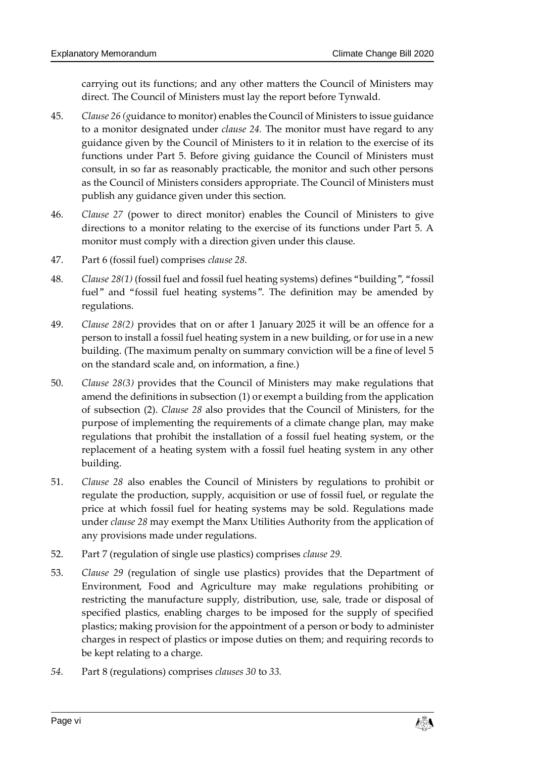carrying out its functions; and any other matters the Council of Ministers may direct. The Council of Ministers must lay the report before Tynwald.

45. *Clause 26 (g*uidance to monitor) enables the Council of Ministers to issue guidance to a monitor designated under *clause 24.* The monitor must have regard to any guidance given by the Council of Ministers to it in relation to the exercise of its functions under Part 5. Before giving guidance the Council of Ministers must consult, in so far as reasonably practicable, the monitor and such other persons as the Council of Ministers considers appropriate. The Council of Ministers must publish any guidance given under this section.

46. *Clause 27* (power to direct monitor) enables the Council of Ministers to give directions to a monitor relating to the exercise of its functions under Part 5. A monitor must comply with a direction given under this clause.

47. Part 6 (fossil fuel) comprises *clause 28.*

48. *Clause 28(1)* (fossil fuel and fossil fuel heating systems) defines "building", "fossil fuel" and "fossil fuel heating systems". The definition may be amended by regulations.

49. *Clause 28(2)* provides that on or after 1 January 2025 it will be an offence for a person to install a fossil fuel heating system in a new building, or for use in a new building. (The maximum penalty on summary conviction will be a fine of level 5 on the standard scale and, on information, a fine.)

50. *Clause 28(3)* provides that the Council of Ministers may make regulations that amend the definitions in subsection (1) or exempt a building from the application of subsection (2). *Clause 28* also provides that the Council of Ministers, for the purpose of implementing the requirements of a climate change plan, may make regulations that prohibit the installation of a fossil fuel heating system, or the replacement of a heating system with a fossil fuel heating system in any other building.

51. *Clause 28* also enables the Council of Ministers by regulations to prohibit or regulate the production, supply, acquisition or use of fossil fuel, or regulate the price at which fossil fuel for heating systems may be sold. Regulations made under *clause 28* may exempt the Manx Utilities Authority from the application of any provisions made under regulations.

52. Part 7 (regulation of single use plastics) comprises *clause 29.*

53. *Clause 29* (regulation of single use plastics) provides that the Department of Environment, Food and Agriculture may make regulations prohibiting or restricting the manufacture supply, distribution, use, sale, trade or disposal of specified plastics, enabling charges to be imposed for the supply of specified plastics; making provision for the appointment of a person or body to administer charges in respect of plastics or impose duties on them; and requiring records to be kept relating to a charge.

54. Part 8 (regulations) comprises *clauses 30* to *33.*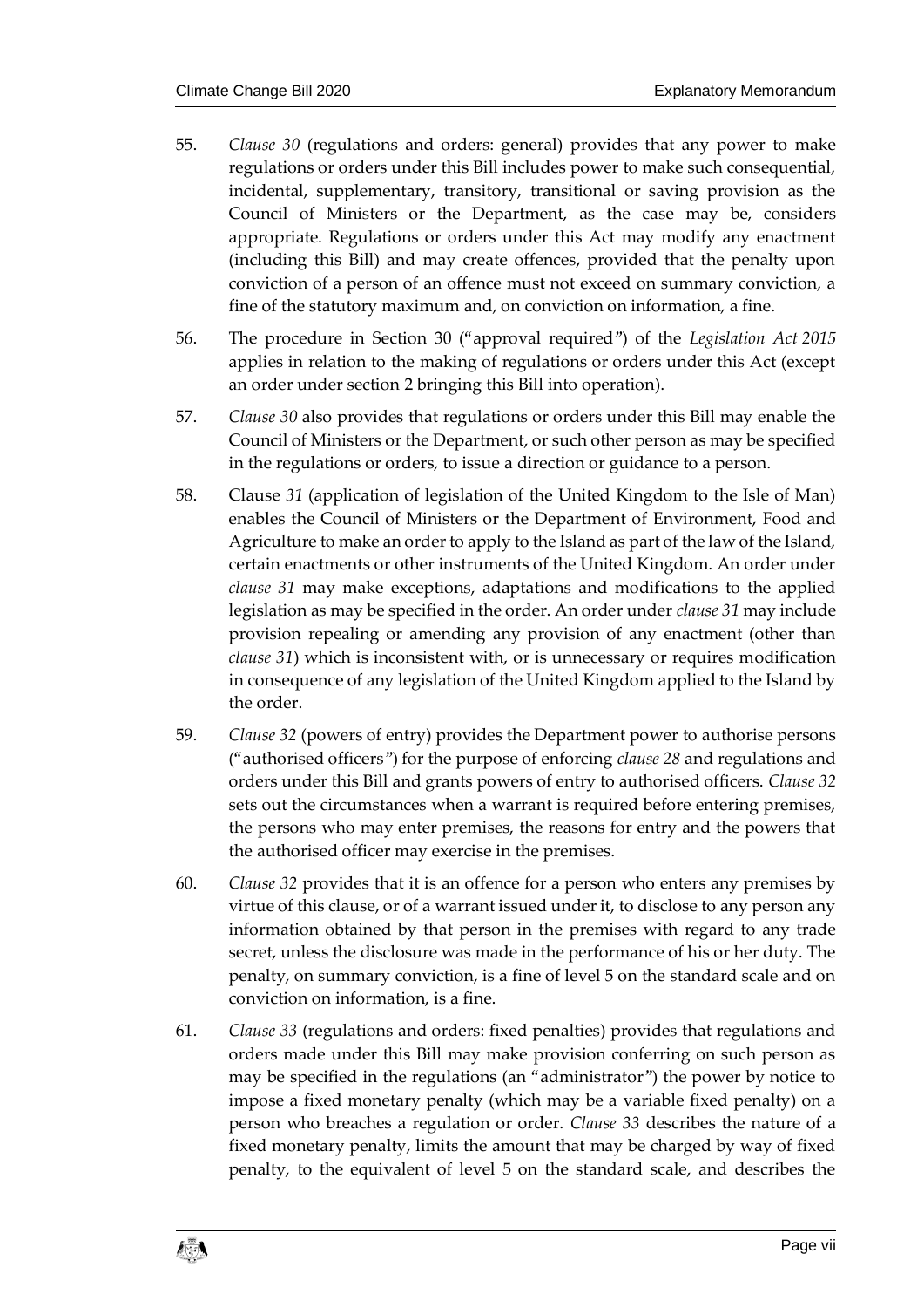55. *Clause 30* (regulations and orders: general) provides that any power to make regulations or orders under this Bill includes power to make such consequential, incidental, supplementary, transitory, transitional or saving provision as the Council of Ministers or the Department, as the case may be, considers appropriate. Regulations or orders under this Act may modify any enactment (including this Bill) and may create offences, provided that the penalty upon conviction of a person of an offence must not exceed on summary conviction, a fine of the statutory maximum and, on conviction on information, a fine.

56. The procedure in Section 30 ("approval required") of the *Legislation Act 2015* applies in relation to the making of regulations or orders under this Act (except an order under section 2 bringing this Bill into operation).

57. *Clause 30* also provides that regulations or orders under this Bill may enable the Council of Ministers or the Department, or such other person as may be specified in the regulations or orders, to issue a direction or guidance to a person.

58. Clause *31* (application of legislation of the United Kingdom to the Isle of Man) enables the Council of Ministers or the Department of Environment, Food and Agriculture to make an order to apply to the Island as part of the law of the Island, certain enactments or other instruments of the United Kingdom. An order under *clause 31* may make exceptions, adaptations and modifications to the applied legislation as may be specified in the order. An order under *clause 31* may include provision repealing or amending any provision of any enactment (other than *clause 31*) which is inconsistent with, or is unnecessary or requires modification in consequence of any legislation of the United Kingdom applied to the Island by the order.

59. *Clause 32* (powers of entry) provides the Department power to authorise persons ("authorised officers") for the purpose of enforcing *clause 28* and regulations and orders under this Bill and grants powers of entry to authorised officers. *Clause 32* sets out the circumstances when a warrant is required before entering premises, the persons who may enter premises, the reasons for entry and the powers that the authorised officer may exercise in the premises.

60. *Clause 32* provides that it is an offence for a person who enters any premises by virtue of this clause, or of a warrant issued under it, to disclose to any person any information obtained by that person in the premises with regard to any trade secret, unless the disclosure was made in the performance of his or her duty. The penalty, on summary conviction, is a fine of level 5 on the standard scale and on conviction on information, is a fine.

61. *Clause 33* (regulations and orders: fixed penalties) provides that regulations and orders made under this Bill may make provision conferring on such person as may be specified in the regulations (an "administrator") the power by notice to impose a fixed monetary penalty (which may be a variable fixed penalty) on a person who breaches a regulation or order. *Clause 33* describes the nature of a fixed monetary penalty, limits the amount that may be charged by way of fixed penalty, to the equivalent of level 5 on the standard scale, and describes the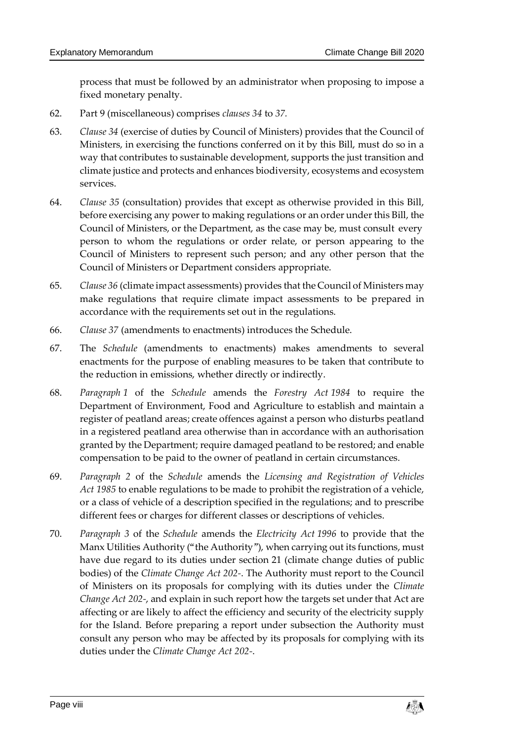process that must be followed by an administrator when proposing to impose a fixed monetary penalty.

62. Part 9 (miscellaneous) comprises *clauses 34* to *37*.

63. *Clause 34* (exercise of duties by Council of Ministers) provides that the Council of Ministers, in exercising the functions conferred on it by this Bill, must do so in a way that contributes to sustainable development, supports the just transition and climate justice and protects and enhances biodiversity, ecosystems and ecosystem services.

64. *Clause 35* (consultation) provides that except as otherwise provided in this Bill, before exercising any power to making regulations or an order under this Bill, the Council of Ministers, or the Department, as the case may be, must consult every person to whom the regulations or order relate, or person appearing to the Council of Ministers to represent such person; and any other person that the Council of Ministers or Department considers appropriate.

65. *Clause 36* (climate impact assessments) provides that the Council of Ministers may make regulations that require climate impact assessments to be prepared in accordance with the requirements set out in the regulations.

66. *Clause 37* (amendments to enactments) introduces the Schedule.

67. The *Schedule* (amendments to enactments) makes amendments to several enactments for the purpose of enabling measures to be taken that contribute to the reduction in emissions, whether directly or indirectly.

68. *Paragraph 1* of the *Schedule* amends the *Forestry Act 1984* to require the Department of Environment, Food and Agriculture to establish and maintain a register of peatland areas; create offences against a person who disturbs peatland in a registered peatland area otherwise than in accordance with an authorisation granted by the Department; require damaged peatland to be restored; and enable compensation to be paid to the owner of peatland in certain circumstances.

69. *Paragraph 2* of the *Schedule* amends the *Licensing and Registration of Vehicles Act 1985* to enable regulations to be made to prohibit the registration of a vehicle, or a class of vehicle of a description specified in the regulations; and to prescribe different fees or charges for different classes or descriptions of vehicles.

70. *Paragraph 3* of the *Schedule* amends the *Electricity Act 1996* to provide that the Manx Utilities Authority ("the Authority"), when carrying out its functions, must have due regard to its duties under section 21 (climate change duties of public bodies) of the *Climate Change Act 202-*. The Authority must report to the Council of Ministers on its proposals for complying with its duties under the *Climate Change Act 202-*, and explain in such report how the targets set under that Act are affecting or are likely to affect the efficiency and security of the electricity supply for the Island. Before preparing a report under subsection the Authority must consult any person who may be affected by its proposals for complying with its duties under the *Climate Change Act 202-*.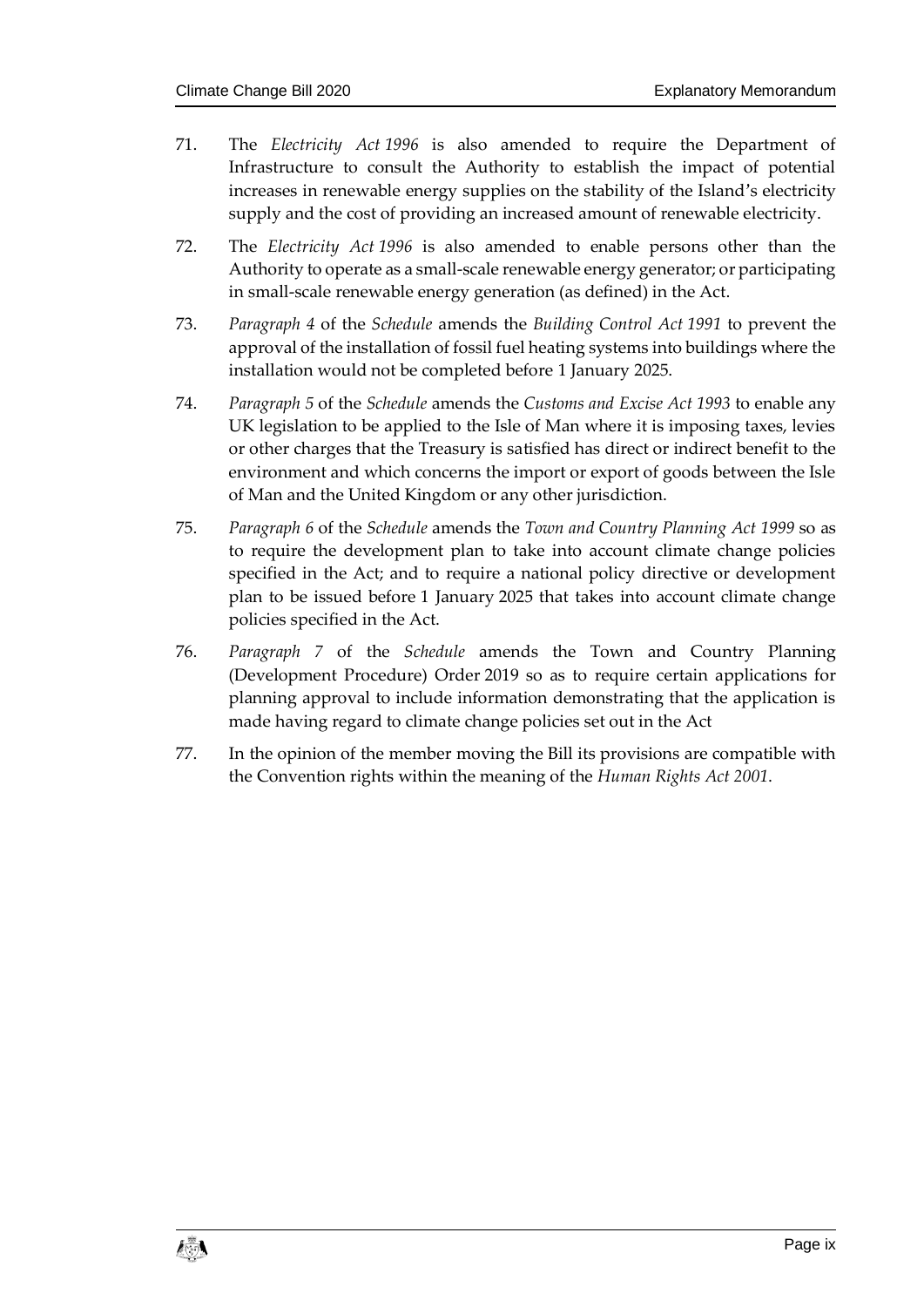71. The *Electricity Act 1996* is also amended to require the Department of Infrastructure to consult the Authority to establish the impact of potential increases in renewable energy supplies on the stability of the Island's electricity supply and the cost of providing an increased amount of renewable electricity.

72. The *Electricity Act 1996* is also amended to enable persons other than the Authority to operate as a small-scale renewable energy generator; or participating in small-scale renewable energy generation (as defined) in the Act.

73. *Paragraph 4* of the *Schedule* amends the *Building Control Act 1991* to prevent the approval of the installation of fossil fuel heating systems into buildings where the installation would not be completed before 1 January 2025.

74. *Paragraph 5* of the *Schedule* amends the *Customs and Excise Act 1993* to enable any UK legislation to be applied to the Isle of Man where it is imposing taxes, levies or other charges that the Treasury is satisfied has direct or indirect benefit to the environment and which concerns the import or export of goods between the Isle of Man and the United Kingdom or any other jurisdiction.

75. *Paragraph 6* of the *Schedule* amends the *Town and Country Planning Act 1999* so as to require the development plan to take into account climate change policies specified in the Act; and to require a national policy directive or development plan to be issued before 1 January 2025 that takes into account climate change policies specified in the Act.

76. *Paragraph 7* of the *Schedule* amends the Town and Country Planning (Development Procedure) Order 2019 so as to require certain applications for planning approval to include information demonstrating that the application is made having regard to climate change policies set out in the Act

77. In the opinion of the member moving the Bill its provisions are compatible with the Convention rights within the meaning of the *Human Rights Act 2001*.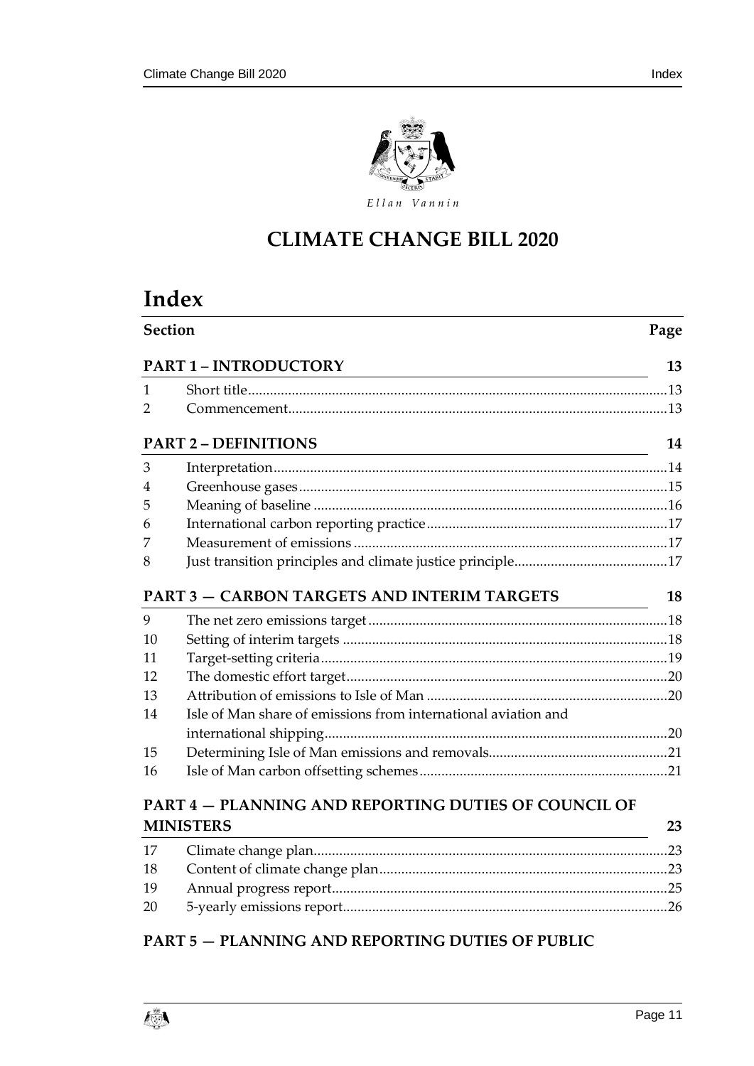Ellan Vannin

# CLIMATE CHANGE BILL 2020

# Index

| Section | | Page |
|---|---|---|
| **PART 1 – INTRODUCTORY** | | **13** |
| 1 | Short title | 13 |
| 2 | Commencement | 13 |
| **PART 2 – DEFINITIONS** | | **14** |
| 3 | Interpretation | 14 |
| 4 | Greenhouse gases | 15 |
| 5 | Meaning of baseline | 16 |
| 6 | International carbon reporting practice | 17 |
| 7 | Measurement of emissions | 17 |
| 8 | Just transition principles and climate justice principle | 17 |
| **PART 3 — CARBON TARGETS AND INTERIM TARGETS** | | **18** |
| 9 | The net zero emissions target | 18 |
| 10 | Setting of interim targets | 18 |
| 11 | Target-setting criteria | 19 |
| 12 | The domestic effort target | 20 |
| 13 | Attribution of emissions to Isle of Man | 20 |
| 14 | Isle of Man share of emissions from international aviation and international shipping | 20 |
| 15 | Determining Isle of Man emissions and removals | 21 |
| 16 | Isle of Man carbon offsetting schemes | 21 |
| **PART 4 — PLANNING AND REPORTING DUTIES OF COUNCIL OF MINISTERS** | | **23** |
| 17 | Climate change plan | 23 |
| 18 | Content of climate change plan | 23 |
| 19 | Annual progress report | 25 |
| 20 | 5-yearly emissions report | 26 |
| **PART 5 — PLANNING AND REPORTING DUTIES OF PUBLIC** | | |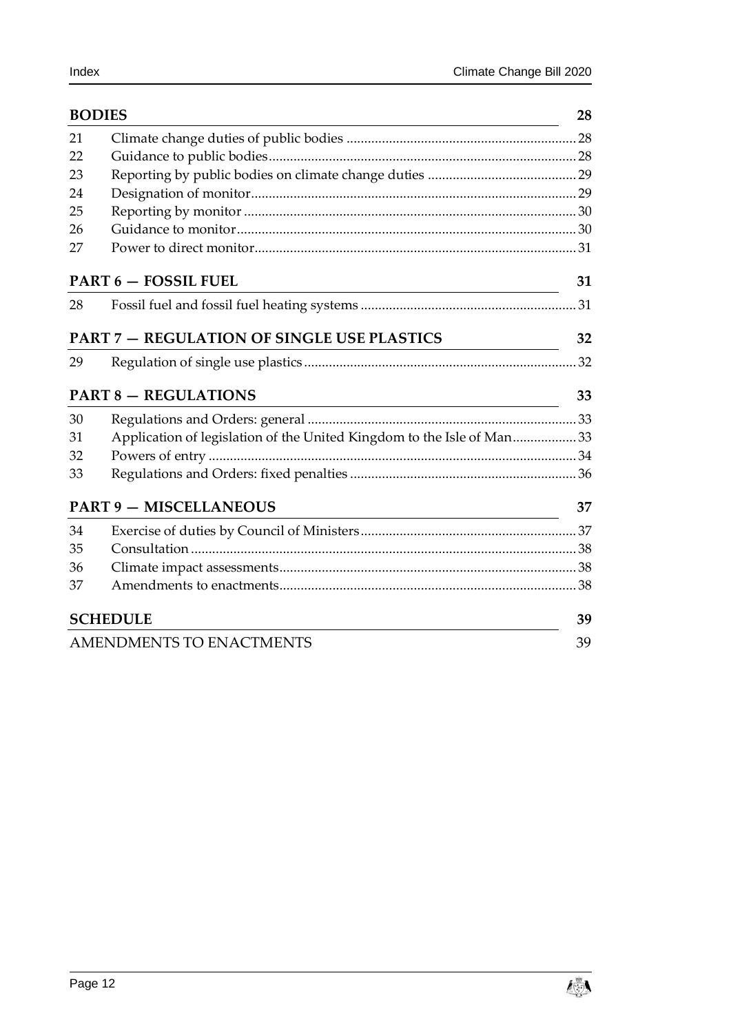## BODIES 28

| | | |
|---|---|---|
| 21 | Climate change duties of public bodies | 28 |
| 22 | Guidance to public bodies | 28 |
| 23 | Reporting by public bodies on climate change duties | 29 |
| 24 | Designation of monitor | 29 |
| 25 | Reporting by monitor | 30 |
| 26 | Guidance to monitor | 30 |
| 27 | Power to direct monitor | 31 |

## PART 6 — FOSSIL FUEL 31

| | | |
|---|---|---|
| 28 | Fossil fuel and fossil fuel heating systems | 31 |

## PART 7 — REGULATION OF SINGLE USE PLASTICS 32

| | | |
|---|---|---|
| 29 | Regulation of single use plastics | 32 |

## PART 8 — REGULATIONS 33

| | | |
|---|---|---|
| 30 | Regulations and Orders: general | 33 |
| 31 | Application of legislation of the United Kingdom to the Isle of Man | 33 |
| 32 | Powers of entry | 34 |
| 33 | Regulations and Orders: fixed penalties | 36 |

## PART 9 — MISCELLANEOUS 37

| | | |
|---|---|---|
| 34 | Exercise of duties by Council of Ministers | 37 |
| 35 | Consultation | 38 |
| 36 | Climate impact assessments | 38 |
| 37 | Amendments to enactments | 38 |

## SCHEDULE 39

AMENDMENTS TO ENACTMENTS 39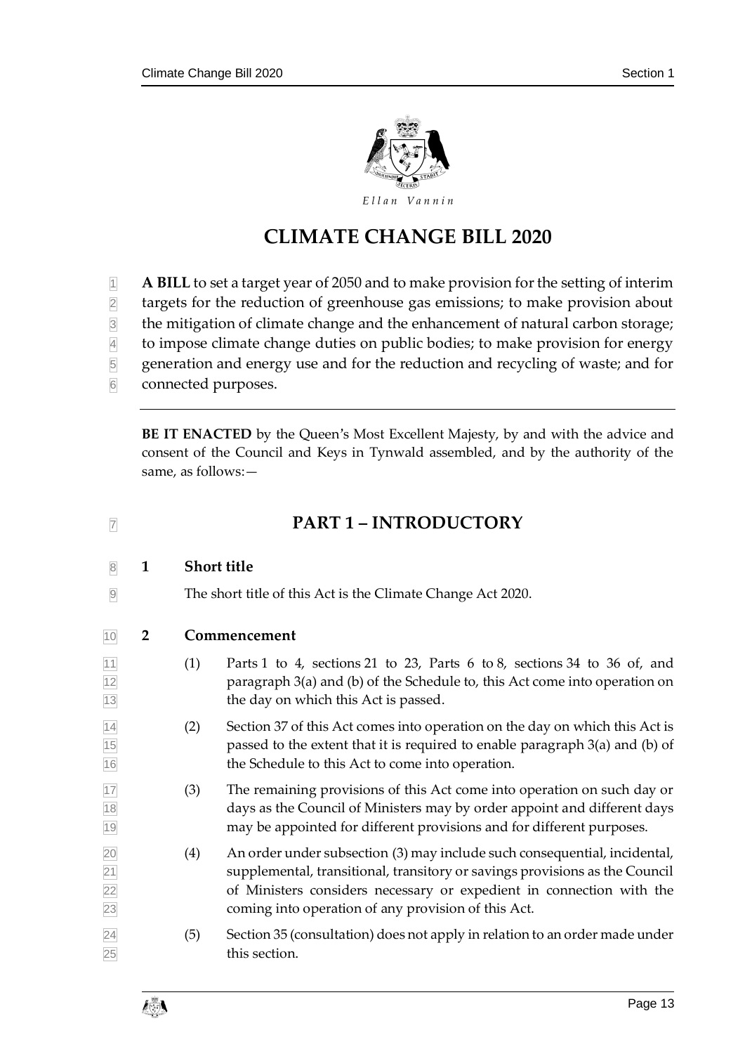# CLIMATE CHANGE BILL 2020

**A BILL** to set a target year of 2050 and to make provision for the setting of interim targets for the reduction of greenhouse gas emissions; to make provision about the mitigation of climate change and the enhancement of natural carbon storage; to impose climate change duties on public bodies; to make provision for energy generation and energy use and for the reduction and recycling of waste; and for connected purposes.

---

**BE IT ENACTED** by the Queen's Most Excellent Majesty, by and with the advice and consent of the Council and Keys in Tynwald assembled, and by the authority of the same, as follows:—

## PART 1 – INTRODUCTORY

### 1 Short title

The short title of this Act is the Climate Change Act 2020.

### 2 Commencement

(1) Parts 1 to 4, sections 21 to 23, Parts 6 to 8, sections 34 to 36 of, and paragraph 3(a) and (b) of the Schedule to, this Act come into operation on the day on which this Act is passed.

(2) Section 37 of this Act comes into operation on the day on which this Act is passed to the extent that it is required to enable paragraph 3(a) and (b) of the Schedule to this Act to come into operation.

(3) The remaining provisions of this Act come into operation on such day or days as the Council of Ministers may by order appoint and different days may be appointed for different provisions and for different purposes.

(4) An order under subsection (3) may include such consequential, incidental, supplemental, transitional, transitory or savings provisions as the Council of Ministers considers necessary or expedient in connection with the coming into operation of any provision of this Act.

(5) Section 35 (consultation) does not apply in relation to an order made under this section.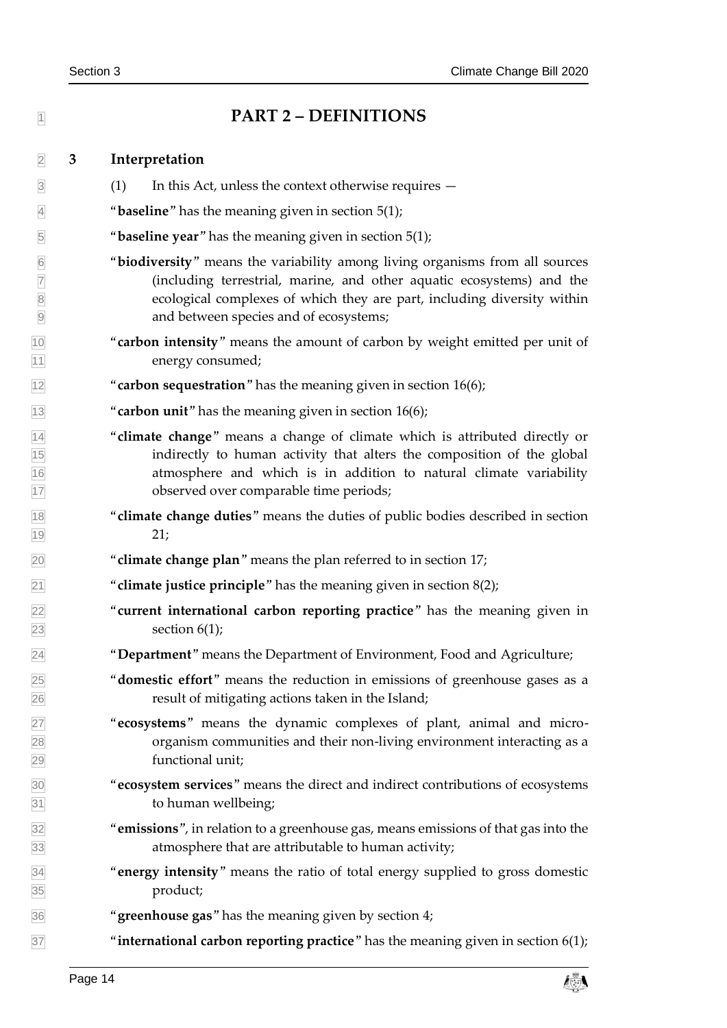# PART 2 – DEFINITIONS

## 3 Interpretation

(1) In this Act, unless the context otherwise requires —

"**baseline**" has the meaning given in section 5(1);

"**baseline year**" has the meaning given in section 5(1);

"**biodiversity**" means the variability among living organisms from all sources (including terrestrial, marine, and other aquatic ecosystems) and the ecological complexes of which they are part, including diversity within and between species and of ecosystems;

"**carbon intensity**" means the amount of carbon by weight emitted per unit of energy consumed;

"**carbon sequestration**" has the meaning given in section 16(6);

"**carbon unit**" has the meaning given in section 16(6);

"**climate change**" means a change of climate which is attributed directly or indirectly to human activity that alters the composition of the global atmosphere and which is in addition to natural climate variability observed over comparable time periods;

"**climate change duties**" means the duties of public bodies described in section 21;

"**climate change plan**" means the plan referred to in section 17;

"**climate justice principle**" has the meaning given in section 8(2);

"**current international carbon reporting practice**" has the meaning given in section 6(1);

"**Department**" means the Department of Environment, Food and Agriculture;

"**domestic effort**" means the reduction in emissions of greenhouse gases as a result of mitigating actions taken in the Island;

"**ecosystems**" means the dynamic complexes of plant, animal and micro-organism communities and their non-living environment interacting as a functional unit;

"**ecosystem services**" means the direct and indirect contributions of ecosystems to human wellbeing;

"**emissions**", in relation to a greenhouse gas, means emissions of that gas into the atmosphere that are attributable to human activity;

"**energy intensity**" means the ratio of total energy supplied to gross domestic product;

"**greenhouse gas**" has the meaning given by section 4;

"**international carbon reporting practice**" has the meaning given in section 6(1);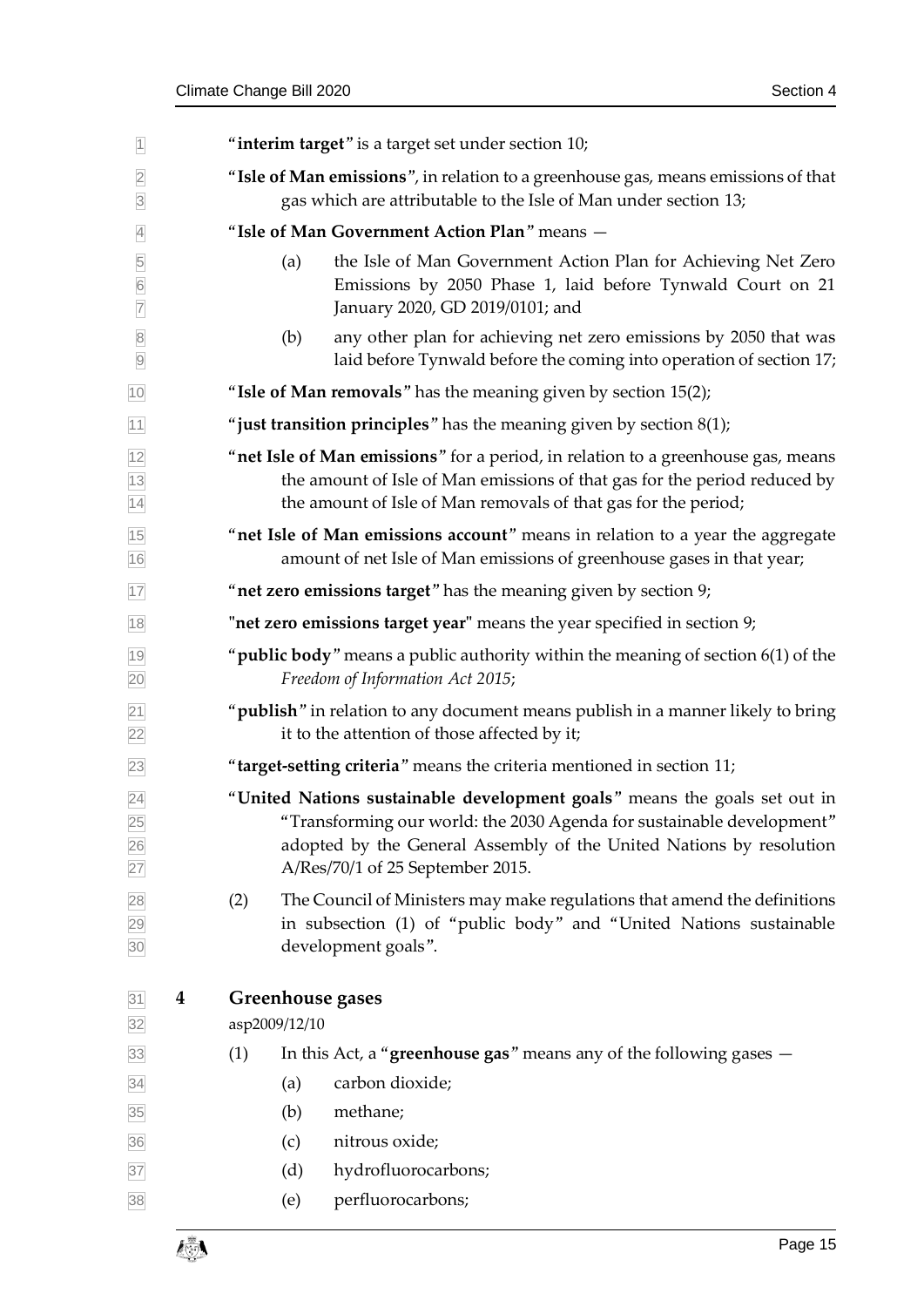"**interim target**" is a target set under section 10;

"**Isle of Man emissions**", in relation to a greenhouse gas, means emissions of that gas which are attributable to the Isle of Man under section 13;

"**Isle of Man Government Action Plan**" means —

(a) the Isle of Man Government Action Plan for Achieving Net Zero Emissions by 2050 Phase 1, laid before Tynwald Court on 21 January 2020, GD 2019/0101; and

(b) any other plan for achieving net zero emissions by 2050 that was laid before Tynwald before the coming into operation of section 17;

"**Isle of Man removals**" has the meaning given by section 15(2);

"**just transition principles**" has the meaning given by section 8(1);

"**net Isle of Man emissions**" for a period, in relation to a greenhouse gas, means the amount of Isle of Man emissions of that gas for the period reduced by the amount of Isle of Man removals of that gas for the period;

"**net Isle of Man emissions account**" means in relation to a year the aggregate amount of net Isle of Man emissions of greenhouse gases in that year;

"**net zero emissions target**" has the meaning given by section 9;

"**net zero emissions target year**" means the year specified in section 9;

"**public body**" means a public authority within the meaning of section 6(1) of the *Freedom of Information Act 2015*;

"**publish**" in relation to any document means publish in a manner likely to bring it to the attention of those affected by it;

"**target-setting criteria**" means the criteria mentioned in section 11;

"**United Nations sustainable development goals**" means the goals set out in "Transforming our world: the 2030 Agenda for sustainable development" adopted by the General Assembly of the United Nations by resolution A/Res/70/1 of 25 September 2015.

(2) The Council of Ministers may make regulations that amend the definitions in subsection (1) of "public body" and "United Nations sustainable development goals".

## 4 Greenhouse gases

asp2009/12/10

(1) In this Act, a "**greenhouse gas**" means any of the following gases —

(a) carbon dioxide;

(b) methane;

(c) nitrous oxide;

(d) hydrofluorocarbons;

(e) perfluorocarbons;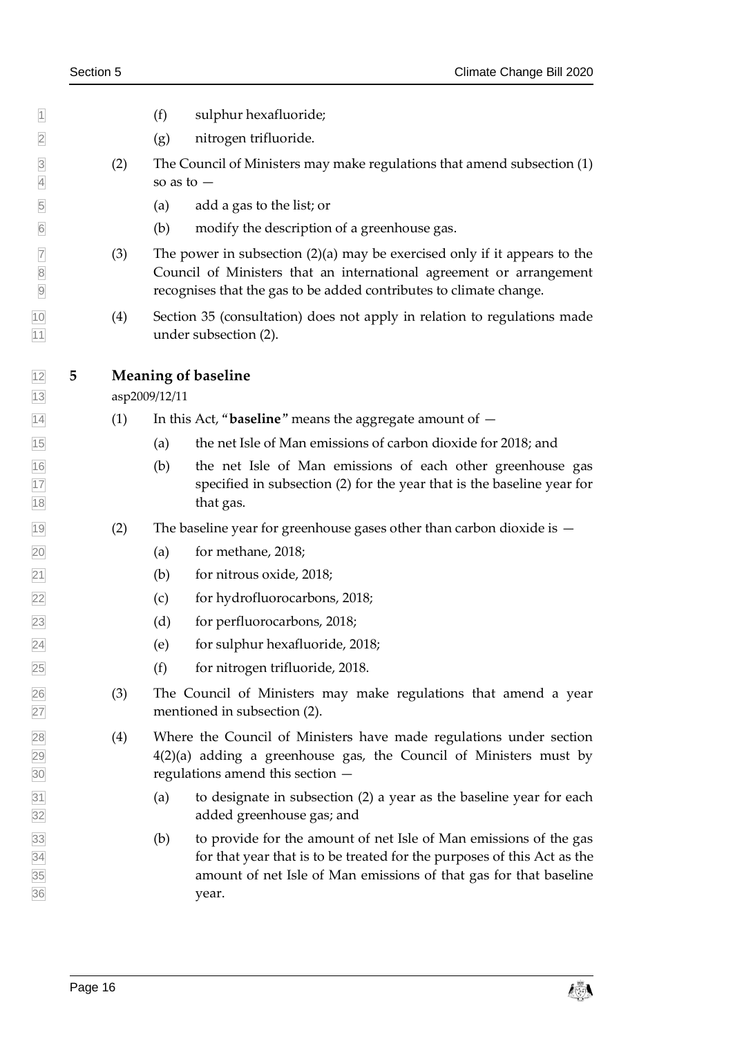(f) sulphur hexafluoride;

(g) nitrogen trifluoride.

(2) The Council of Ministers may make regulations that amend subsection (1) so as to —

(a) add a gas to the list; or

(b) modify the description of a greenhouse gas.

(3) The power in subsection (2)(a) may be exercised only if it appears to the Council of Ministers that an international agreement or arrangement recognises that the gas to be added contributes to climate change.

(4) Section 35 (consultation) does not apply in relation to regulations made under subsection (2).

## 5 Meaning of baseline

asp2009/12/11

(1) In this Act, "**baseline**" means the aggregate amount of —

(a) the net Isle of Man emissions of carbon dioxide for 2018; and

(b) the net Isle of Man emissions of each other greenhouse gas specified in subsection (2) for the year that is the baseline year for that gas.

(2) The baseline year for greenhouse gases other than carbon dioxide is —

(a) for methane, 2018;

(b) for nitrous oxide, 2018;

(c) for hydrofluorocarbons, 2018;

(d) for perfluorocarbons, 2018;

(e) for sulphur hexafluoride, 2018;

(f) for nitrogen trifluoride, 2018.

(3) The Council of Ministers may make regulations that amend a year mentioned in subsection (2).

(4) Where the Council of Ministers have made regulations under section 4(2)(a) adding a greenhouse gas, the Council of Ministers must by regulations amend this section —

(a) to designate in subsection (2) a year as the baseline year for each added greenhouse gas; and

(b) to provide for the amount of net Isle of Man emissions of the gas for that year that is to be treated for the purposes of this Act as the amount of net Isle of Man emissions of that gas for that baseline year.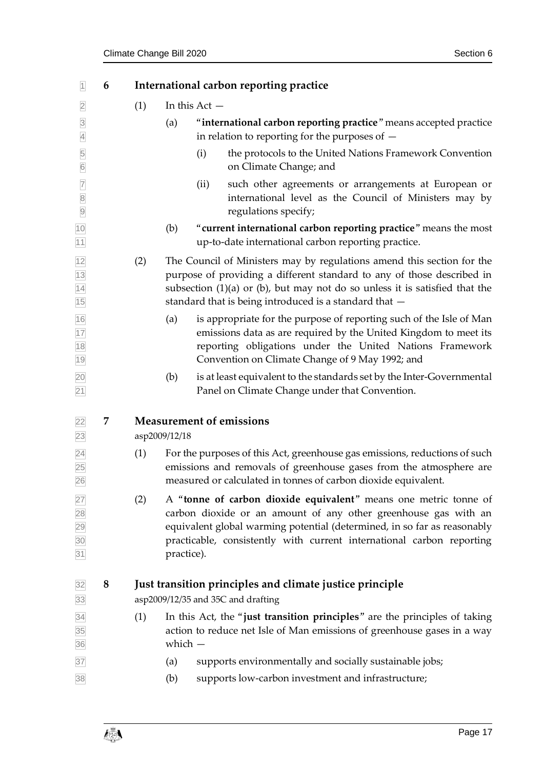## 6 International carbon reporting practice

(1) In this Act —

(a) "**international carbon reporting practice**" means accepted practice in relation to reporting for the purposes of —

(i) the protocols to the United Nations Framework Convention on Climate Change; and

(ii) such other agreements or arrangements at European or international level as the Council of Ministers may by regulations specify;

(b) "**current international carbon reporting practice**" means the most up-to-date international carbon reporting practice.

(2) The Council of Ministers may by regulations amend this section for the purpose of providing a different standard to any of those described in subsection (1)(a) or (b), but may not do so unless it is satisfied that the standard that is being introduced is a standard that —

(a) is appropriate for the purpose of reporting such of the Isle of Man emissions data as are required by the United Kingdom to meet its reporting obligations under the United Nations Framework Convention on Climate Change of 9 May 1992; and

(b) is at least equivalent to the standards set by the Inter-Governmental Panel on Climate Change under that Convention.

## 7 Measurement of emissions

asp2009/12/18

(1) For the purposes of this Act, greenhouse gas emissions, reductions of such emissions and removals of greenhouse gases from the atmosphere are measured or calculated in tonnes of carbon dioxide equivalent.

(2) A "**tonne of carbon dioxide equivalent**" means one metric tonne of carbon dioxide or an amount of any other greenhouse gas with an equivalent global warming potential (determined, in so far as reasonably practicable, consistently with current international carbon reporting practice).

## 8 Just transition principles and climate justice principle

asp2009/12/35 and 35C and drafting

(1) In this Act, the "**just transition principles**" are the principles of taking action to reduce net Isle of Man emissions of greenhouse gases in a way which —

(a) supports environmentally and socially sustainable jobs;

(b) supports low-carbon investment and infrastructure;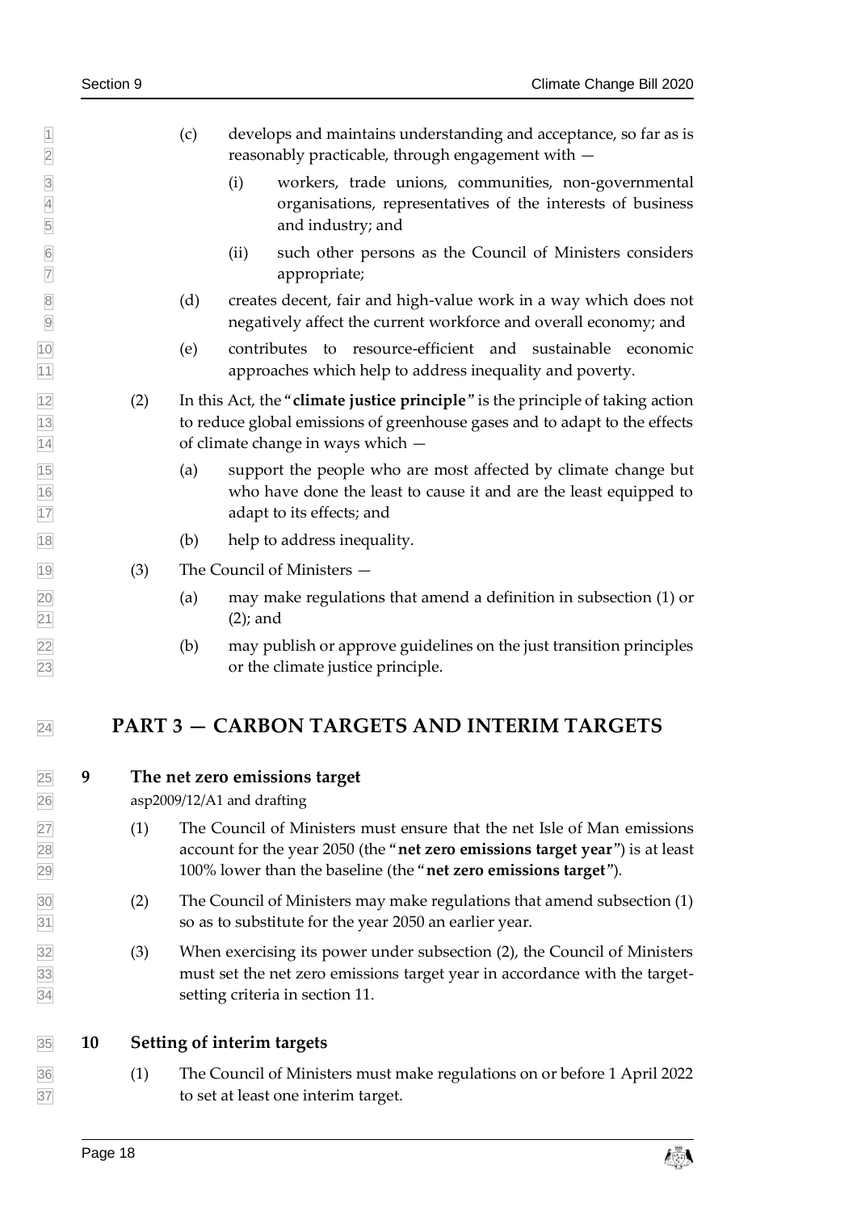(c) develops and maintains understanding and acceptance, so far as is reasonably practicable, through engagement with —

(i) workers, trade unions, communities, non-governmental organisations, representatives of the interests of business and industry; and

(ii) such other persons as the Council of Ministers considers appropriate;

(d) creates decent, fair and high-value work in a way which does not negatively affect the current workforce and overall economy; and

(e) contributes to resource-efficient and sustainable economic approaches which help to address inequality and poverty.

(2) In this Act, the "**climate justice principle**" is the principle of taking action to reduce global emissions of greenhouse gases and to adapt to the effects of climate change in ways which —

(a) support the people who are most affected by climate change but who have done the least to cause it and are the least equipped to adapt to its effects; and

(b) help to address inequality.

(3) The Council of Ministers —

(a) may make regulations that amend a definition in subsection (1) or (2); and

(b) may publish or approve guidelines on the just transition principles or the climate justice principle.

# PART 3 — CARBON TARGETS AND INTERIM TARGETS

## 9 The net zero emissions target

asp2009/12/A1 and drafting

(1) The Council of Ministers must ensure that the net Isle of Man emissions account for the year 2050 (the "**net zero emissions target year**") is at least 100% lower than the baseline (the "**net zero emissions target**").

(2) The Council of Ministers may make regulations that amend subsection (1) so as to substitute for the year 2050 an earlier year.

(3) When exercising its power under subsection (2), the Council of Ministers must set the net zero emissions target year in accordance with the target-setting criteria in section 11.

## 10 Setting of interim targets

(1) The Council of Ministers must make regulations on or before 1 April 2022 to set at least one interim target.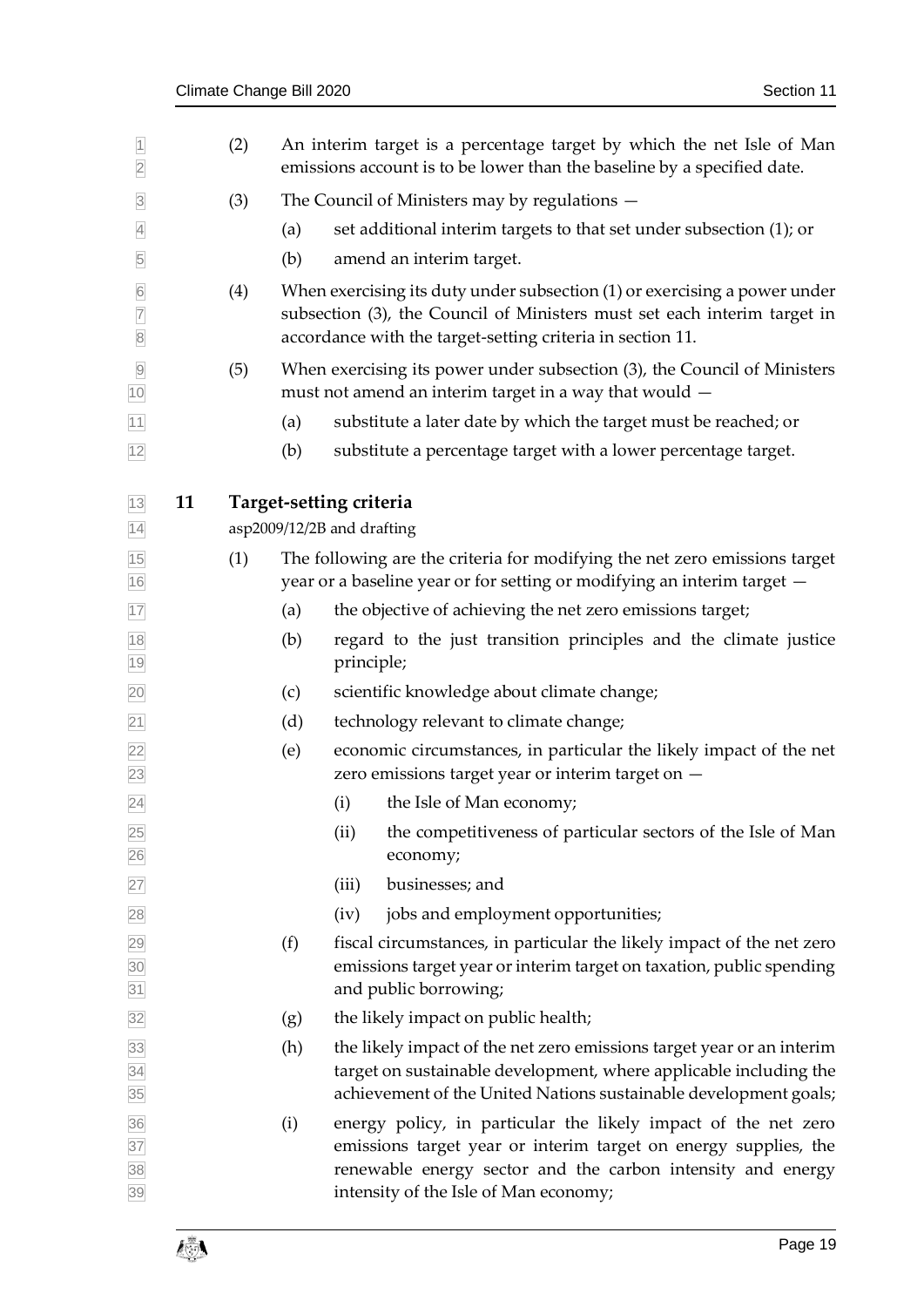(2) An interim target is a percentage target by which the net Isle of Man emissions account is to be lower than the baseline by a specified date.

(3) The Council of Ministers may by regulations —

(a) set additional interim targets to that set under subsection (1); or

(b) amend an interim target.

(4) When exercising its duty under subsection (1) or exercising a power under subsection (3), the Council of Ministers must set each interim target in accordance with the target-setting criteria in section 11.

(5) When exercising its power under subsection (3), the Council of Ministers must not amend an interim target in a way that would —

(a) substitute a later date by which the target must be reached; or

(b) substitute a percentage target with a lower percentage target.

## 11 Target-setting criteria

asp2009/12/2B and drafting

(1) The following are the criteria for modifying the net zero emissions target year or a baseline year or for setting or modifying an interim target —

(a) the objective of achieving the net zero emissions target;

(b) regard to the just transition principles and the climate justice principle;

(c) scientific knowledge about climate change;

(d) technology relevant to climate change;

(e) economic circumstances, in particular the likely impact of the net zero emissions target year or interim target on —

(i) the Isle of Man economy;

(ii) the competitiveness of particular sectors of the Isle of Man economy;

(iii) businesses; and

(iv) jobs and employment opportunities;

(f) fiscal circumstances, in particular the likely impact of the net zero emissions target year or interim target on taxation, public spending and public borrowing;

(g) the likely impact on public health;

(h) the likely impact of the net zero emissions target year or an interim target on sustainable development, where applicable including the achievement of the United Nations sustainable development goals;

(i) energy policy, in particular the likely impact of the net zero emissions target year or interim target on energy supplies, the renewable energy sector and the carbon intensity and energy intensity of the Isle of Man economy;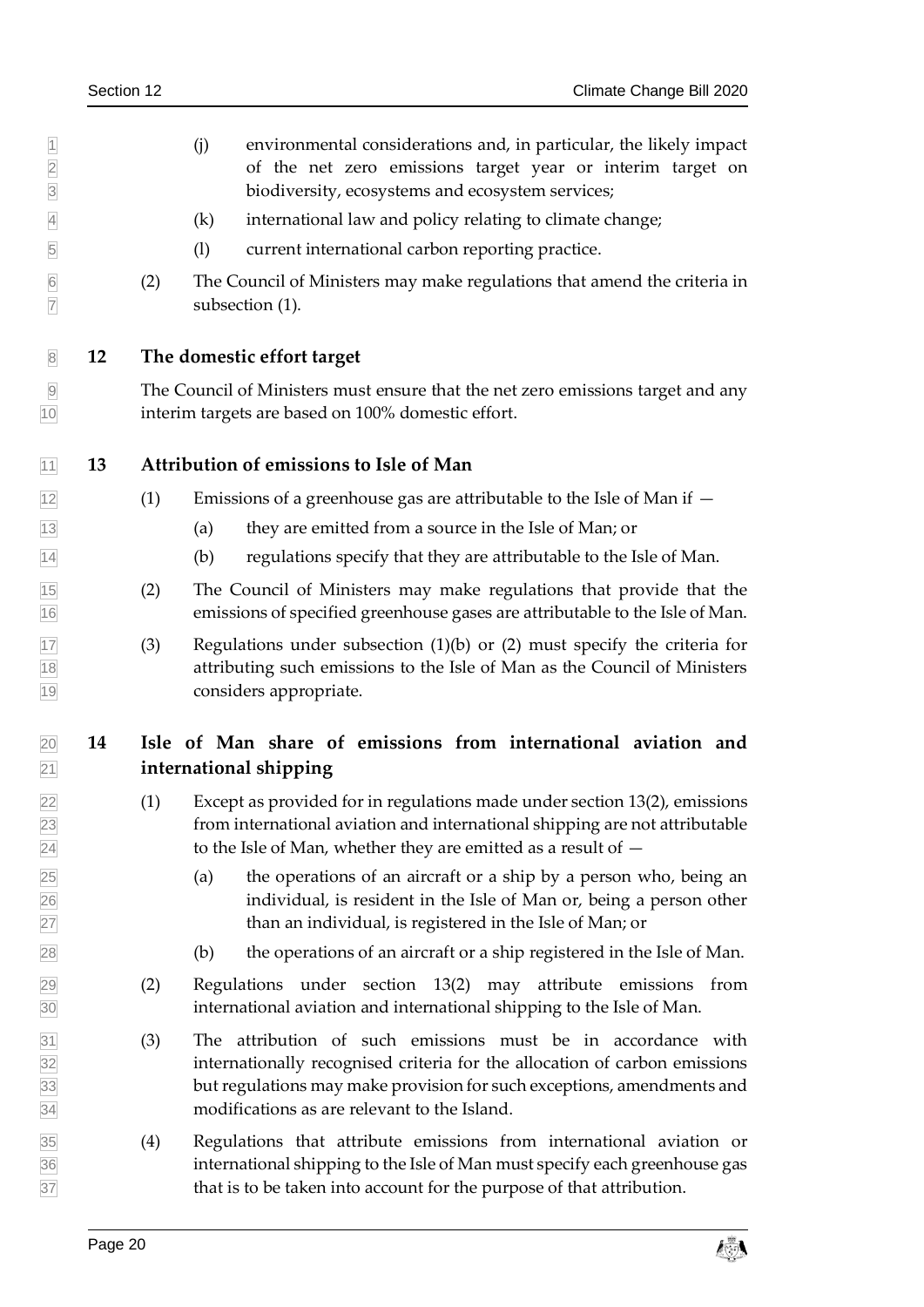(j) environmental considerations and, in particular, the likely impact of the net zero emissions target year or interim target on biodiversity, ecosystems and ecosystem services;

(k) international law and policy relating to climate change;

(l) current international carbon reporting practice.

(2) The Council of Ministers may make regulations that amend the criteria in subsection (1).

## 12 The domestic effort target

The Council of Ministers must ensure that the net zero emissions target and any interim targets are based on 100% domestic effort.

## 13 Attribution of emissions to Isle of Man

(1) Emissions of a greenhouse gas are attributable to the Isle of Man if —

(a) they are emitted from a source in the Isle of Man; or

(b) regulations specify that they are attributable to the Isle of Man.

(2) The Council of Ministers may make regulations that provide that the emissions of specified greenhouse gases are attributable to the Isle of Man.

(3) Regulations under subsection (1)(b) or (2) must specify the criteria for attributing such emissions to the Isle of Man as the Council of Ministers considers appropriate.

## 14 Isle of Man share of emissions from international aviation and international shipping

(1) Except as provided for in regulations made under section 13(2), emissions from international aviation and international shipping are not attributable to the Isle of Man, whether they are emitted as a result of —

(a) the operations of an aircraft or a ship by a person who, being an individual, is resident in the Isle of Man or, being a person other than an individual, is registered in the Isle of Man; or

(b) the operations of an aircraft or a ship registered in the Isle of Man.

(2) Regulations under section 13(2) may attribute emissions from international aviation and international shipping to the Isle of Man.

(3) The attribution of such emissions must be in accordance with internationally recognised criteria for the allocation of carbon emissions but regulations may make provision for such exceptions, amendments and modifications as are relevant to the Island.

(4) Regulations that attribute emissions from international aviation or international shipping to the Isle of Man must specify each greenhouse gas that is to be taken into account for the purpose of that attribution.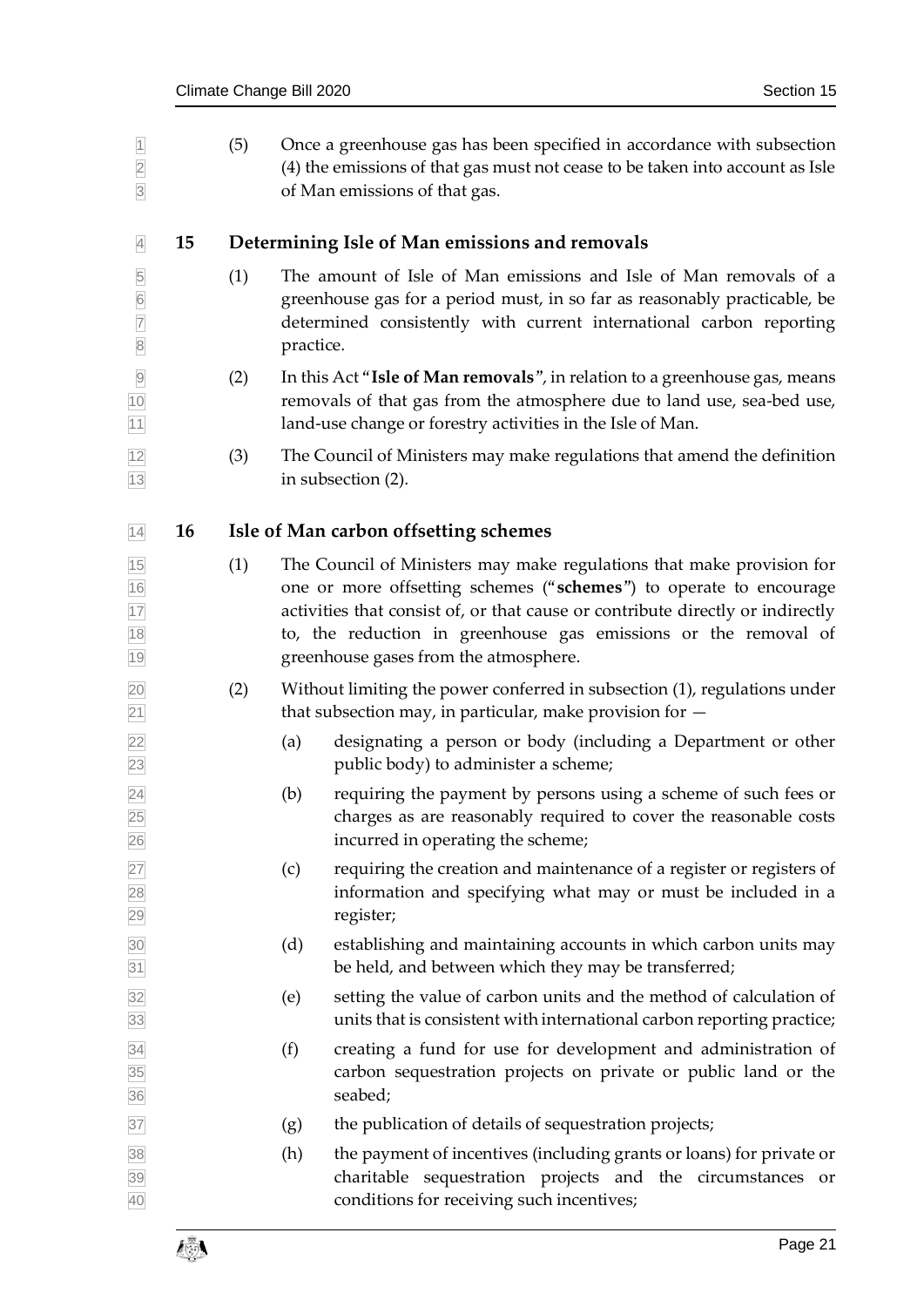(5) Once a greenhouse gas has been specified in accordance with subsection (4) the emissions of that gas must not cease to be taken into account as Isle of Man emissions of that gas.

## 15 Determining Isle of Man emissions and removals

(1) The amount of Isle of Man emissions and Isle of Man removals of a greenhouse gas for a period must, in so far as reasonably practicable, be determined consistently with current international carbon reporting practice.

(2) In this Act "**Isle of Man removals**", in relation to a greenhouse gas, means removals of that gas from the atmosphere due to land use, sea-bed use, land-use change or forestry activities in the Isle of Man.

(3) The Council of Ministers may make regulations that amend the definition in subsection (2).

## 16 Isle of Man carbon offsetting schemes

(1) The Council of Ministers may make regulations that make provision for one or more offsetting schemes ("**schemes**") to operate to encourage activities that consist of, or that cause or contribute directly or indirectly to, the reduction in greenhouse gas emissions or the removal of greenhouse gases from the atmosphere.

(2) Without limiting the power conferred in subsection (1), regulations under that subsection may, in particular, make provision for —

- (a) designating a person or body (including a Department or other public body) to administer a scheme;
- (b) requiring the payment by persons using a scheme of such fees or charges as are reasonably required to cover the reasonable costs incurred in operating the scheme;
- (c) requiring the creation and maintenance of a register or registers of information and specifying what may or must be included in a register;
- (d) establishing and maintaining accounts in which carbon units may be held, and between which they may be transferred;
- (e) setting the value of carbon units and the method of calculation of units that is consistent with international carbon reporting practice;
- (f) creating a fund for use for development and administration of carbon sequestration projects on private or public land or the seabed;
- (g) the publication of details of sequestration projects;
- (h) the payment of incentives (including grants or loans) for private or charitable sequestration projects and the circumstances or conditions for receiving such incentives;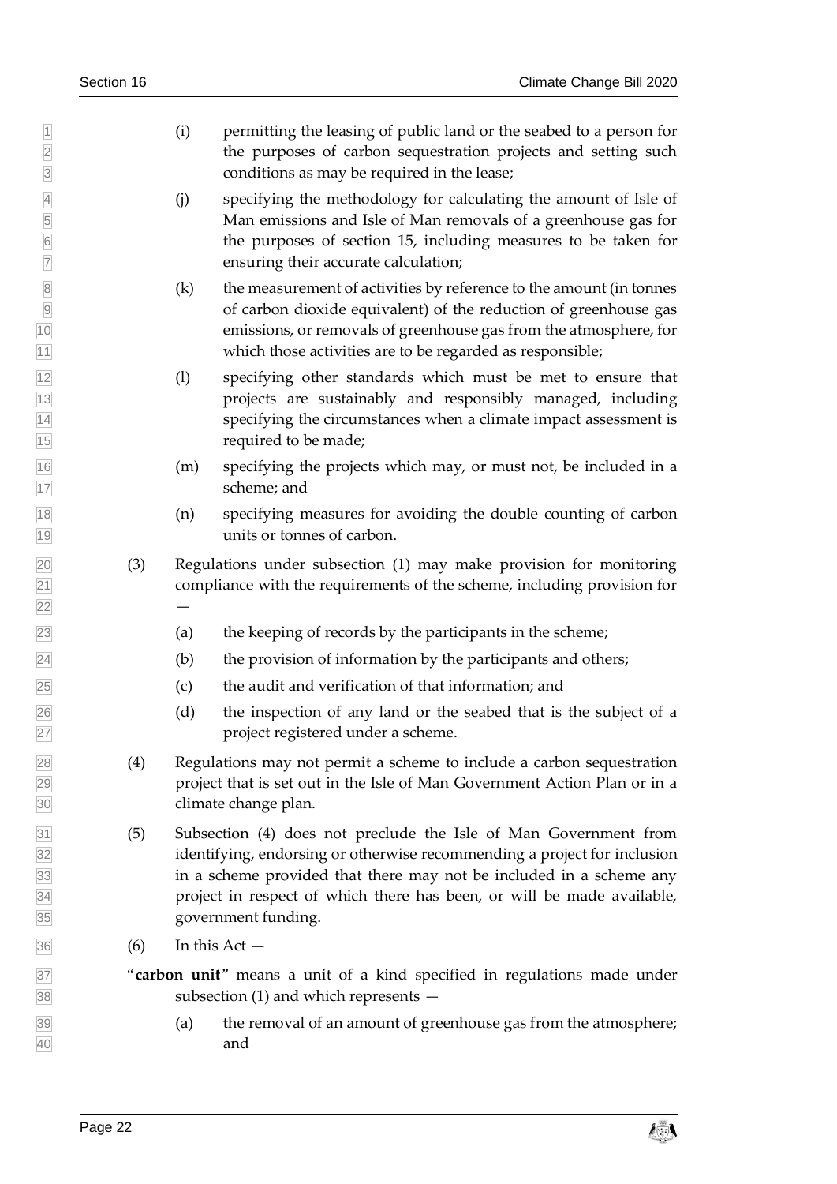(i) permitting the leasing of public land or the seabed to a person for the purposes of carbon sequestration projects and setting such conditions as may be required in the lease;

(j) specifying the methodology for calculating the amount of Isle of Man emissions and Isle of Man removals of a greenhouse gas for the purposes of section 15, including measures to be taken for ensuring their accurate calculation;

(k) the measurement of activities by reference to the amount (in tonnes of carbon dioxide equivalent) of the reduction of greenhouse gas emissions, or removals of greenhouse gas from the atmosphere, for which those activities are to be regarded as responsible;

(l) specifying other standards which must be met to ensure that projects are sustainably and responsibly managed, including specifying the circumstances when a climate impact assessment is required to be made;

(m) specifying the projects which may, or must not, be included in a scheme; and

(n) specifying measures for avoiding the double counting of carbon units or tonnes of carbon.

(3) Regulations under subsection (1) may make provision for monitoring compliance with the requirements of the scheme, including provision for —

(a) the keeping of records by the participants in the scheme;

(b) the provision of information by the participants and others;

(c) the audit and verification of that information; and

(d) the inspection of any land or the seabed that is the subject of a project registered under a scheme.

(4) Regulations may not permit a scheme to include a carbon sequestration project that is set out in the Isle of Man Government Action Plan or in a climate change plan.

(5) Subsection (4) does not preclude the Isle of Man Government from identifying, endorsing or otherwise recommending a project for inclusion in a scheme provided that there may not be included in a scheme any project in respect of which there has been, or will be made available, government funding.

(6) In this Act —

"**carbon unit**" means a unit of a kind specified in regulations made under subsection (1) and which represents —

(a) the removal of an amount of greenhouse gas from the atmosphere; and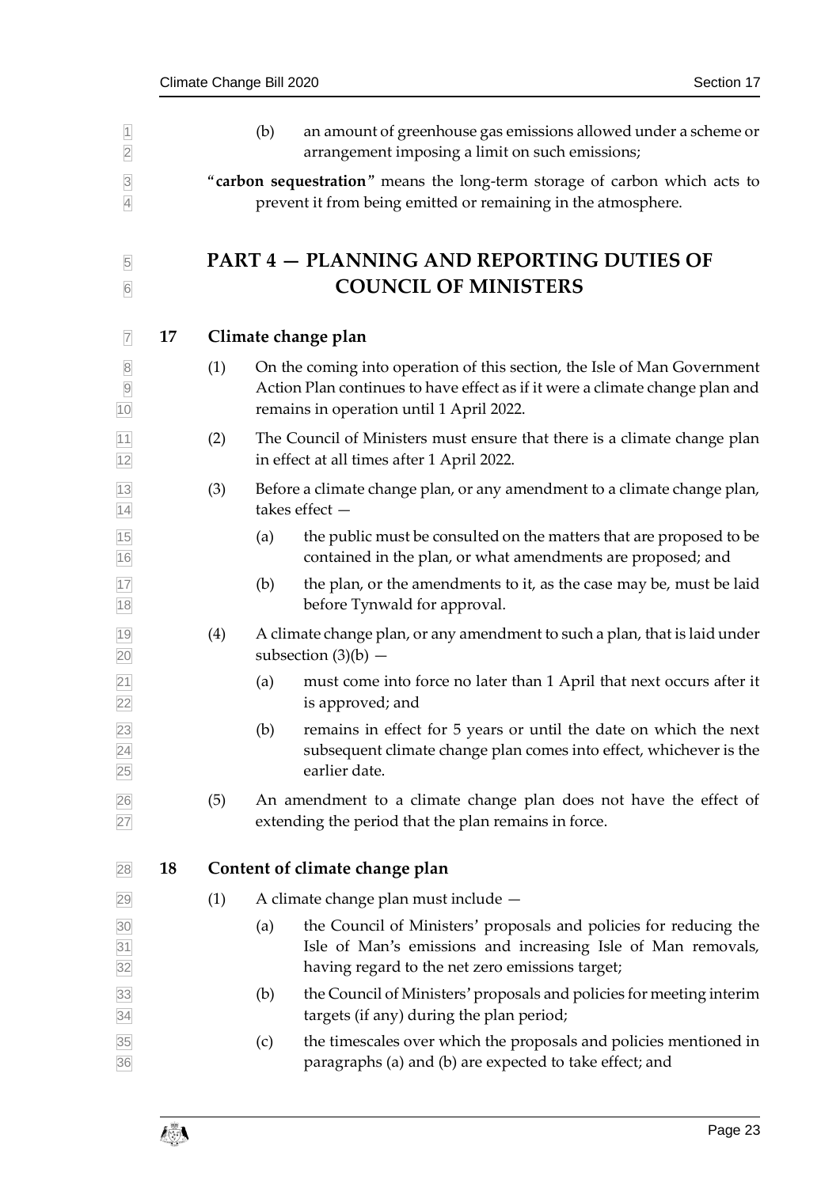(b) an amount of greenhouse gas emissions allowed under a scheme or arrangement imposing a limit on such emissions;

"**carbon sequestration**" means the long-term storage of carbon which acts to prevent it from being emitted or remaining in the atmosphere.

# PART 4 — PLANNING AND REPORTING DUTIES OF COUNCIL OF MINISTERS

## 17 Climate change plan

(1) On the coming into operation of this section, the Isle of Man Government Action Plan continues to have effect as if it were a climate change plan and remains in operation until 1 April 2022.

(2) The Council of Ministers must ensure that there is a climate change plan in effect at all times after 1 April 2022.

(3) Before a climate change plan, or any amendment to a climate change plan, takes effect —

(a) the public must be consulted on the matters that are proposed to be contained in the plan, or what amendments are proposed; and

(b) the plan, or the amendments to it, as the case may be, must be laid before Tynwald for approval.

(4) A climate change plan, or any amendment to such a plan, that is laid under subsection (3)(b) —

(a) must come into force no later than 1 April that next occurs after it is approved; and

(b) remains in effect for 5 years or until the date on which the next subsequent climate change plan comes into effect, whichever is the earlier date.

(5) An amendment to a climate change plan does not have the effect of extending the period that the plan remains in force.

## 18 Content of climate change plan

(1) A climate change plan must include —

(a) the Council of Ministers' proposals and policies for reducing the Isle of Man's emissions and increasing Isle of Man removals, having regard to the net zero emissions target;

(b) the Council of Ministers' proposals and policies for meeting interim targets (if any) during the plan period;

(c) the timescales over which the proposals and policies mentioned in paragraphs (a) and (b) are expected to take effect; and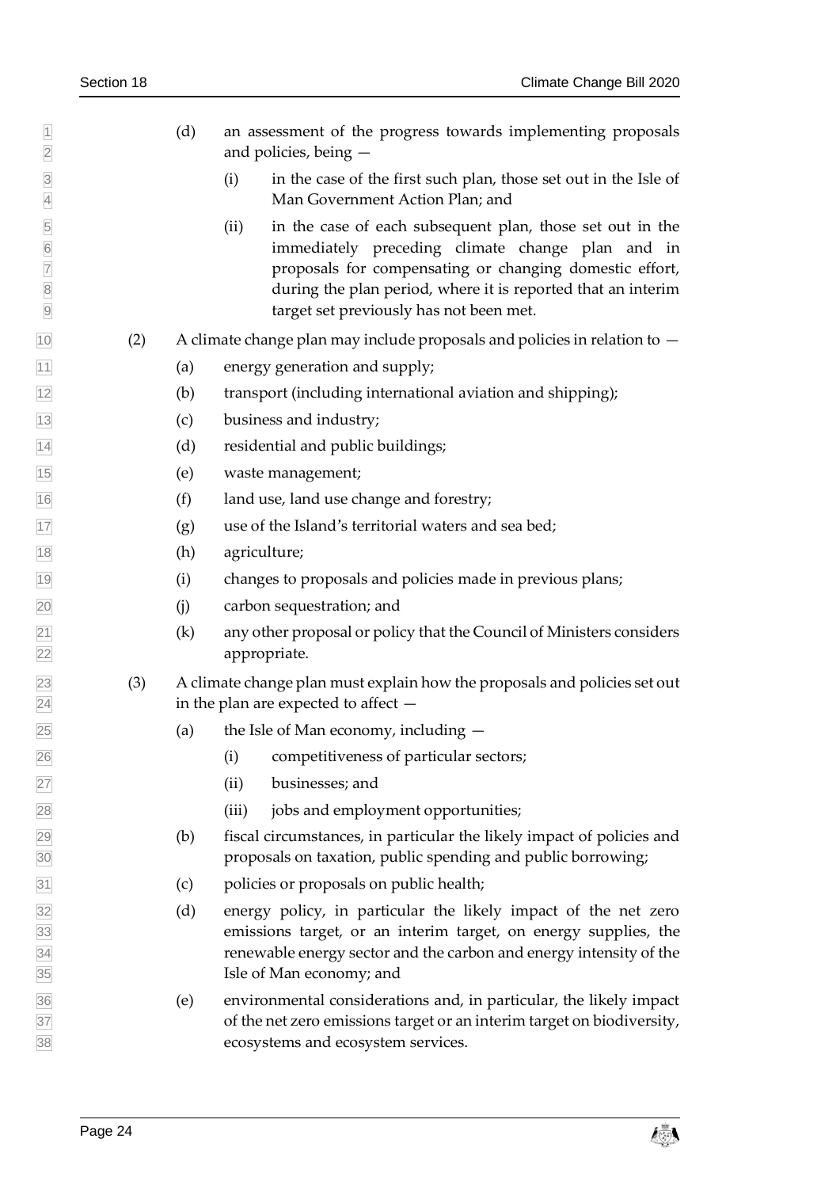(d) an assessment of the progress towards implementing proposals and policies, being —

  (i) in the case of the first such plan, those set out in the Isle of Man Government Action Plan; and

  (ii) in the case of each subsequent plan, those set out in the immediately preceding climate change plan and in proposals for compensating or changing domestic effort, during the plan period, where it is reported that an interim target set previously has not been met.

(2) A climate change plan may include proposals and policies in relation to —

(a) energy generation and supply;

(b) transport (including international aviation and shipping);

(c) business and industry;

(d) residential and public buildings;

(e) waste management;

(f) land use, land use change and forestry;

(g) use of the Island's territorial waters and sea bed;

(h) agriculture;

(i) changes to proposals and policies made in previous plans;

(j) carbon sequestration; and

(k) any other proposal or policy that the Council of Ministers considers appropriate.

(3) A climate change plan must explain how the proposals and policies set out in the plan are expected to affect —

(a) the Isle of Man economy, including —

  (i) competitiveness of particular sectors;

  (ii) businesses; and

  (iii) jobs and employment opportunities;

(b) fiscal circumstances, in particular the likely impact of policies and proposals on taxation, public spending and public borrowing;

(c) policies or proposals on public health;

(d) energy policy, in particular the likely impact of the net zero emissions target, or an interim target, on energy supplies, the renewable energy sector and the carbon and energy intensity of the Isle of Man economy; and

(e) environmental considerations and, in particular, the likely impact of the net zero emissions target or an interim target on biodiversity, ecosystems and ecosystem services.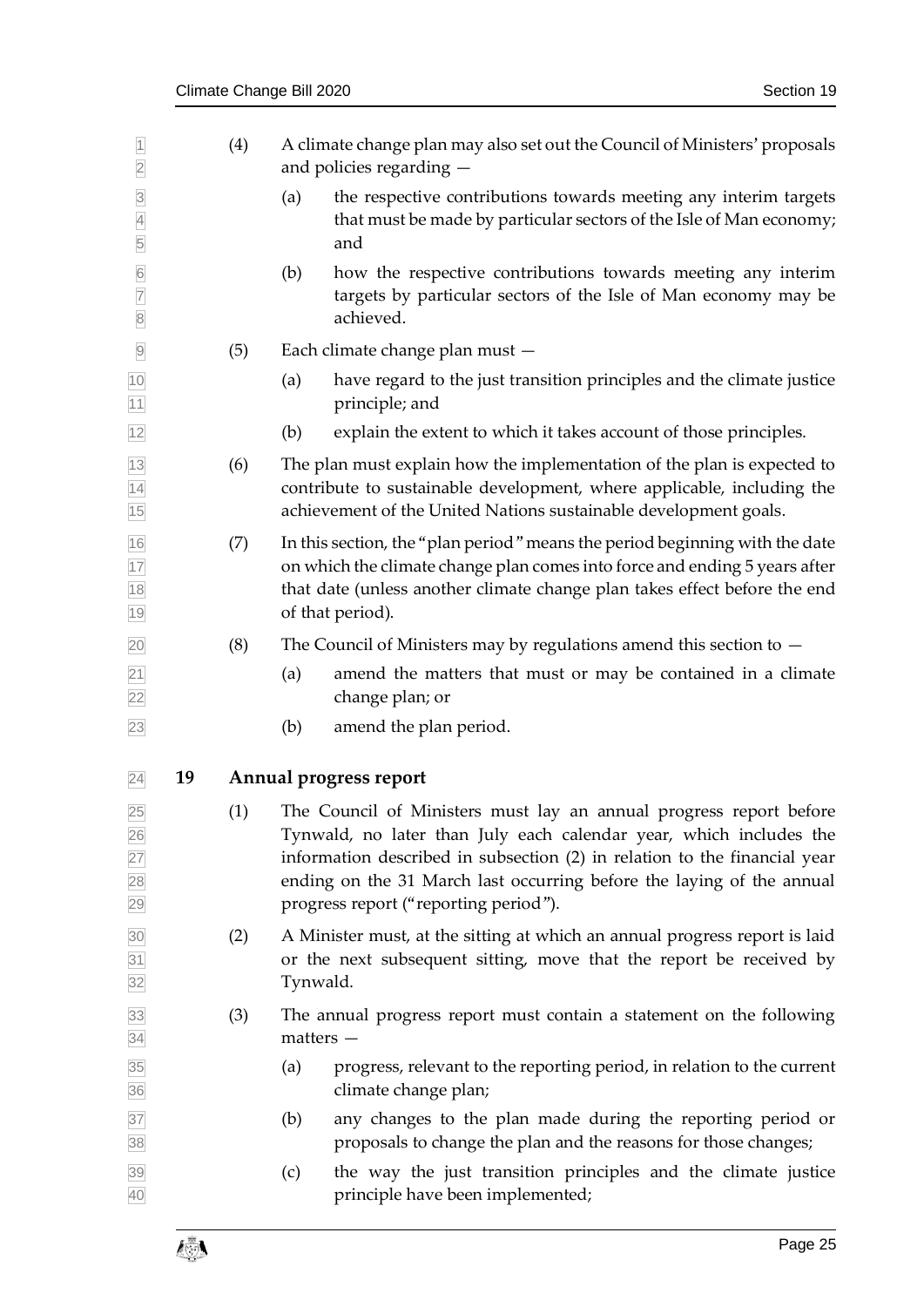(4) A climate change plan may also set out the Council of Ministers' proposals and policies regarding —

(a) the respective contributions towards meeting any interim targets that must be made by particular sectors of the Isle of Man economy; and

(b) how the respective contributions towards meeting any interim targets by particular sectors of the Isle of Man economy may be achieved.

(5) Each climate change plan must —

(a) have regard to the just transition principles and the climate justice principle; and

(b) explain the extent to which it takes account of those principles.

(6) The plan must explain how the implementation of the plan is expected to contribute to sustainable development, where applicable, including the achievement of the United Nations sustainable development goals.

(7) In this section, the "plan period" means the period beginning with the date on which the climate change plan comes into force and ending 5 years after that date (unless another climate change plan takes effect before the end of that period).

(8) The Council of Ministers may by regulations amend this section to —

(a) amend the matters that must or may be contained in a climate change plan; or

(b) amend the plan period.

## 19 Annual progress report

(1) The Council of Ministers must lay an annual progress report before Tynwald, no later than July each calendar year, which includes the information described in subsection (2) in relation to the financial year ending on the 31 March last occurring before the laying of the annual progress report ("reporting period").

(2) A Minister must, at the sitting at which an annual progress report is laid or the next subsequent sitting, move that the report be received by Tynwald.

(3) The annual progress report must contain a statement on the following matters —

(a) progress, relevant to the reporting period, in relation to the current climate change plan;

(b) any changes to the plan made during the reporting period or proposals to change the plan and the reasons for those changes;

(c) the way the just transition principles and the climate justice principle have been implemented;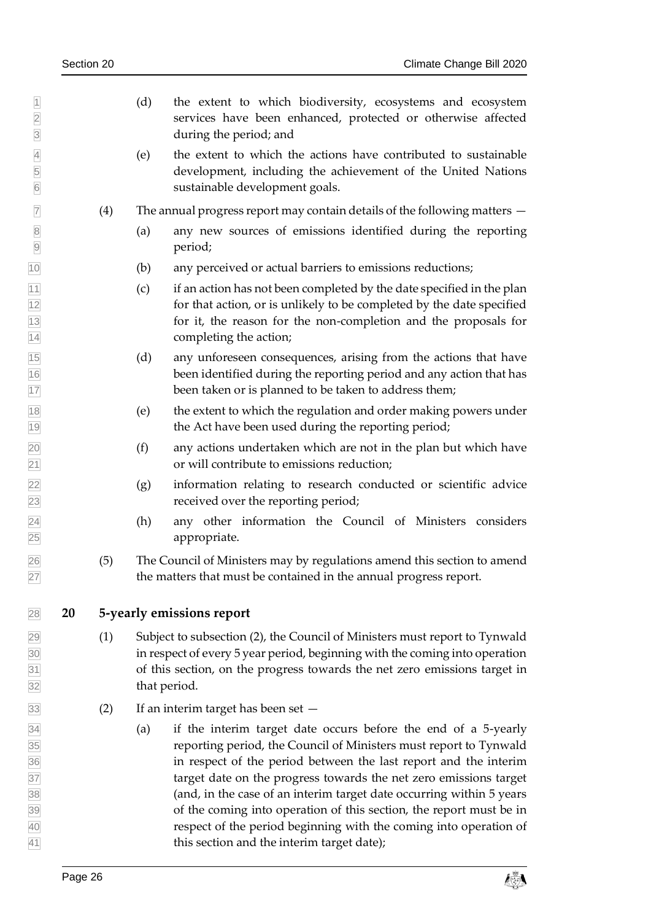(d) the extent to which biodiversity, ecosystems and ecosystem services have been enhanced, protected or otherwise affected during the period; and

(e) the extent to which the actions have contributed to sustainable development, including the achievement of the United Nations sustainable development goals.

(4) The annual progress report may contain details of the following matters —

(a) any new sources of emissions identified during the reporting period;

(b) any perceived or actual barriers to emissions reductions;

(c) if an action has not been completed by the date specified in the plan for that action, or is unlikely to be completed by the date specified for it, the reason for the non-completion and the proposals for completing the action;

(d) any unforeseen consequences, arising from the actions that have been identified during the reporting period and any action that has been taken or is planned to be taken to address them;

(e) the extent to which the regulation and order making powers under the Act have been used during the reporting period;

(f) any actions undertaken which are not in the plan but which have or will contribute to emissions reduction;

(g) information relating to research conducted or scientific advice received over the reporting period;

(h) any other information the Council of Ministers considers appropriate.

(5) The Council of Ministers may by regulations amend this section to amend the matters that must be contained in the annual progress report.

## 20 5-yearly emissions report

(1) Subject to subsection (2), the Council of Ministers must report to Tynwald in respect of every 5 year period, beginning with the coming into operation of this section, on the progress towards the net zero emissions target in that period.

(2) If an interim target has been set —

(a) if the interim target date occurs before the end of a 5-yearly reporting period, the Council of Ministers must report to Tynwald in respect of the period between the last report and the interim target date on the progress towards the net zero emissions target (and, in the case of an interim target date occurring within 5 years of the coming into operation of this section, the report must be in respect of the period beginning with the coming into operation of this section and the interim target date);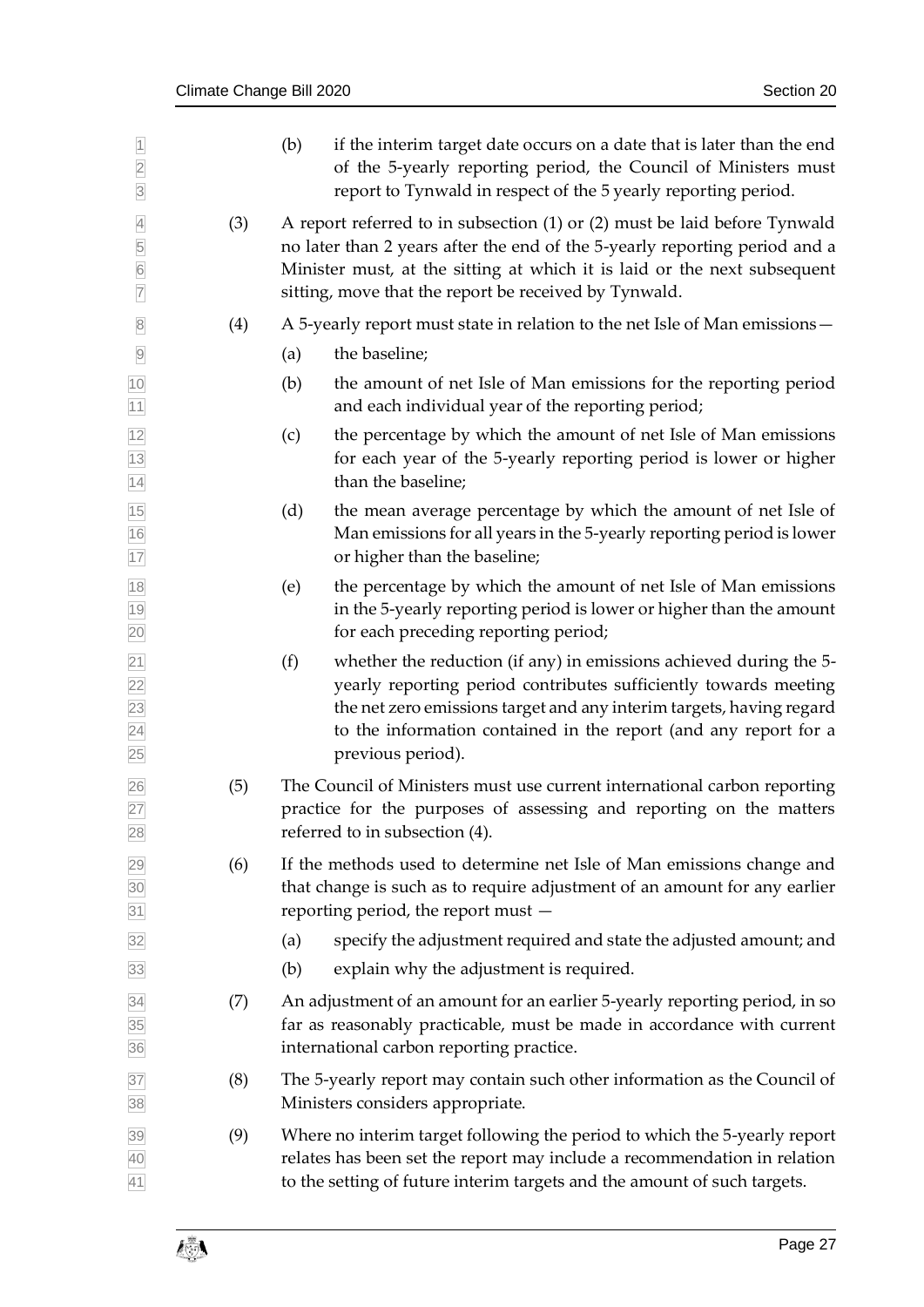(b) if the interim target date occurs on a date that is later than the end of the 5-yearly reporting period, the Council of Ministers must report to Tynwald in respect of the 5 yearly reporting period.

(3) A report referred to in subsection (1) or (2) must be laid before Tynwald no later than 2 years after the end of the 5-yearly reporting period and a Minister must, at the sitting at which it is laid or the next subsequent sitting, move that the report be received by Tynwald.

(4) A 5-yearly report must state in relation to the net Isle of Man emissions—

(a) the baseline;

(b) the amount of net Isle of Man emissions for the reporting period and each individual year of the reporting period;

(c) the percentage by which the amount of net Isle of Man emissions for each year of the 5-yearly reporting period is lower or higher than the baseline;

(d) the mean average percentage by which the amount of net Isle of Man emissions for all years in the 5-yearly reporting period is lower or higher than the baseline;

(e) the percentage by which the amount of net Isle of Man emissions in the 5-yearly reporting period is lower or higher than the amount for each preceding reporting period;

(f) whether the reduction (if any) in emissions achieved during the 5-yearly reporting period contributes sufficiently towards meeting the net zero emissions target and any interim targets, having regard to the information contained in the report (and any report for a previous period).

(5) The Council of Ministers must use current international carbon reporting practice for the purposes of assessing and reporting on the matters referred to in subsection (4).

(6) If the methods used to determine net Isle of Man emissions change and that change is such as to require adjustment of an amount for any earlier reporting period, the report must —

(a) specify the adjustment required and state the adjusted amount; and

(b) explain why the adjustment is required.

(7) An adjustment of an amount for an earlier 5-yearly reporting period, in so far as reasonably practicable, must be made in accordance with current international carbon reporting practice.

(8) The 5-yearly report may contain such other information as the Council of Ministers considers appropriate.

(9) Where no interim target following the period to which the 5-yearly report relates has been set the report may include a recommendation in relation to the setting of future interim targets and the amount of such targets.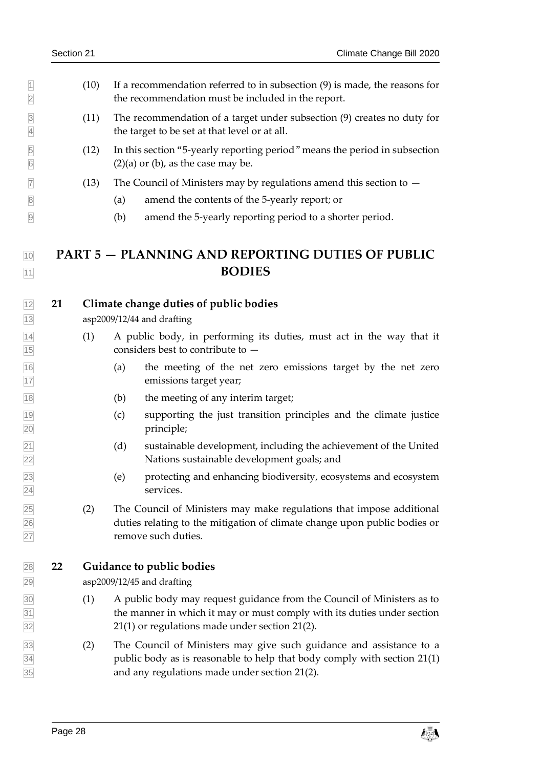(10) If a recommendation referred to in subsection (9) is made, the reasons for the recommendation must be included in the report.

(11) The recommendation of a target under subsection (9) creates no duty for the target to be set at that level or at all.

(12) In this section "5-yearly reporting period" means the period in subsection (2)(a) or (b), as the case may be.

(13) The Council of Ministers may by regulations amend this section to —

(a) amend the contents of the 5-yearly report; or

(b) amend the 5-yearly reporting period to a shorter period.

# PART 5 — PLANNING AND REPORTING DUTIES OF PUBLIC BODIES

## 21 Climate change duties of public bodies

asp2009/12/44 and drafting

(1) A public body, in performing its duties, must act in the way that it considers best to contribute to —

(a) the meeting of the net zero emissions target by the net zero emissions target year;

(b) the meeting of any interim target;

(c) supporting the just transition principles and the climate justice principle;

(d) sustainable development, including the achievement of the United Nations sustainable development goals; and

(e) protecting and enhancing biodiversity, ecosystems and ecosystem services.

(2) The Council of Ministers may make regulations that impose additional duties relating to the mitigation of climate change upon public bodies or remove such duties.

## 22 Guidance to public bodies

asp2009/12/45 and drafting

(1) A public body may request guidance from the Council of Ministers as to the manner in which it may or must comply with its duties under section 21(1) or regulations made under section 21(2).

(2) The Council of Ministers may give such guidance and assistance to a public body as is reasonable to help that body comply with section 21(1) and any regulations made under section 21(2).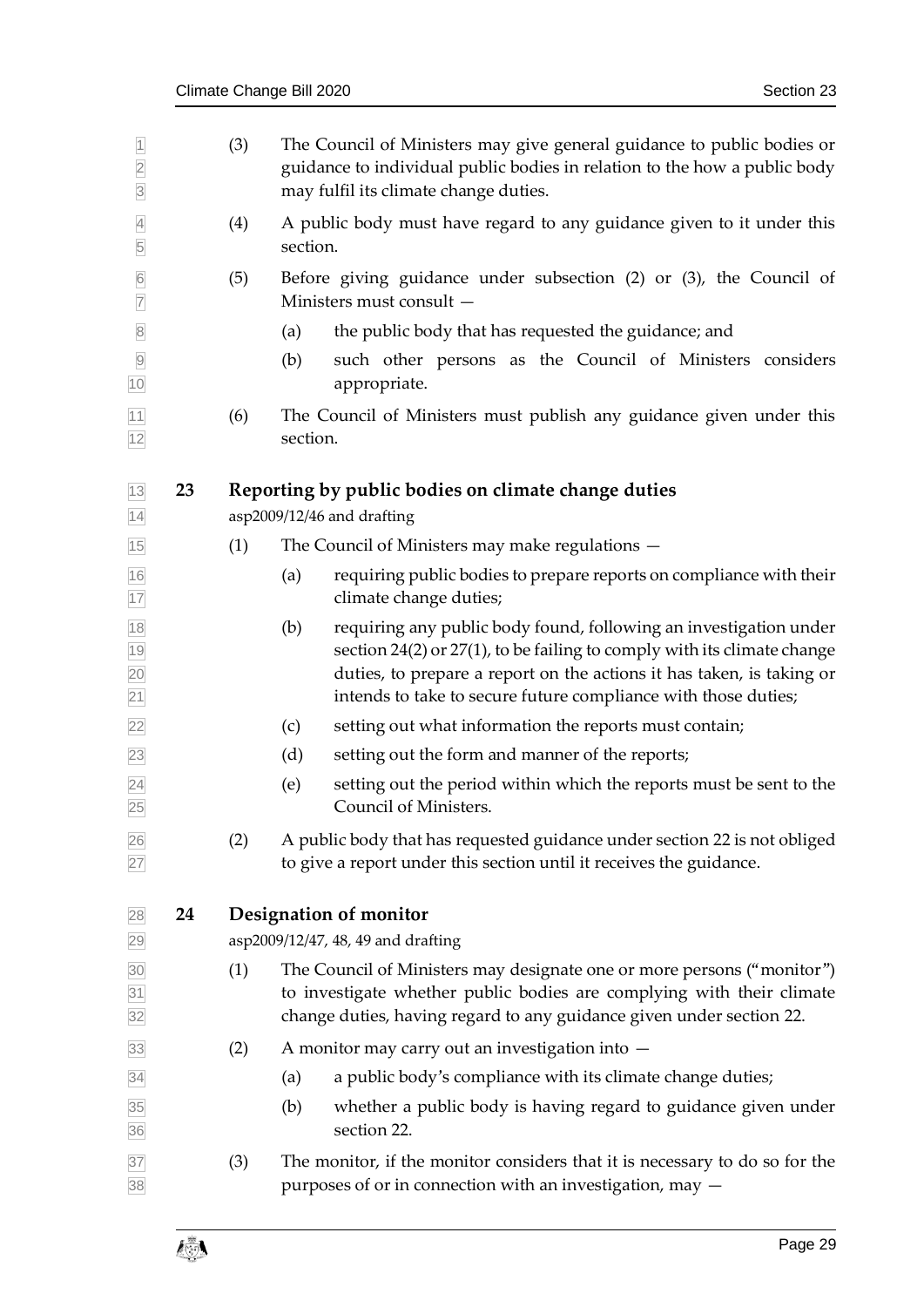(3) The Council of Ministers may give general guidance to public bodies or guidance to individual public bodies in relation to the how a public body may fulfil its climate change duties.

(4) A public body must have regard to any guidance given to it under this section.

(5) Before giving guidance under subsection (2) or (3), the Council of Ministers must consult —

(a) the public body that has requested the guidance; and

(b) such other persons as the Council of Ministers considers appropriate.

(6) The Council of Ministers must publish any guidance given under this section.

## 23 Reporting by public bodies on climate change duties

asp2009/12/46 and drafting

(1) The Council of Ministers may make regulations —

(a) requiring public bodies to prepare reports on compliance with their climate change duties;

(b) requiring any public body found, following an investigation under section 24(2) or 27(1), to be failing to comply with its climate change duties, to prepare a report on the actions it has taken, is taking or intends to take to secure future compliance with those duties;

(c) setting out what information the reports must contain;

(d) setting out the form and manner of the reports;

(e) setting out the period within which the reports must be sent to the Council of Ministers.

(2) A public body that has requested guidance under section 22 is not obliged to give a report under this section until it receives the guidance.

## 24 Designation of monitor

asp2009/12/47, 48, 49 and drafting

(1) The Council of Ministers may designate one or more persons ("monitor") to investigate whether public bodies are complying with their climate change duties, having regard to any guidance given under section 22.

(2) A monitor may carry out an investigation into —

(a) a public body's compliance with its climate change duties;

(b) whether a public body is having regard to guidance given under section 22.

(3) The monitor, if the monitor considers that it is necessary to do so for the purposes of or in connection with an investigation, may —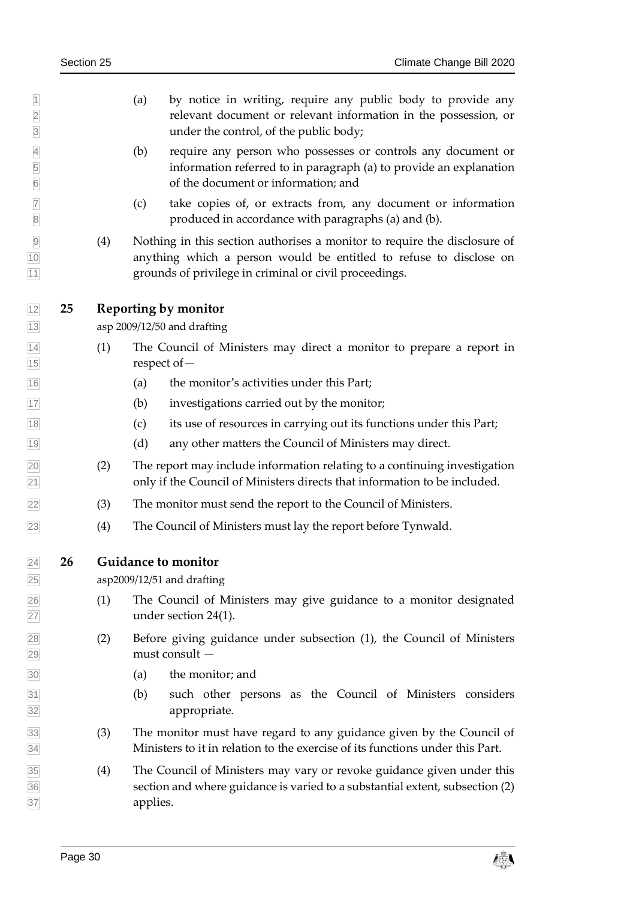(a) by notice in writing, require any public body to provide any relevant document or relevant information in the possession, or under the control, of the public body;

(b) require any person who possesses or controls any document or information referred to in paragraph (a) to provide an explanation of the document or information; and

(c) take copies of, or extracts from, any document or information produced in accordance with paragraphs (a) and (b).

(4) Nothing in this section authorises a monitor to require the disclosure of anything which a person would be entitled to refuse to disclose on grounds of privilege in criminal or civil proceedings.

## 25 Reporting by monitor

asp 2009/12/50 and drafting

(1) The Council of Ministers may direct a monitor to prepare a report in respect of—

(a) the monitor's activities under this Part;

(b) investigations carried out by the monitor;

(c) its use of resources in carrying out its functions under this Part;

(d) any other matters the Council of Ministers may direct.

(2) The report may include information relating to a continuing investigation only if the Council of Ministers directs that information to be included.

(3) The monitor must send the report to the Council of Ministers.

(4) The Council of Ministers must lay the report before Tynwald.

## 26 Guidance to monitor

asp2009/12/51 and drafting

(1) The Council of Ministers may give guidance to a monitor designated under section 24(1).

(2) Before giving guidance under subsection (1), the Council of Ministers must consult —

(a) the monitor; and

(b) such other persons as the Council of Ministers considers appropriate.

(3) The monitor must have regard to any guidance given by the Council of Ministers to it in relation to the exercise of its functions under this Part.

(4) The Council of Ministers may vary or revoke guidance given under this section and where guidance is varied to a substantial extent, subsection (2) applies.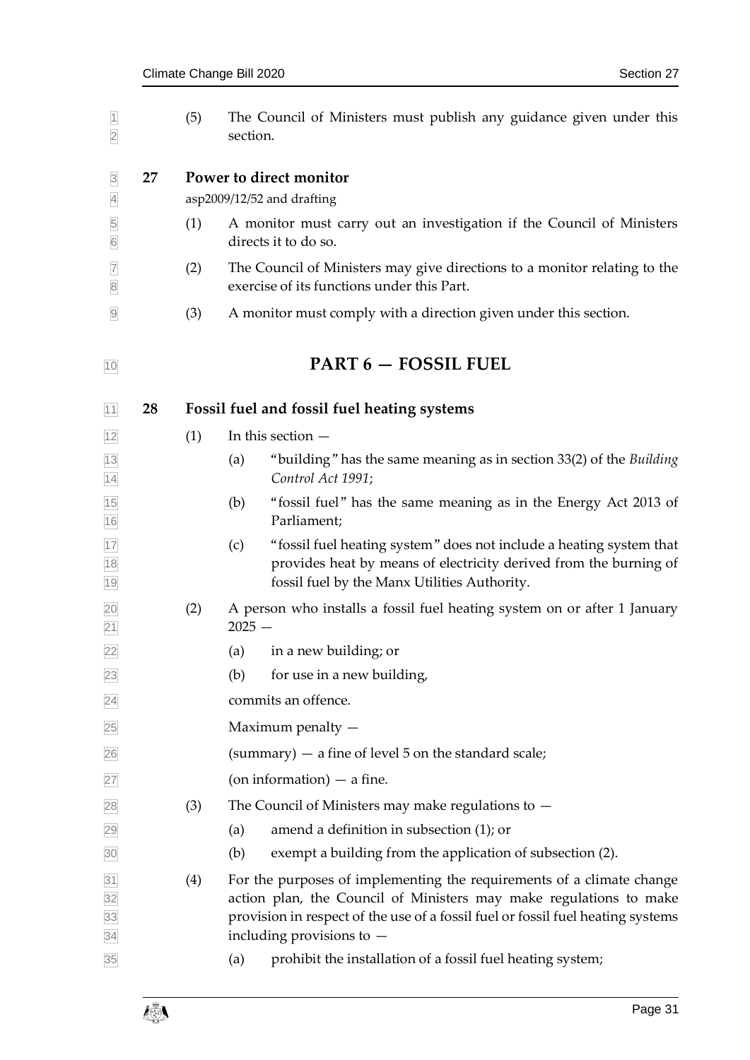(5) The Council of Ministers must publish any guidance given under this section.

### 27 Power to direct monitor

asp2009/12/52 and drafting

(1) A monitor must carry out an investigation if the Council of Ministers directs it to do so.

(2) The Council of Ministers may give directions to a monitor relating to the exercise of its functions under this Part.

(3) A monitor must comply with a direction given under this section.

## PART 6 — FOSSIL FUEL

### 28 Fossil fuel and fossil fuel heating systems

(1) In this section —

(a) "building" has the same meaning as in section 33(2) of the *Building Control Act 1991*;

(b) "fossil fuel" has the same meaning as in the Energy Act 2013 of Parliament;

(c) "fossil fuel heating system" does not include a heating system that provides heat by means of electricity derived from the burning of fossil fuel by the Manx Utilities Authority.

(2) A person who installs a fossil fuel heating system on or after 1 January 2025 —

(a) in a new building; or

(b) for use in a new building,

commits an offence.

Maximum penalty —

(summary) — a fine of level 5 on the standard scale;

(on information) — a fine.

(3) The Council of Ministers may make regulations to —

(a) amend a definition in subsection (1); or

(b) exempt a building from the application of subsection (2).

(4) For the purposes of implementing the requirements of a climate change action plan, the Council of Ministers may make regulations to make provision in respect of the use of a fossil fuel or fossil fuel heating systems including provisions to —

(a) prohibit the installation of a fossil fuel heating system;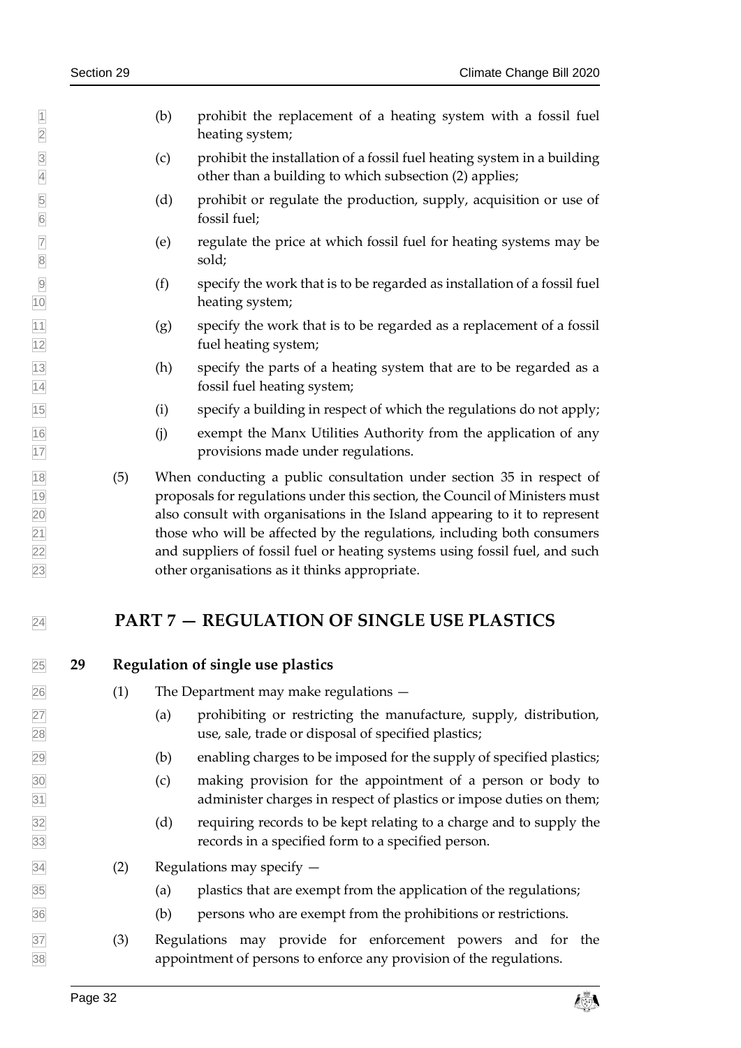(b) prohibit the replacement of a heating system with a fossil fuel heating system;

(c) prohibit the installation of a fossil fuel heating system in a building other than a building to which subsection (2) applies;

(d) prohibit or regulate the production, supply, acquisition or use of fossil fuel;

(e) regulate the price at which fossil fuel for heating systems may be sold;

(f) specify the work that is to be regarded as installation of a fossil fuel heating system;

(g) specify the work that is to be regarded as a replacement of a fossil fuel heating system;

(h) specify the parts of a heating system that are to be regarded as a fossil fuel heating system;

(i) specify a building in respect of which the regulations do not apply;

(j) exempt the Manx Utilities Authority from the application of any provisions made under regulations.

(5) When conducting a public consultation under section 35 in respect of proposals for regulations under this section, the Council of Ministers must also consult with organisations in the Island appearing to it to represent those who will be affected by the regulations, including both consumers and suppliers of fossil fuel or heating systems using fossil fuel, and such other organisations as it thinks appropriate.

# PART 7 — REGULATION OF SINGLE USE PLASTICS

## 29 Regulation of single use plastics

(1) The Department may make regulations —

(a) prohibiting or restricting the manufacture, supply, distribution, use, sale, trade or disposal of specified plastics;

(b) enabling charges to be imposed for the supply of specified plastics;

(c) making provision for the appointment of a person or body to administer charges in respect of plastics or impose duties on them;

(d) requiring records to be kept relating to a charge and to supply the records in a specified form to a specified person.

(2) Regulations may specify —

(a) plastics that are exempt from the application of the regulations;

(b) persons who are exempt from the prohibitions or restrictions.

(3) Regulations may provide for enforcement powers and for the appointment of persons to enforce any provision of the regulations.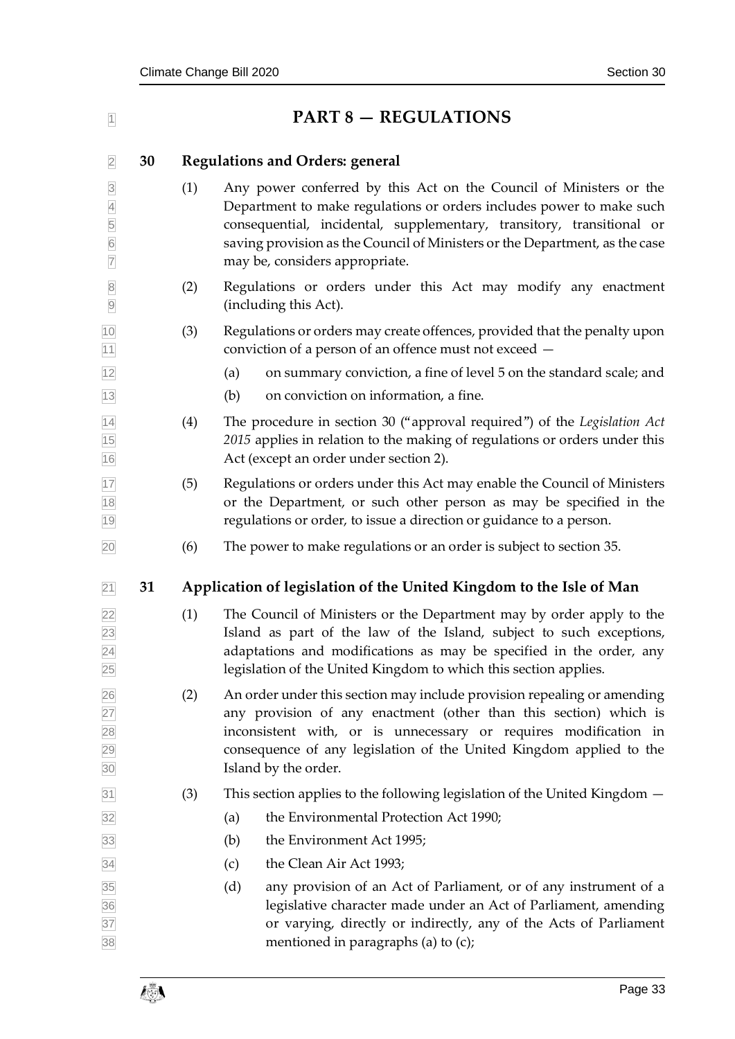# PART 8 — REGULATIONS

## 30 Regulations and Orders: general

(1) Any power conferred by this Act on the Council of Ministers or the Department to make regulations or orders includes power to make such consequential, incidental, supplementary, transitory, transitional or saving provision as the Council of Ministers or the Department, as the case may be, considers appropriate.

(2) Regulations or orders under this Act may modify any enactment (including this Act).

(3) Regulations or orders may create offences, provided that the penalty upon conviction of a person of an offence must not exceed —

- (a) on summary conviction, a fine of level 5 on the standard scale; and
- (b) on conviction on information, a fine.

(4) The procedure in section 30 ("approval required") of the *Legislation Act 2015* applies in relation to the making of regulations or orders under this Act (except an order under section 2).

(5) Regulations or orders under this Act may enable the Council of Ministers or the Department, or such other person as may be specified in the regulations or order, to issue a direction or guidance to a person.

(6) The power to make regulations or an order is subject to section 35.

## 31 Application of legislation of the United Kingdom to the Isle of Man

(1) The Council of Ministers or the Department may by order apply to the Island as part of the law of the Island, subject to such exceptions, adaptations and modifications as may be specified in the order, any legislation of the United Kingdom to which this section applies.

(2) An order under this section may include provision repealing or amending any provision of any enactment (other than this section) which is inconsistent with, or is unnecessary or requires modification in consequence of any legislation of the United Kingdom applied to the Island by the order.

(3) This section applies to the following legislation of the United Kingdom —

- (a) the Environmental Protection Act 1990;
- (b) the Environment Act 1995;
- (c) the Clean Air Act 1993;
- (d) any provision of an Act of Parliament, or of any instrument of a legislative character made under an Act of Parliament, amending or varying, directly or indirectly, any of the Acts of Parliament mentioned in paragraphs (a) to (c);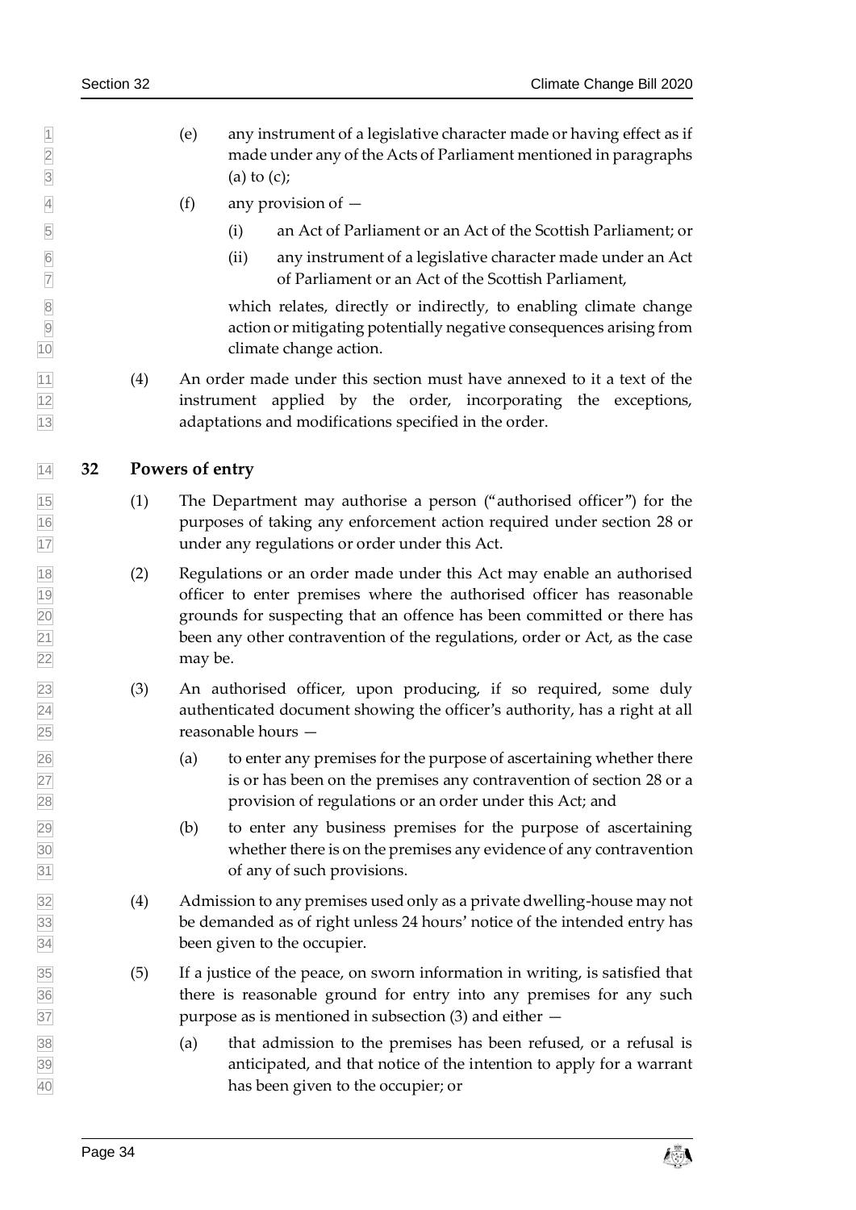(e) any instrument of a legislative character made or having effect as if made under any of the Acts of Parliament mentioned in paragraphs (a) to (c);

(f) any provision of —

(i) an Act of Parliament or an Act of the Scottish Parliament; or

(ii) any instrument of a legislative character made under an Act of Parliament or an Act of the Scottish Parliament,

which relates, directly or indirectly, to enabling climate change action or mitigating potentially negative consequences arising from climate change action.

(4) An order made under this section must have annexed to it a text of the instrument applied by the order, incorporating the exceptions, adaptations and modifications specified in the order.

## 32 Powers of entry

(1) The Department may authorise a person ("authorised officer") for the purposes of taking any enforcement action required under section 28 or under any regulations or order under this Act.

(2) Regulations or an order made under this Act may enable an authorised officer to enter premises where the authorised officer has reasonable grounds for suspecting that an offence has been committed or there has been any other contravention of the regulations, order or Act, as the case may be.

(3) An authorised officer, upon producing, if so required, some duly authenticated document showing the officer's authority, has a right at all reasonable hours —

(a) to enter any premises for the purpose of ascertaining whether there is or has been on the premises any contravention of section 28 or a provision of regulations or an order under this Act; and

(b) to enter any business premises for the purpose of ascertaining whether there is on the premises any evidence of any contravention of any of such provisions.

(4) Admission to any premises used only as a private dwelling-house may not be demanded as of right unless 24 hours' notice of the intended entry has been given to the occupier.

(5) If a justice of the peace, on sworn information in writing, is satisfied that there is reasonable ground for entry into any premises for any such purpose as is mentioned in subsection (3) and either —

(a) that admission to the premises has been refused, or a refusal is anticipated, and that notice of the intention to apply for a warrant has been given to the occupier; or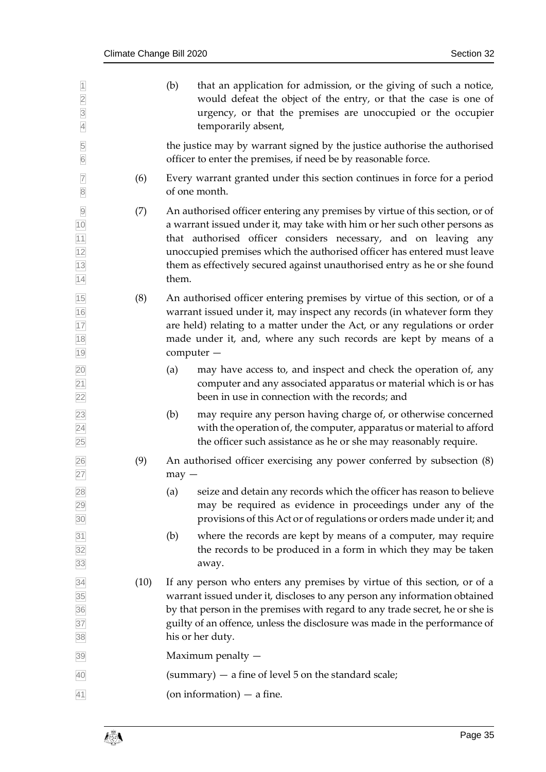(b) that an application for admission, or the giving of such a notice, would defeat the object of the entry, or that the case is one of urgency, or that the premises are unoccupied or the occupier temporarily absent,

the justice may by warrant signed by the justice authorise the authorised officer to enter the premises, if need be by reasonable force.

(6) Every warrant granted under this section continues in force for a period of one month.

(7) An authorised officer entering any premises by virtue of this section, or of a warrant issued under it, may take with him or her such other persons as that authorised officer considers necessary, and on leaving any unoccupied premises which the authorised officer has entered must leave them as effectively secured against unauthorised entry as he or she found them.

(8) An authorised officer entering premises by virtue of this section, or of a warrant issued under it, may inspect any records (in whatever form they are held) relating to a matter under the Act, or any regulations or order made under it, and, where any such records are kept by means of a computer —

(a) may have access to, and inspect and check the operation of, any computer and any associated apparatus or material which is or has been in use in connection with the records; and

(b) may require any person having charge of, or otherwise concerned with the operation of, the computer, apparatus or material to afford the officer such assistance as he or she may reasonably require.

(9) An authorised officer exercising any power conferred by subsection (8) may —

(a) seize and detain any records which the officer has reason to believe may be required as evidence in proceedings under any of the provisions of this Act or of regulations or orders made under it; and

(b) where the records are kept by means of a computer, may require the records to be produced in a form in which they may be taken away.

(10) If any person who enters any premises by virtue of this section, or of a warrant issued under it, discloses to any person any information obtained by that person in the premises with regard to any trade secret, he or she is guilty of an offence, unless the disclosure was made in the performance of his or her duty.

Maximum penalty —

(summary) — a fine of level 5 on the standard scale;

(on information) — a fine.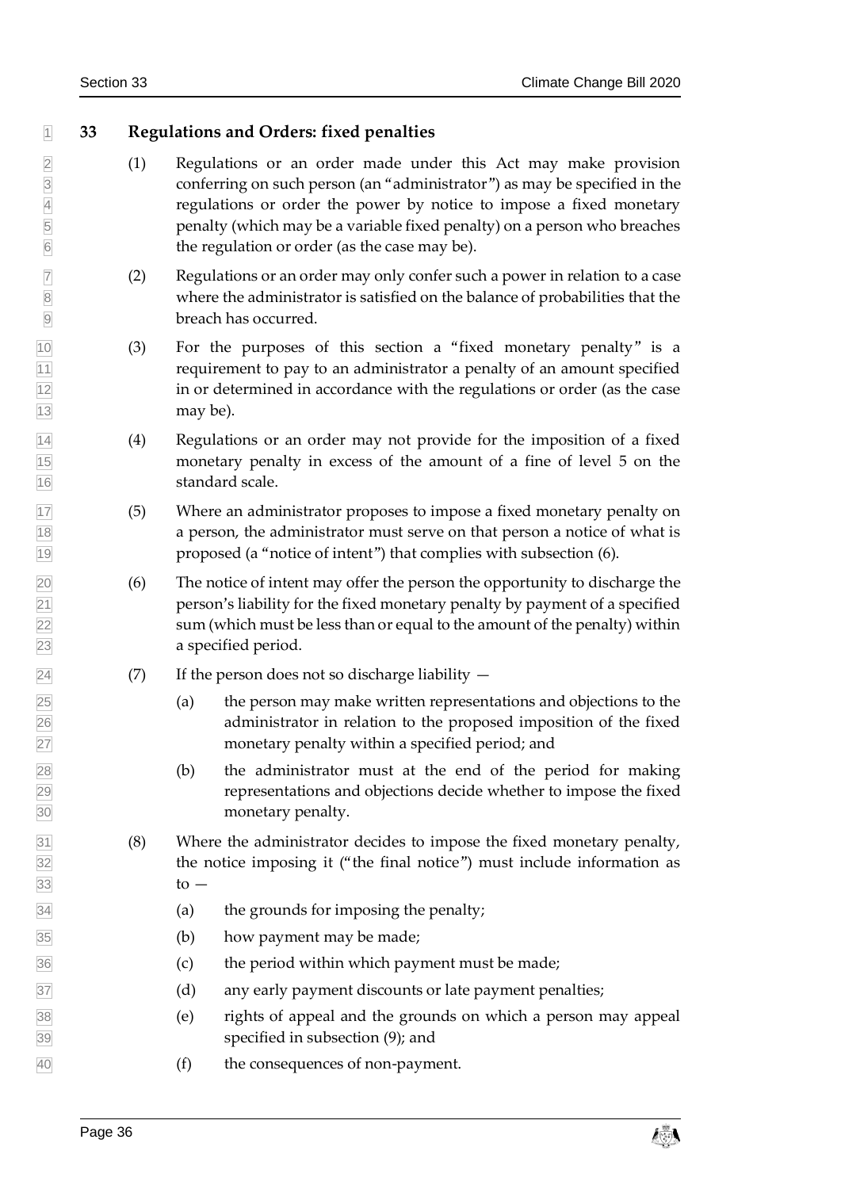## 33 Regulations and Orders: fixed penalties

(1) Regulations or an order made under this Act may make provision conferring on such person (an "administrator") as may be specified in the regulations or order the power by notice to impose a fixed monetary penalty (which may be a variable fixed penalty) on a person who breaches the regulation or order (as the case may be).

(2) Regulations or an order may only confer such a power in relation to a case where the administrator is satisfied on the balance of probabilities that the breach has occurred.

(3) For the purposes of this section a "fixed monetary penalty" is a requirement to pay to an administrator a penalty of an amount specified in or determined in accordance with the regulations or order (as the case may be).

(4) Regulations or an order may not provide for the imposition of a fixed monetary penalty in excess of the amount of a fine of level 5 on the standard scale.

(5) Where an administrator proposes to impose a fixed monetary penalty on a person, the administrator must serve on that person a notice of what is proposed (a "notice of intent") that complies with subsection (6).

(6) The notice of intent may offer the person the opportunity to discharge the person's liability for the fixed monetary penalty by payment of a specified sum (which must be less than or equal to the amount of the penalty) within a specified period.

(7) If the person does not so discharge liability —

(a) the person may make written representations and objections to the administrator in relation to the proposed imposition of the fixed monetary penalty within a specified period; and

(b) the administrator must at the end of the period for making representations and objections decide whether to impose the fixed monetary penalty.

(8) Where the administrator decides to impose the fixed monetary penalty, the notice imposing it ("the final notice") must include information as to —

(a) the grounds for imposing the penalty;

(b) how payment may be made;

(c) the period within which payment must be made;

(d) any early payment discounts or late payment penalties;

(e) rights of appeal and the grounds on which a person may appeal specified in subsection (9); and

(f) the consequences of non-payment.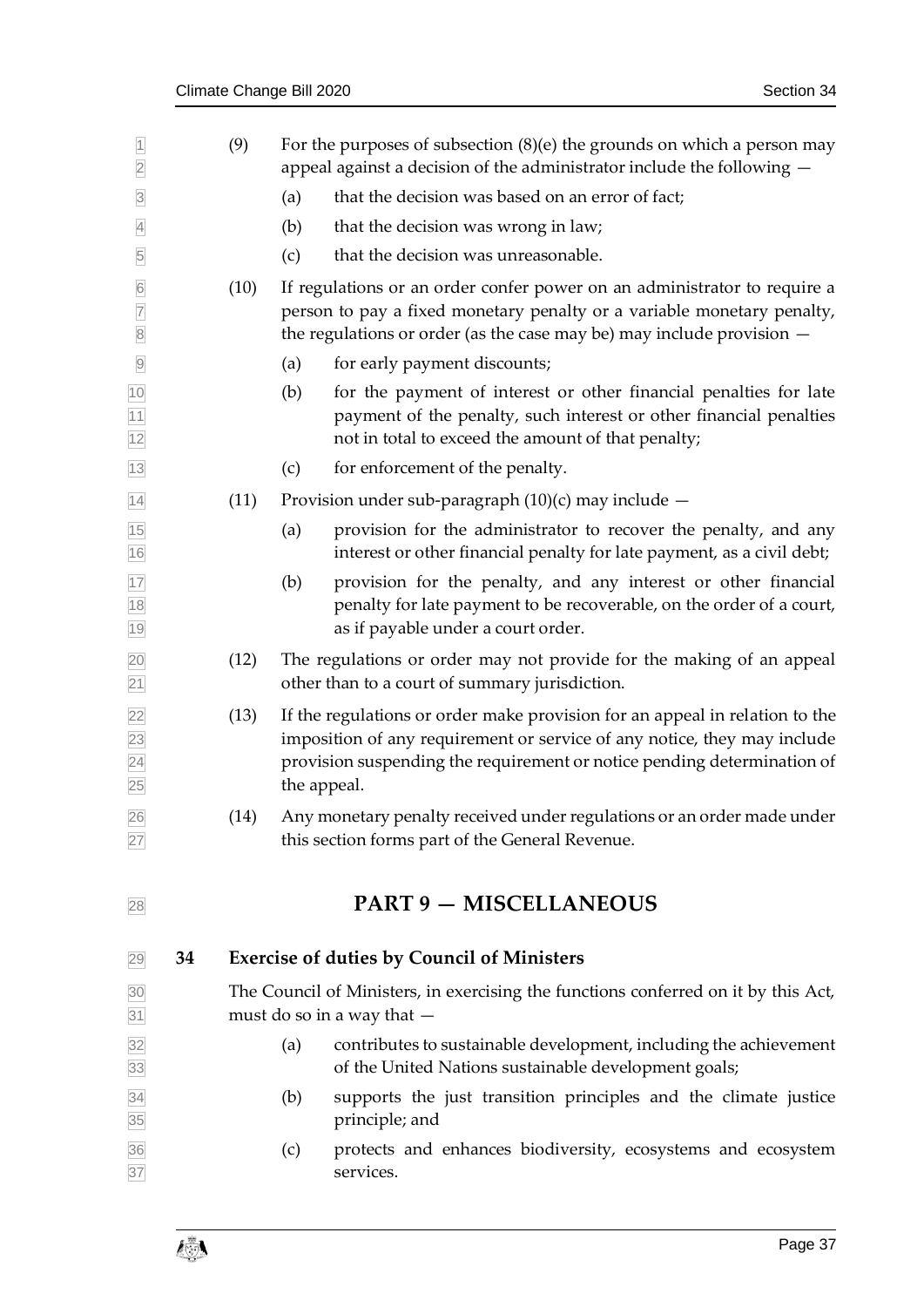(9) For the purposes of subsection (8)(e) the grounds on which a person may appeal against a decision of the administrator include the following —

(a) that the decision was based on an error of fact;

(b) that the decision was wrong in law;

(c) that the decision was unreasonable.

(10) If regulations or an order confer power on an administrator to require a person to pay a fixed monetary penalty or a variable monetary penalty, the regulations or order (as the case may be) may include provision —

(a) for early payment discounts;

(b) for the payment of interest or other financial penalties for late payment of the penalty, such interest or other financial penalties not in total to exceed the amount of that penalty;

(c) for enforcement of the penalty.

(11) Provision under sub-paragraph (10)(c) may include —

(a) provision for the administrator to recover the penalty, and any interest or other financial penalty for late payment, as a civil debt;

(b) provision for the penalty, and any interest or other financial penalty for late payment to be recoverable, on the order of a court, as if payable under a court order.

(12) The regulations or order may not provide for the making of an appeal other than to a court of summary jurisdiction.

(13) If the regulations or order make provision for an appeal in relation to the imposition of any requirement or service of any notice, they may include provision suspending the requirement or notice pending determination of the appeal.

(14) Any monetary penalty received under regulations or an order made under this section forms part of the General Revenue.

# PART 9 — MISCELLANEOUS

## 34 Exercise of duties by Council of Ministers

The Council of Ministers, in exercising the functions conferred on it by this Act, must do so in a way that —

(a) contributes to sustainable development, including the achievement of the United Nations sustainable development goals;

(b) supports the just transition principles and the climate justice principle; and

(c) protects and enhances biodiversity, ecosystems and ecosystem services.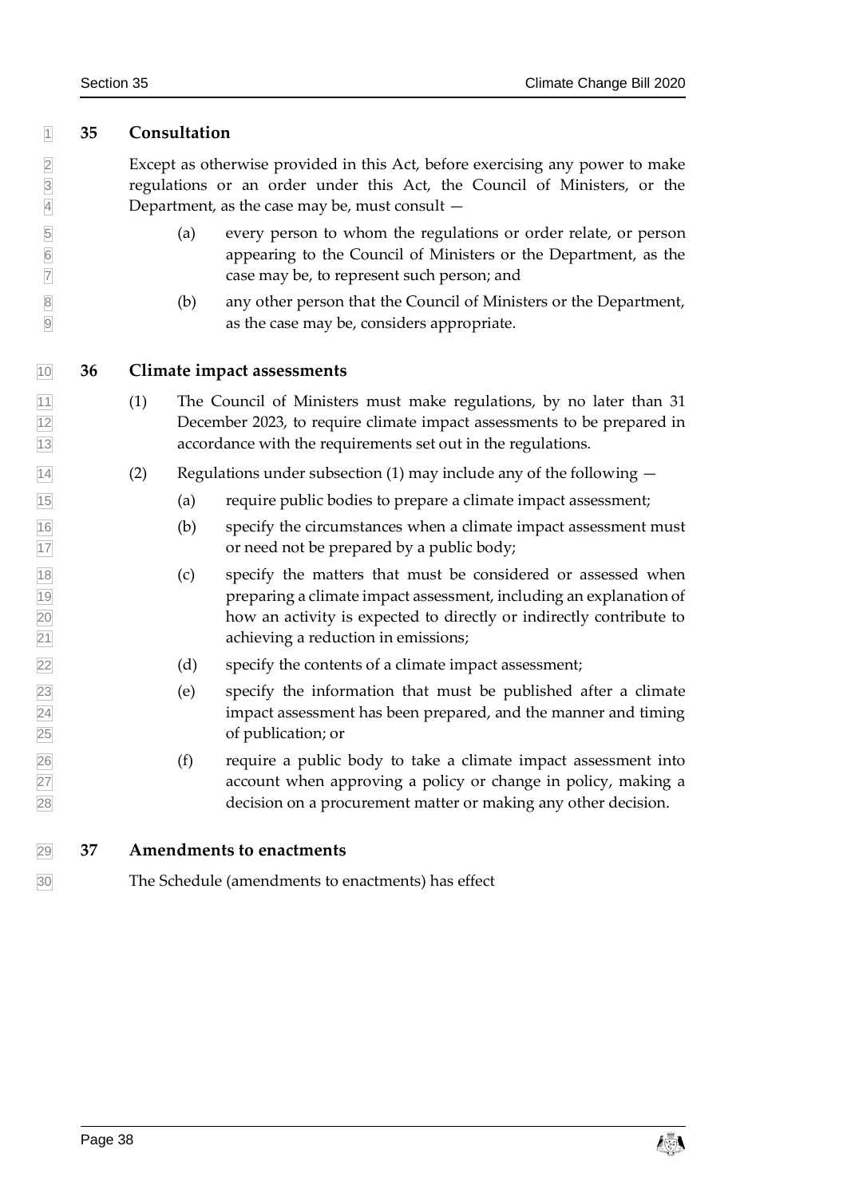## 35 Consultation

Except as otherwise provided in this Act, before exercising any power to make regulations or an order under this Act, the Council of Ministers, or the Department, as the case may be, must consult —

(a) every person to whom the regulations or order relate, or person appearing to the Council of Ministers or the Department, as the case may be, to represent such person; and

(b) any other person that the Council of Ministers or the Department, as the case may be, considers appropriate.

## 36 Climate impact assessments

(1) The Council of Ministers must make regulations, by no later than 31 December 2023, to require climate impact assessments to be prepared in accordance with the requirements set out in the regulations.

(2) Regulations under subsection (1) may include any of the following —

(a) require public bodies to prepare a climate impact assessment;

(b) specify the circumstances when a climate impact assessment must or need not be prepared by a public body;

(c) specify the matters that must be considered or assessed when preparing a climate impact assessment, including an explanation of how an activity is expected to directly or indirectly contribute to achieving a reduction in emissions;

(d) specify the contents of a climate impact assessment;

(e) specify the information that must be published after a climate impact assessment has been prepared, and the manner and timing of publication; or

(f) require a public body to take a climate impact assessment into account when approving a policy or change in policy, making a decision on a procurement matter or making any other decision.

## 37 Amendments to enactments

The Schedule (amendments to enactments) has effect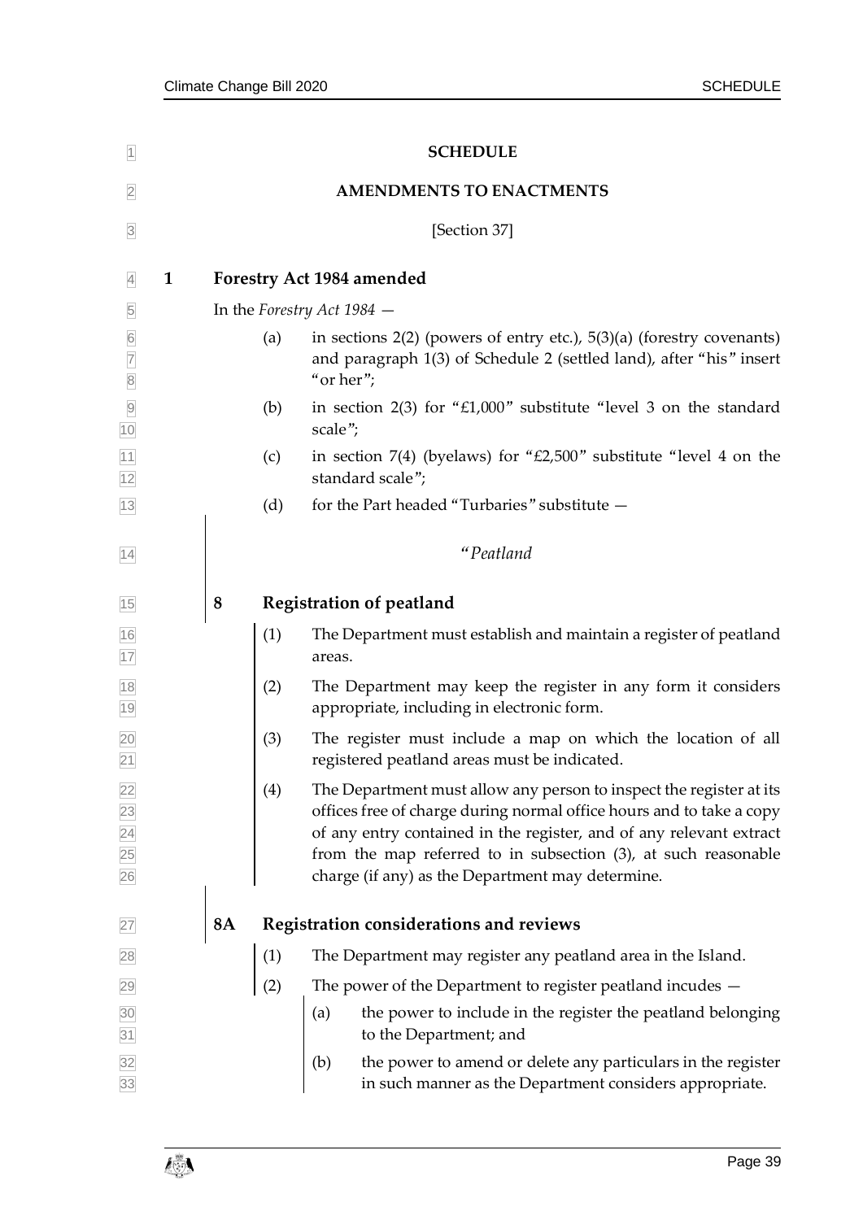# SCHEDULE

## AMENDMENTS TO ENACTMENTS

[Section 37]

### 1 Forestry Act 1984 amended

In the *Forestry Act 1984* —

(a) in sections 2(2) (powers of entry etc.), 5(3)(a) (forestry covenants) and paragraph 1(3) of Schedule 2 (settled land), after "his" insert "or her";

(b) in section 2(3) for "£1,000" substitute "level 3 on the standard scale";

(c) in section 7(4) (byelaws) for "£2,500" substitute "level 4 on the standard scale";

(d) for the Part headed "Turbaries" substitute —

> "*Peatland*
>
> **8 Registration of peatland**
>
> (1) The Department must establish and maintain a register of peatland areas.
>
> (2) The Department may keep the register in any form it considers appropriate, including in electronic form.
>
> (3) The register must include a map on which the location of all registered peatland areas must be indicated.
>
> (4) The Department must allow any person to inspect the register at its offices free of charge during normal office hours and to take a copy of any entry contained in the register, and of any relevant extract from the map referred to in subsection (3), at such reasonable charge (if any) as the Department may determine.
>
> **8A Registration considerations and reviews**
>
> (1) The Department may register any peatland area in the Island.
>
> (2) The power of the Department to register peatland incudes —
>
> (a) the power to include in the register the peatland belonging to the Department; and
>
> (b) the power to amend or delete any particulars in the register in such manner as the Department considers appropriate.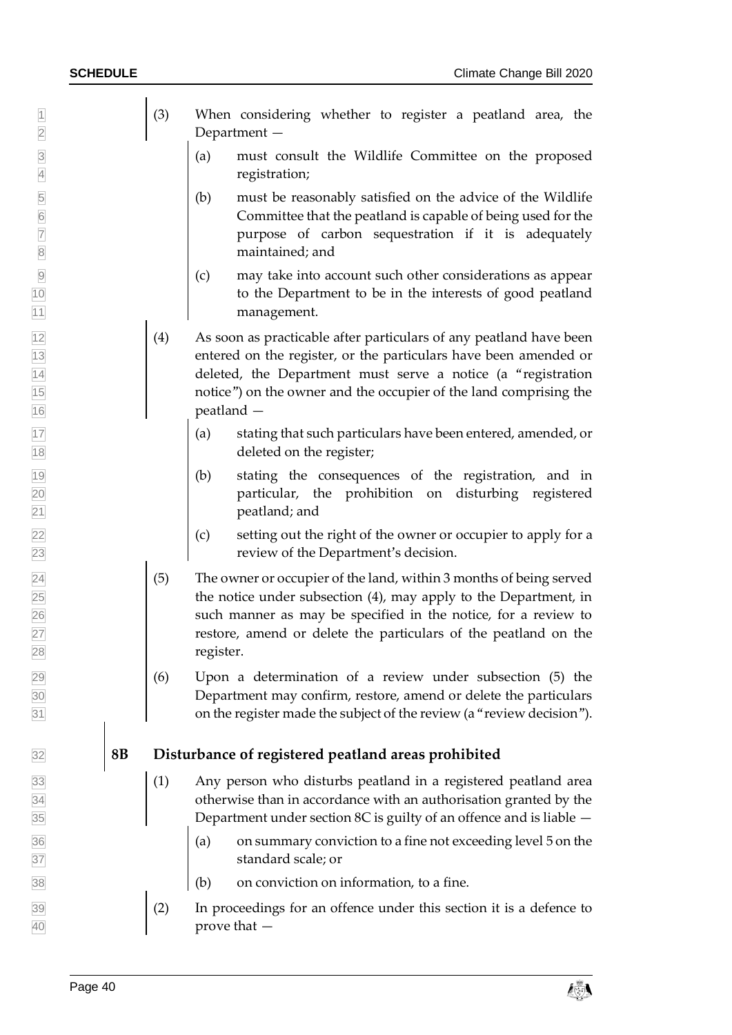(3) When considering whether to register a peatland area, the Department —

(a) must consult the Wildlife Committee on the proposed registration;

(b) must be reasonably satisfied on the advice of the Wildlife Committee that the peatland is capable of being used for the purpose of carbon sequestration if it is adequately maintained; and

(c) may take into account such other considerations as appear to the Department to be in the interests of good peatland management.

(4) As soon as practicable after particulars of any peatland have been entered on the register, or the particulars have been amended or deleted, the Department must serve a notice (a "registration notice") on the owner and the occupier of the land comprising the peatland —

(a) stating that such particulars have been entered, amended, or deleted on the register;

(b) stating the consequences of the registration, and in particular, the prohibition on disturbing registered peatland; and

(c) setting out the right of the owner or occupier to apply for a review of the Department's decision.

(5) The owner or occupier of the land, within 3 months of being served the notice under subsection (4), may apply to the Department, in such manner as may be specified in the notice, for a review to restore, amend or delete the particulars of the peatland on the register.

(6) Upon a determination of a review under subsection (5) the Department may confirm, restore, amend or delete the particulars on the register made the subject of the review (a "review decision").

## 8B Disturbance of registered peatland areas prohibited

(1) Any person who disturbs peatland in a registered peatland area otherwise than in accordance with an authorisation granted by the Department under section 8C is guilty of an offence and is liable —

(a) on summary conviction to a fine not exceeding level 5 on the standard scale; or

(b) on conviction on information, to a fine.

(2) In proceedings for an offence under this section it is a defence to prove that —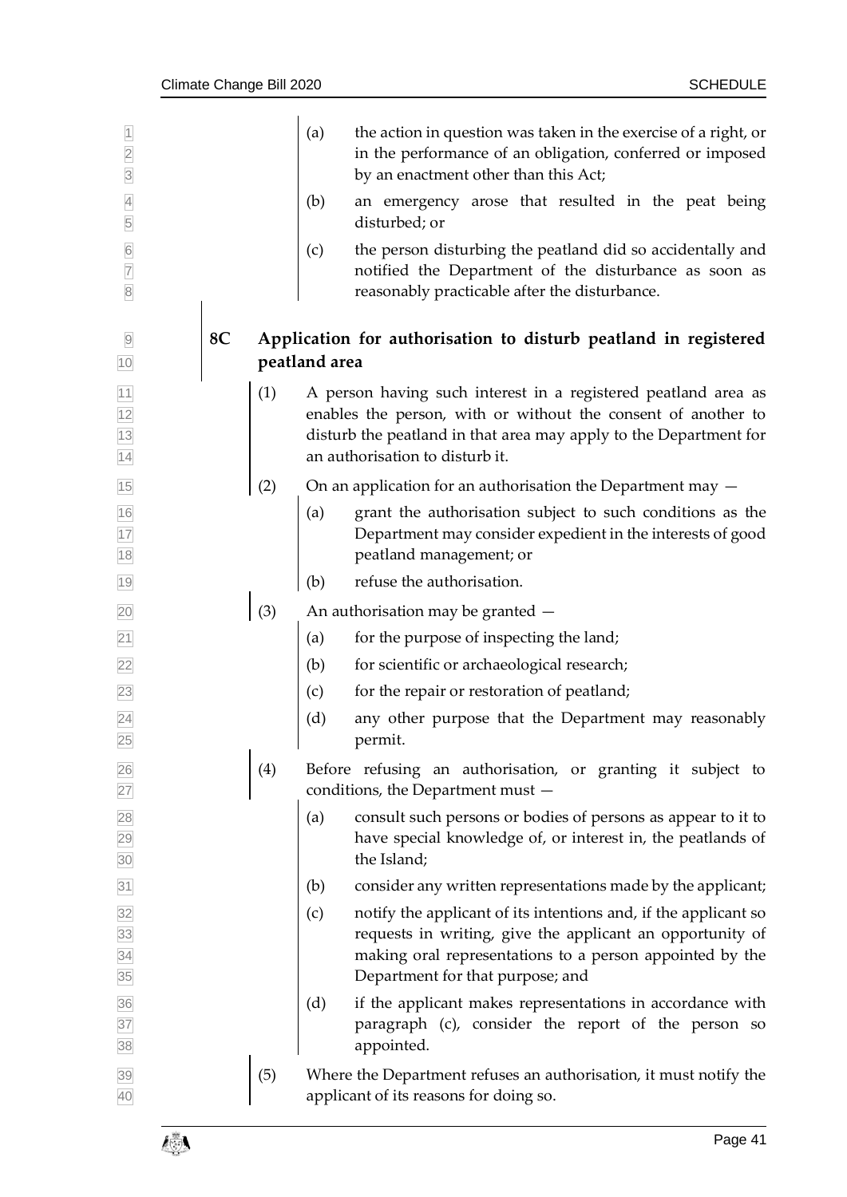(a) the action in question was taken in the exercise of a right, or in the performance of an obligation, conferred or imposed by an enactment other than this Act;

(b) an emergency arose that resulted in the peat being disturbed; or

(c) the person disturbing the peatland did so accidentally and notified the Department of the disturbance as soon as reasonably practicable after the disturbance.

### 8C Application for authorisation to disturb peatland in registered peatland area

(1) A person having such interest in a registered peatland area as enables the person, with or without the consent of another to disturb the peatland in that area may apply to the Department for an authorisation to disturb it.

(2) On an application for an authorisation the Department may —

(a) grant the authorisation subject to such conditions as the Department may consider expedient in the interests of good peatland management; or

(b) refuse the authorisation.

(3) An authorisation may be granted —

(a) for the purpose of inspecting the land;

(b) for scientific or archaeological research;

(c) for the repair or restoration of peatland;

(d) any other purpose that the Department may reasonably permit.

(4) Before refusing an authorisation, or granting it subject to conditions, the Department must —

(a) consult such persons or bodies of persons as appear to it to have special knowledge of, or interest in, the peatlands of the Island;

(b) consider any written representations made by the applicant;

(c) notify the applicant of its intentions and, if the applicant so requests in writing, give the applicant an opportunity of making oral representations to a person appointed by the Department for that purpose; and

(d) if the applicant makes representations in accordance with paragraph (c), consider the report of the person so appointed.

(5) Where the Department refuses an authorisation, it must notify the applicant of its reasons for doing so.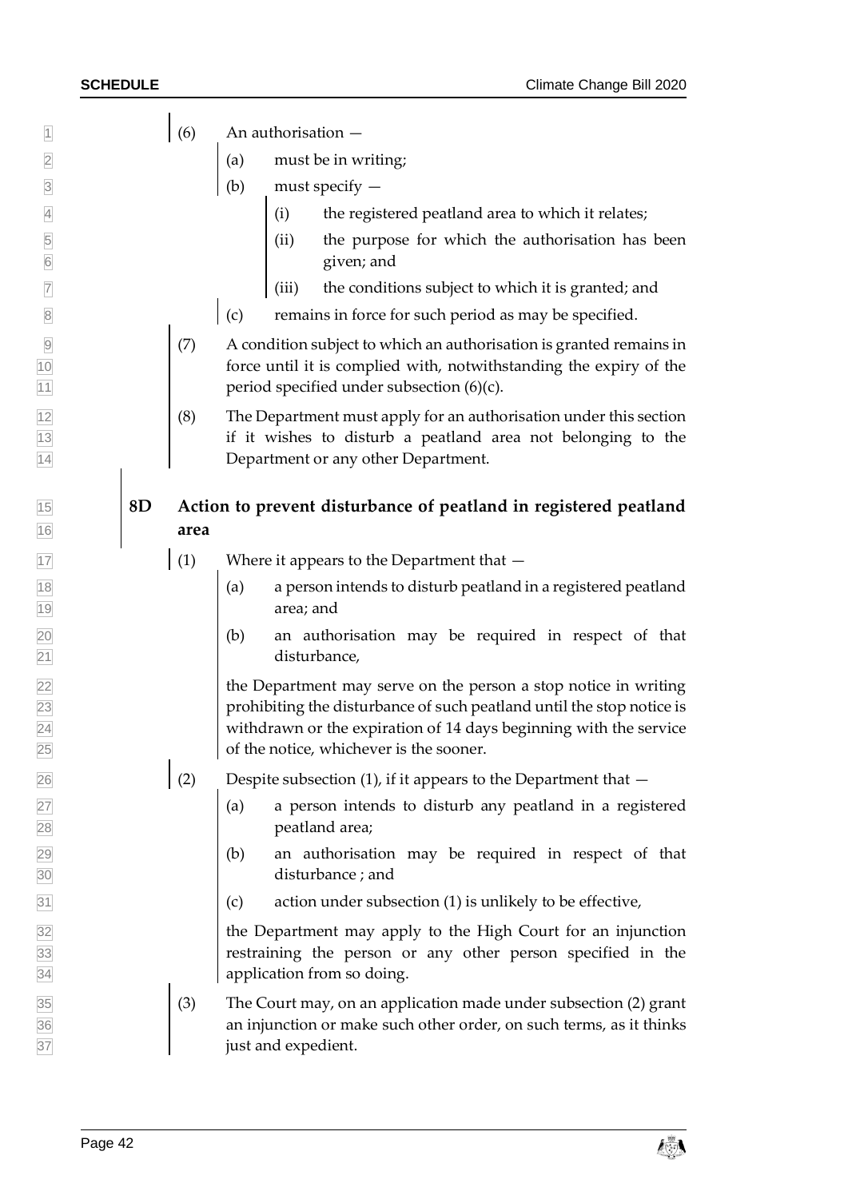(6) An authorisation —

(a) must be in writing;

(b) must specify —

(i) the registered peatland area to which it relates;

(ii) the purpose for which the authorisation has been given; and

(iii) the conditions subject to which it is granted; and

(c) remains in force for such period as may be specified.

(7) A condition subject to which an authorisation is granted remains in force until it is complied with, notwithstanding the expiry of the period specified under subsection (6)(c).

(8) The Department must apply for an authorisation under this section if it wishes to disturb a peatland area not belonging to the Department or any other Department.

**8D Action to prevent disturbance of peatland in registered peatland area**

(1) Where it appears to the Department that —

(a) a person intends to disturb peatland in a registered peatland area; and

(b) an authorisation may be required in respect of that disturbance,

the Department may serve on the person a stop notice in writing prohibiting the disturbance of such peatland until the stop notice is withdrawn or the expiration of 14 days beginning with the service of the notice, whichever is the sooner.

(2) Despite subsection (1), if it appears to the Department that —

(a) a person intends to disturb any peatland in a registered peatland area;

(b) an authorisation may be required in respect of that disturbance ; and

(c) action under subsection (1) is unlikely to be effective,

the Department may apply to the High Court for an injunction restraining the person or any other person specified in the application from so doing.

(3) The Court may, on an application made under subsection (2) grant an injunction or make such other order, on such terms, as it thinks just and expedient.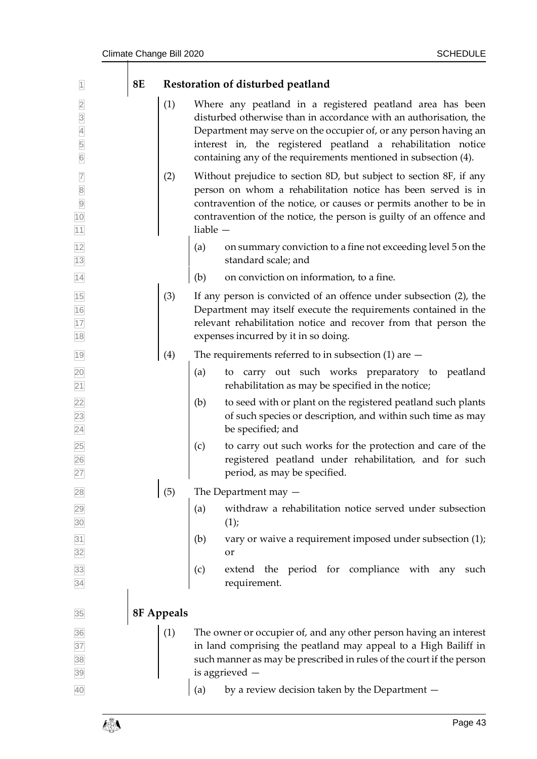### 8E Restoration of disturbed peatland

(1) Where any peatland in a registered peatland area has been disturbed otherwise than in accordance with an authorisation, the Department may serve on the occupier of, or any person having an interest in, the registered peatland a rehabilitation notice containing any of the requirements mentioned in subsection (4).

(2) Without prejudice to section 8D, but subject to section 8F, if any person on whom a rehabilitation notice has been served is in contravention of the notice, or causes or permits another to be in contravention of the notice, the person is guilty of an offence and liable —

- (a) on summary conviction to a fine not exceeding level 5 on the standard scale; and
- (b) on conviction on information, to a fine.

(3) If any person is convicted of an offence under subsection (2), the Department may itself execute the requirements contained in the relevant rehabilitation notice and recover from that person the expenses incurred by it in so doing.

(4) The requirements referred to in subsection (1) are —

- (a) to carry out such works preparatory to peatland rehabilitation as may be specified in the notice;
- (b) to seed with or plant on the registered peatland such plants of such species or description, and within such time as may be specified; and
- (c) to carry out such works for the protection and care of the registered peatland under rehabilitation, and for such period, as may be specified.

(5) The Department may —

- (a) withdraw a rehabilitation notice served under subsection (1);
- (b) vary or waive a requirement imposed under subsection (1); or
- (c) extend the period for compliance with any such requirement.

### 8F Appeals

(1) The owner or occupier of, and any other person having an interest in land comprising the peatland may appeal to a High Bailiff in such manner as may be prescribed in rules of the court if the person is aggrieved —

- (a) by a review decision taken by the Department —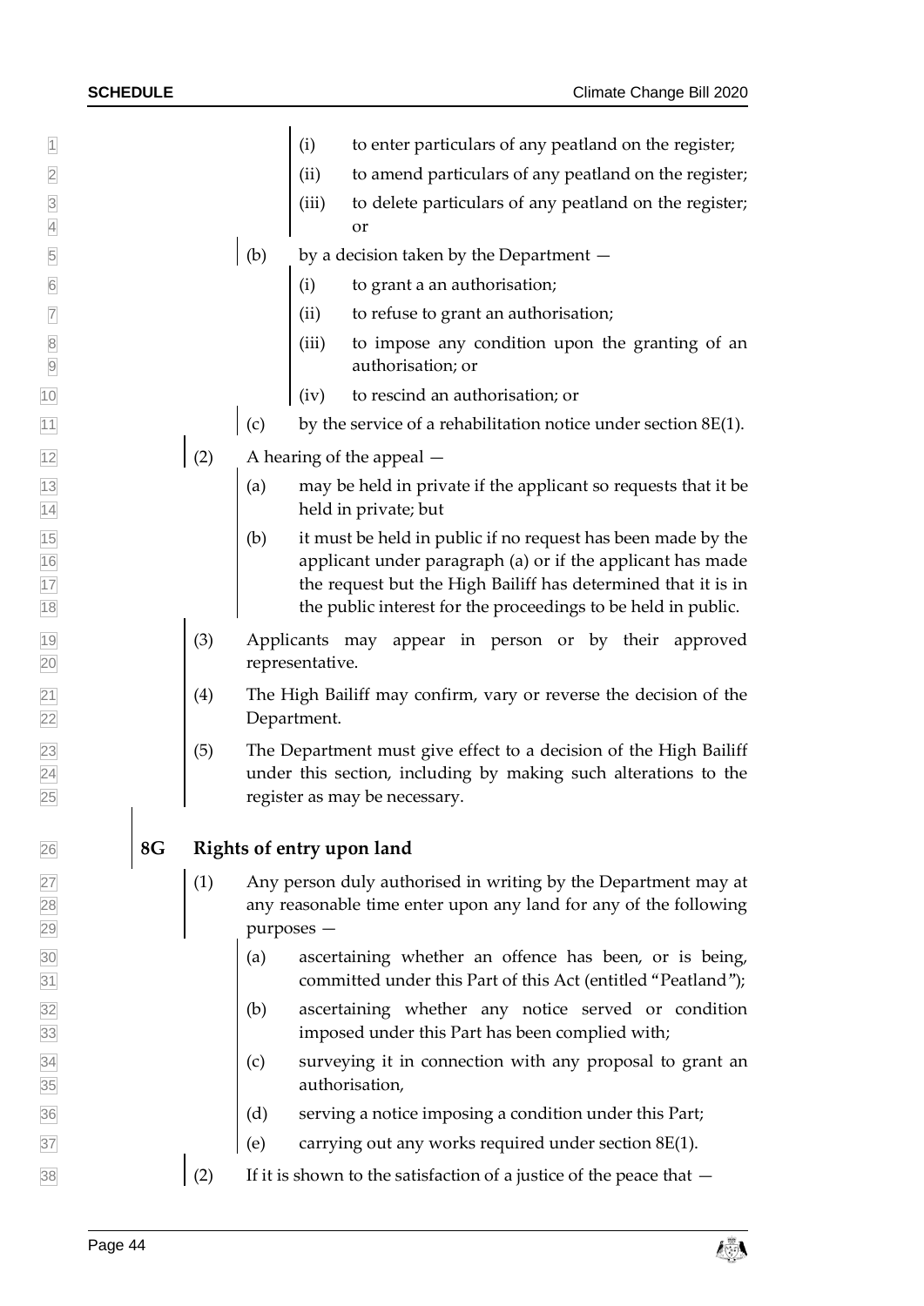(i) to enter particulars of any peatland on the register;

(ii) to amend particulars of any peatland on the register;

(iii) to delete particulars of any peatland on the register; or

(b) by a decision taken by the Department —

(i) to grant a an authorisation;

(ii) to refuse to grant an authorisation;

(iii) to impose any condition upon the granting of an authorisation; or

(iv) to rescind an authorisation; or

(c) by the service of a rehabilitation notice under section 8E(1).

(2) A hearing of the appeal —

(a) may be held in private if the applicant so requests that it be held in private; but

(b) it must be held in public if no request has been made by the applicant under paragraph (a) or if the applicant has made the request but the High Bailiff has determined that it is in the public interest for the proceedings to be held in public.

(3) Applicants may appear in person or by their approved representative.

(4) The High Bailiff may confirm, vary or reverse the decision of the Department.

(5) The Department must give effect to a decision of the High Bailiff under this section, including by making such alterations to the register as may be necessary.

## 8G Rights of entry upon land

(1) Any person duly authorised in writing by the Department may at any reasonable time enter upon any land for any of the following purposes —

(a) ascertaining whether an offence has been, or is being, committed under this Part of this Act (entitled "Peatland");

(b) ascertaining whether any notice served or condition imposed under this Part has been complied with;

(c) surveying it in connection with any proposal to grant an authorisation,

(d) serving a notice imposing a condition under this Part;

(e) carrying out any works required under section 8E(1).

(2) If it is shown to the satisfaction of a justice of the peace that —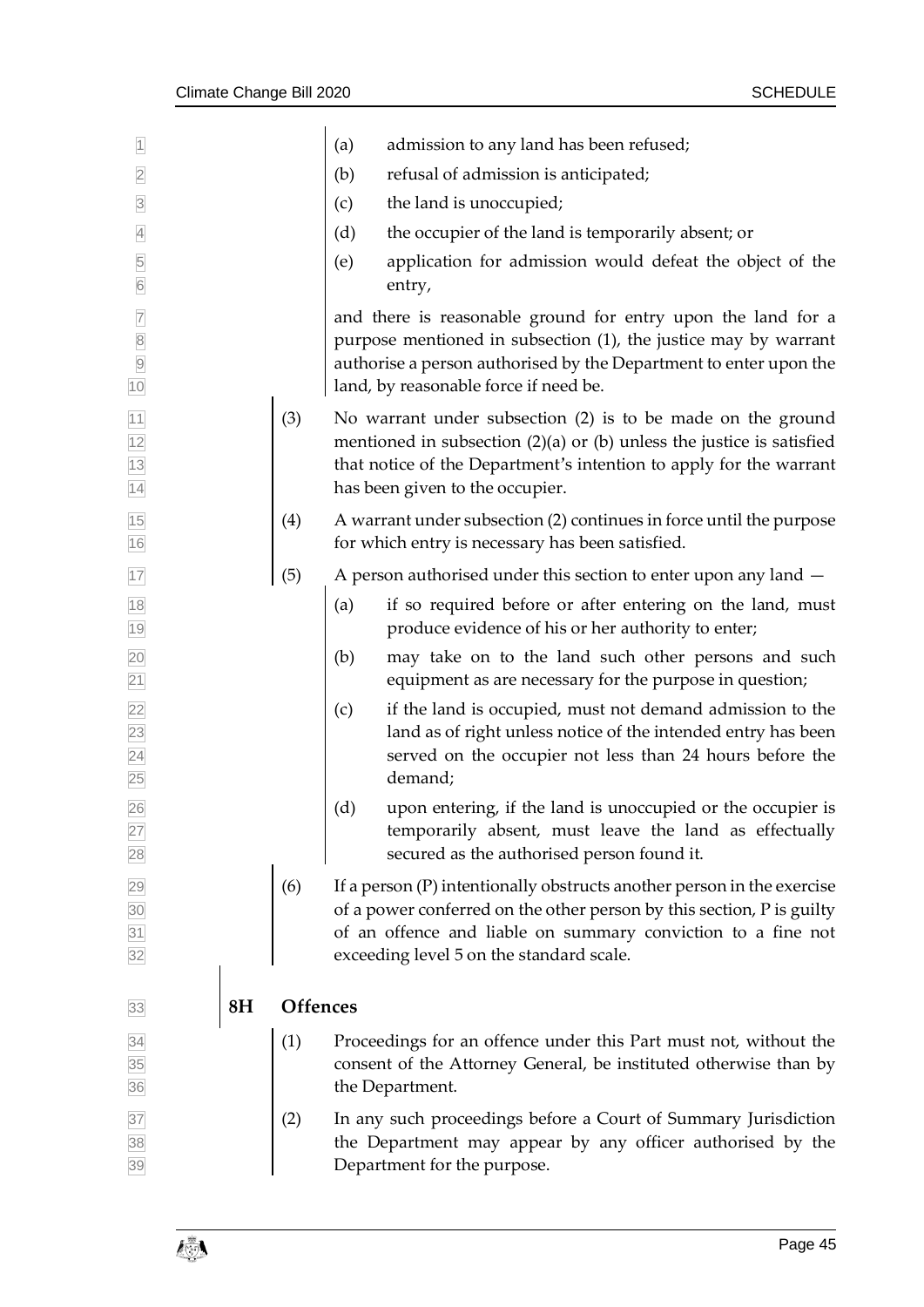(a) admission to any land has been refused;

(b) refusal of admission is anticipated;

(c) the land is unoccupied;

(d) the occupier of the land is temporarily absent; or

(e) application for admission would defeat the object of the entry,

and there is reasonable ground for entry upon the land for a purpose mentioned in subsection (1), the justice may by warrant authorise a person authorised by the Department to enter upon the land, by reasonable force if need be.

(3) No warrant under subsection (2) is to be made on the ground mentioned in subsection (2)(a) or (b) unless the justice is satisfied that notice of the Department's intention to apply for the warrant has been given to the occupier.

(4) A warrant under subsection (2) continues in force until the purpose for which entry is necessary has been satisfied.

(5) A person authorised under this section to enter upon any land —

(a) if so required before or after entering on the land, must produce evidence of his or her authority to enter;

(b) may take on to the land such other persons and such equipment as are necessary for the purpose in question;

(c) if the land is occupied, must not demand admission to the land as of right unless notice of the intended entry has been served on the occupier not less than 24 hours before the demand;

(d) upon entering, if the land is unoccupied or the occupier is temporarily absent, must leave the land as effectually secured as the authorised person found it.

(6) If a person (P) intentionally obstructs another person in the exercise of a power conferred on the other person by this section, P is guilty of an offence and liable on summary conviction to a fine not exceeding level 5 on the standard scale.

### 8H Offences

(1) Proceedings for an offence under this Part must not, without the consent of the Attorney General, be instituted otherwise than by the Department.

(2) In any such proceedings before a Court of Summary Jurisdiction the Department may appear by any officer authorised by the Department for the purpose.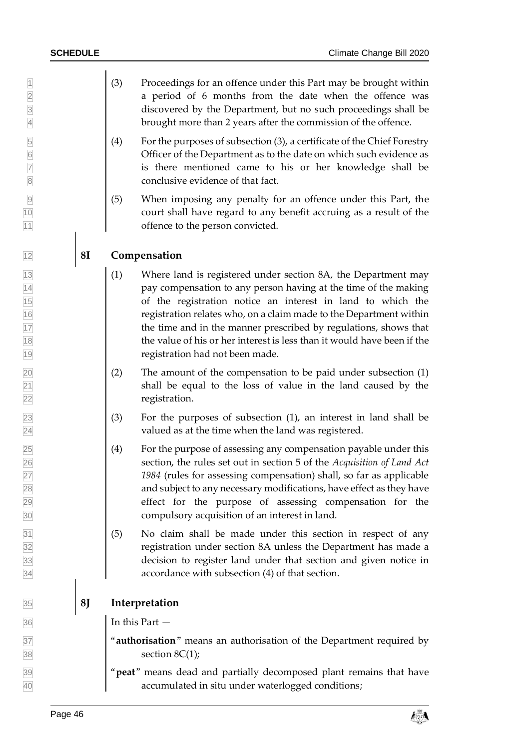(3) Proceedings for an offence under this Part may be brought within a period of 6 months from the date when the offence was discovered by the Department, but no such proceedings shall be brought more than 2 years after the commission of the offence.

(4) For the purposes of subsection (3), a certificate of the Chief Forestry Officer of the Department as to the date on which such evidence as is there mentioned came to his or her knowledge shall be conclusive evidence of that fact.

(5) When imposing any penalty for an offence under this Part, the court shall have regard to any benefit accruing as a result of the offence to the person convicted.

### 8I Compensation

(1) Where land is registered under section 8A, the Department may pay compensation to any person having at the time of the making of the registration notice an interest in land to which the registration relates who, on a claim made to the Department within the time and in the manner prescribed by regulations, shows that the value of his or her interest is less than it would have been if the registration had not been made.

(2) The amount of the compensation to be paid under subsection (1) shall be equal to the loss of value in the land caused by the registration.

(3) For the purposes of subsection (1), an interest in land shall be valued as at the time when the land was registered.

(4) For the purpose of assessing any compensation payable under this section, the rules set out in section 5 of the *Acquisition of Land Act 1984* (rules for assessing compensation) shall, so far as applicable and subject to any necessary modifications, have effect as they have effect for the purpose of assessing compensation for the compulsory acquisition of an interest in land.

(5) No claim shall be made under this section in respect of any registration under section 8A unless the Department has made a decision to register land under that section and given notice in accordance with subsection (4) of that section.

### 8J Interpretation

In this Part —

"**authorisation**" means an authorisation of the Department required by section 8C(1);

"**peat**" means dead and partially decomposed plant remains that have accumulated in situ under waterlogged conditions;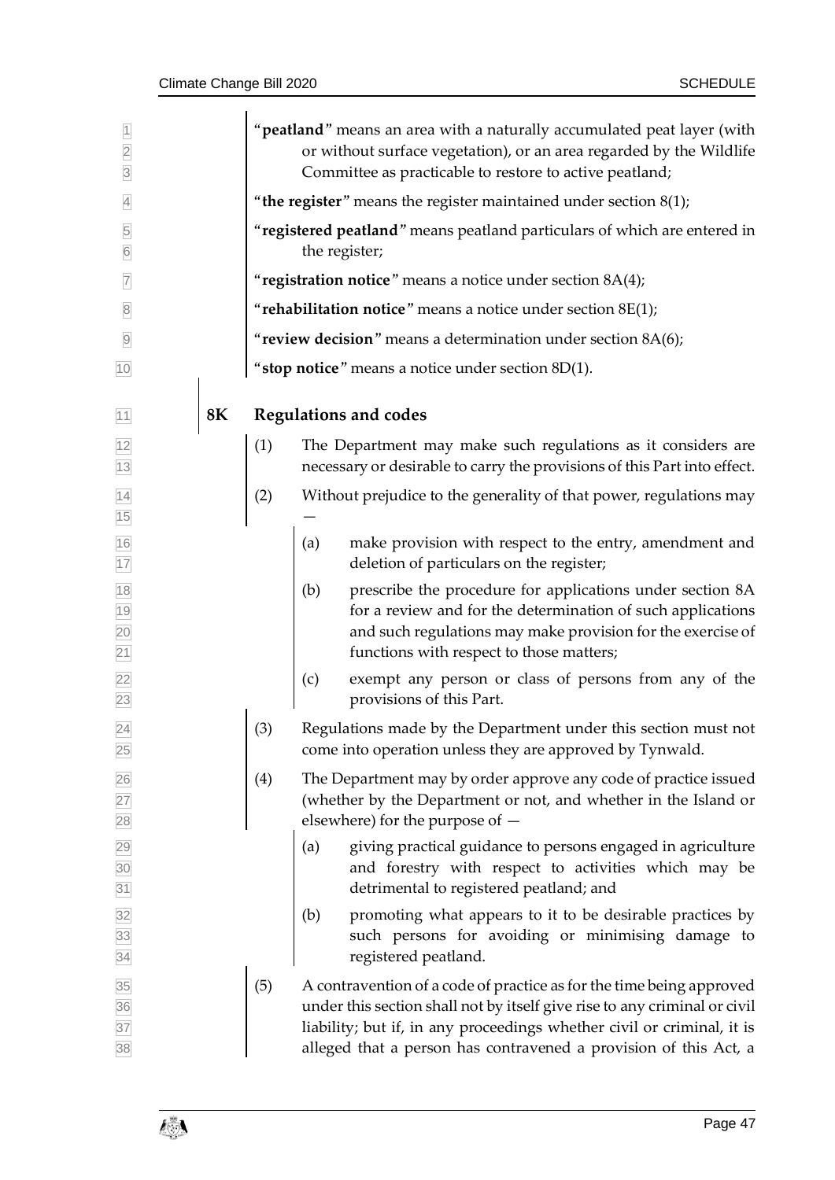"**peatland**" means an area with a naturally accumulated peat layer (with or without surface vegetation), or an area regarded by the Wildlife Committee as practicable to restore to active peatland;

"**the register**" means the register maintained under section 8(1);

"**registered peatland**" means peatland particulars of which are entered in the register;

"**registration notice**" means a notice under section 8A(4);

"**rehabilitation notice**" means a notice under section 8E(1);

"**review decision**" means a determination under section 8A(6);

"**stop notice**" means a notice under section 8D(1).

## 8K Regulations and codes

(1) The Department may make such regulations as it considers are necessary or desirable to carry the provisions of this Part into effect.

(2) Without prejudice to the generality of that power, regulations may —

- (a) make provision with respect to the entry, amendment and deletion of particulars on the register;
- (b) prescribe the procedure for applications under section 8A for a review and for the determination of such applications and such regulations may make provision for the exercise of functions with respect to those matters;
- (c) exempt any person or class of persons from any of the provisions of this Part.

(3) Regulations made by the Department under this section must not come into operation unless they are approved by Tynwald.

(4) The Department may by order approve any code of practice issued (whether by the Department or not, and whether in the Island or elsewhere) for the purpose of —

- (a) giving practical guidance to persons engaged in agriculture and forestry with respect to activities which may be detrimental to registered peatland; and
- (b) promoting what appears to it to be desirable practices by such persons for avoiding or minimising damage to registered peatland.

(5) A contravention of a code of practice as for the time being approved under this section shall not by itself give rise to any criminal or civil liability; but if, in any proceedings whether civil or criminal, it is alleged that a person has contravened a provision of this Act, a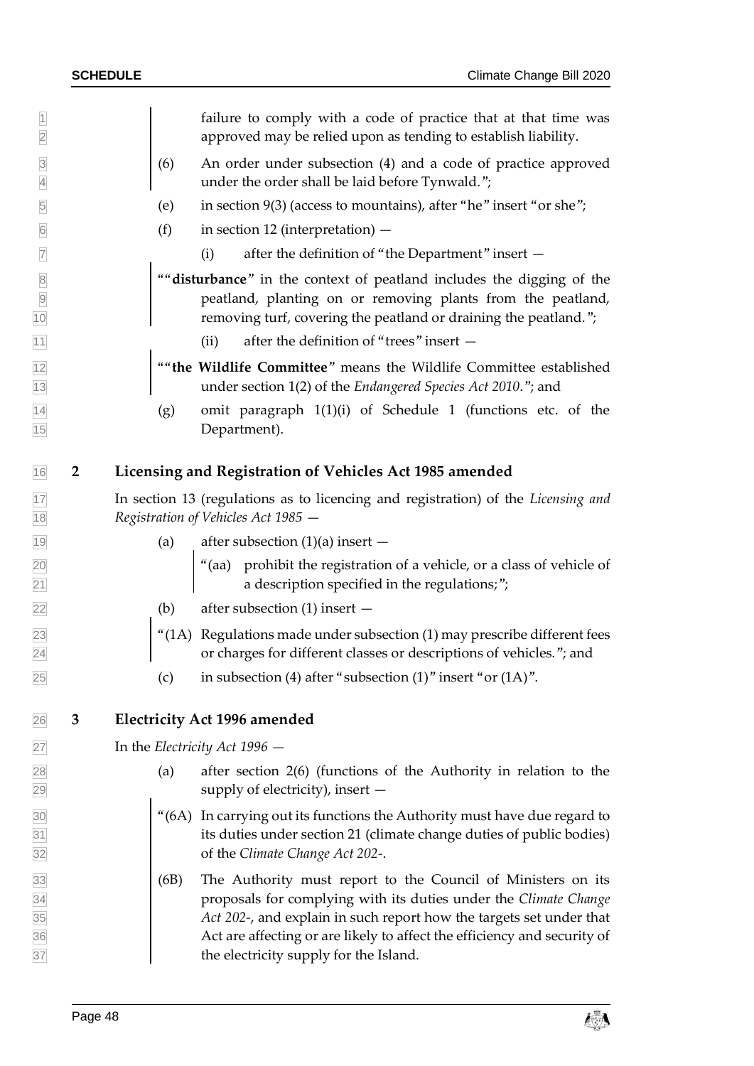failure to comply with a code of practice that at that time was approved may be relied upon as tending to establish liability.

(6) An order under subsection (4) and a code of practice approved under the order shall be laid before Tynwald.";

(e) in section 9(3) (access to mountains), after "he" insert "or she";

(f) in section 12 (interpretation) —

(i) after the definition of "the Department" insert —

""**disturbance**" in the context of peatland includes the digging of the peatland, planting on or removing plants from the peatland, removing turf, covering the peatland or draining the peatland.";

(ii) after the definition of "trees" insert —

""**the Wildlife Committee**" means the Wildlife Committee established under section 1(2) of the *Endangered Species Act 2010*."; and

(g) omit paragraph 1(1)(i) of Schedule 1 (functions etc. of the Department).

## 2 Licensing and Registration of Vehicles Act 1985 amended

In section 13 (regulations as to licencing and registration) of the *Licensing and Registration of Vehicles Act 1985* —

(a) after subsection (1)(a) insert —

"(aa) prohibit the registration of a vehicle, or a class of vehicle of a description specified in the regulations;";

(b) after subsection (1) insert —

"(1A) Regulations made under subsection (1) may prescribe different fees or charges for different classes or descriptions of vehicles."; and

(c) in subsection (4) after "subsection (1)" insert "or (1A)".

## 3 Electricity Act 1996 amended

In the *Electricity Act 1996* —

(a) after section 2(6) (functions of the Authority in relation to the supply of electricity), insert —

"(6A) In carrying out its functions the Authority must have due regard to its duties under section 21 (climate change duties of public bodies) of the *Climate Change Act 202-*.

(6B) The Authority must report to the Council of Ministers on its proposals for complying with its duties under the *Climate Change Act 202-*, and explain in such report how the targets set under that Act are affecting or are likely to affect the efficiency and security of the electricity supply for the Island.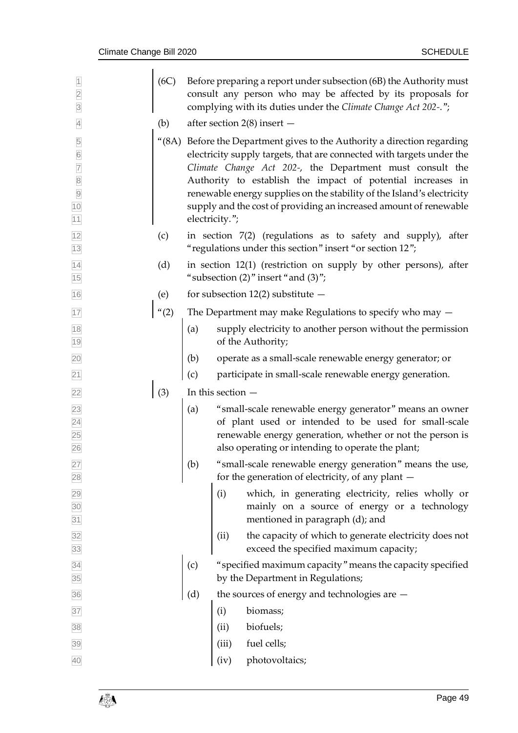(6C) Before preparing a report under subsection (6B) the Authority must consult any person who may be affected by its proposals for complying with its duties under the *Climate Change Act 202-*.";

(b) after section 2(8) insert —

"(8A) Before the Department gives to the Authority a direction regarding electricity supply targets, that are connected with targets under the *Climate Change Act 202-*, the Department must consult the Authority to establish the impact of potential increases in renewable energy supplies on the stability of the Island's electricity supply and the cost of providing an increased amount of renewable electricity.";

(c) in section 7(2) (regulations as to safety and supply), after "regulations under this section" insert "or section 12";

(d) in section 12(1) (restriction on supply by other persons), after "subsection (2)" insert "and (3)";

(e) for subsection 12(2) substitute —

"(2) The Department may make Regulations to specify who may —

- (a) supply electricity to another person without the permission of the Authority;
- (b) operate as a small-scale renewable energy generator; or
- (c) participate in small-scale renewable energy generation.

(3) In this section —

- (a) "small-scale renewable energy generator" means an owner of plant used or intended to be used for small-scale renewable energy generation, whether or not the person is also operating or intending to operate the plant;
- (b) "small-scale renewable energy generation" means the use, for the generation of electricity, of any plant —
  - (i) which, in generating electricity, relies wholly or mainly on a source of energy or a technology mentioned in paragraph (d); and
  - (ii) the capacity of which to generate electricity does not exceed the specified maximum capacity;
- (c) "specified maximum capacity" means the capacity specified by the Department in Regulations;
- (d) the sources of energy and technologies are —
  - (i) biomass;
  - (ii) biofuels;
  - (iii) fuel cells;
  - (iv) photovoltaics;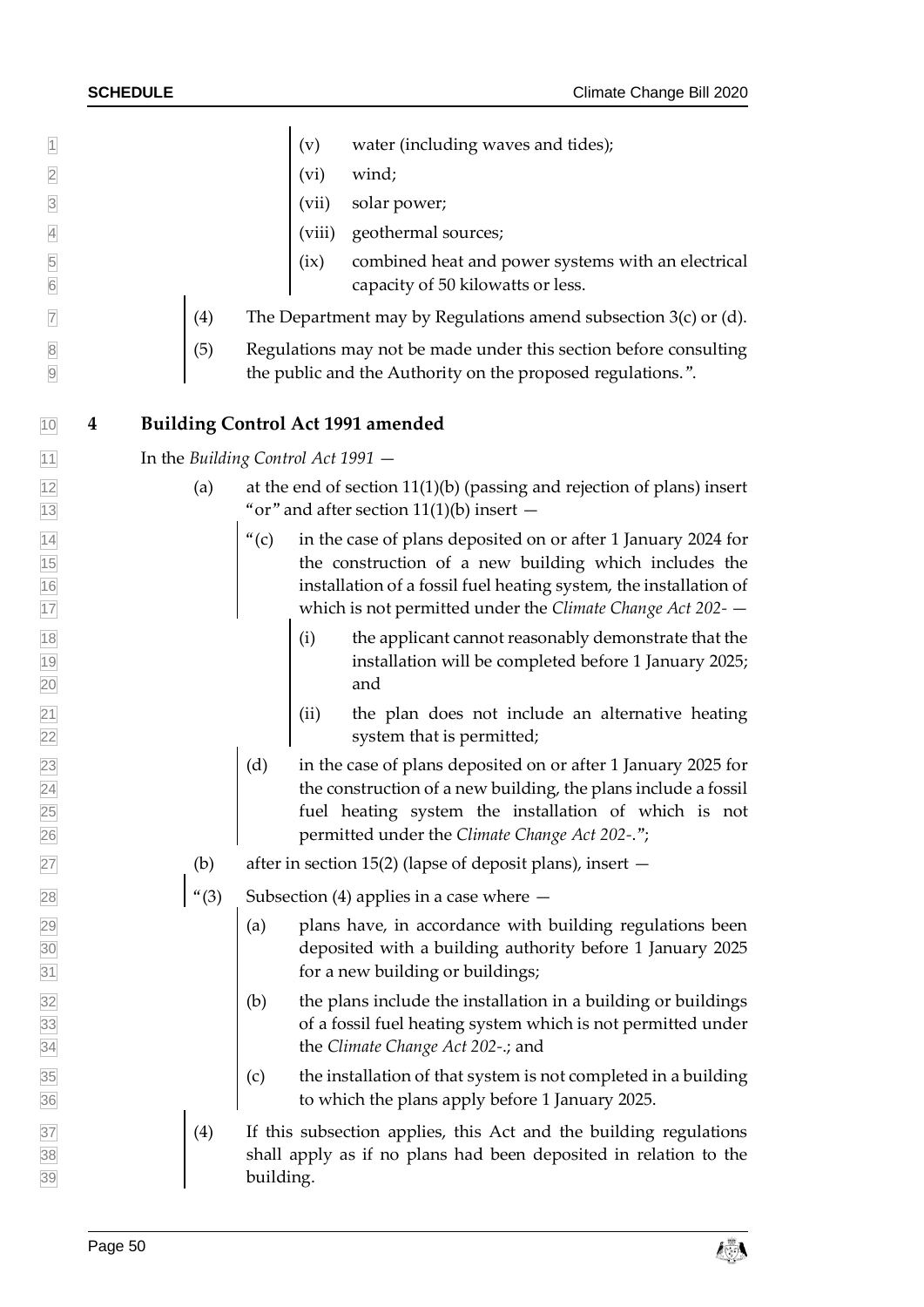(v) water (including waves and tides);

(vi) wind;

(vii) solar power;

(viii) geothermal sources;

(ix) combined heat and power systems with an electrical capacity of 50 kilowatts or less.

(4) The Department may by Regulations amend subsection 3(c) or (d).

(5) Regulations may not be made under this section before consulting the public and the Authority on the proposed regulations.".

## 4 Building Control Act 1991 amended

In the *Building Control Act 1991* —

(a) at the end of section 11(1)(b) (passing and rejection of plans) insert "or" and after section 11(1)(b) insert —

"(c) in the case of plans deposited on or after 1 January 2024 for the construction of a new building which includes the installation of a fossil fuel heating system, the installation of which is not permitted under the *Climate Change Act 202-* —

(i) the applicant cannot reasonably demonstrate that the installation will be completed before 1 January 2025; and

(ii) the plan does not include an alternative heating system that is permitted;

(d) in the case of plans deposited on or after 1 January 2025 for the construction of a new building, the plans include a fossil fuel heating system the installation of which is not permitted under the *Climate Change Act 202-*.";

(b) after in section 15(2) (lapse of deposit plans), insert —

"(3) Subsection (4) applies in a case where —

(a) plans have, in accordance with building regulations been deposited with a building authority before 1 January 2025 for a new building or buildings;

(b) the plans include the installation in a building or buildings of a fossil fuel heating system which is not permitted under the *Climate Change Act 202-*.; and

(c) the installation of that system is not completed in a building to which the plans apply before 1 January 2025.

(4) If this subsection applies, this Act and the building regulations shall apply as if no plans had been deposited in relation to the building.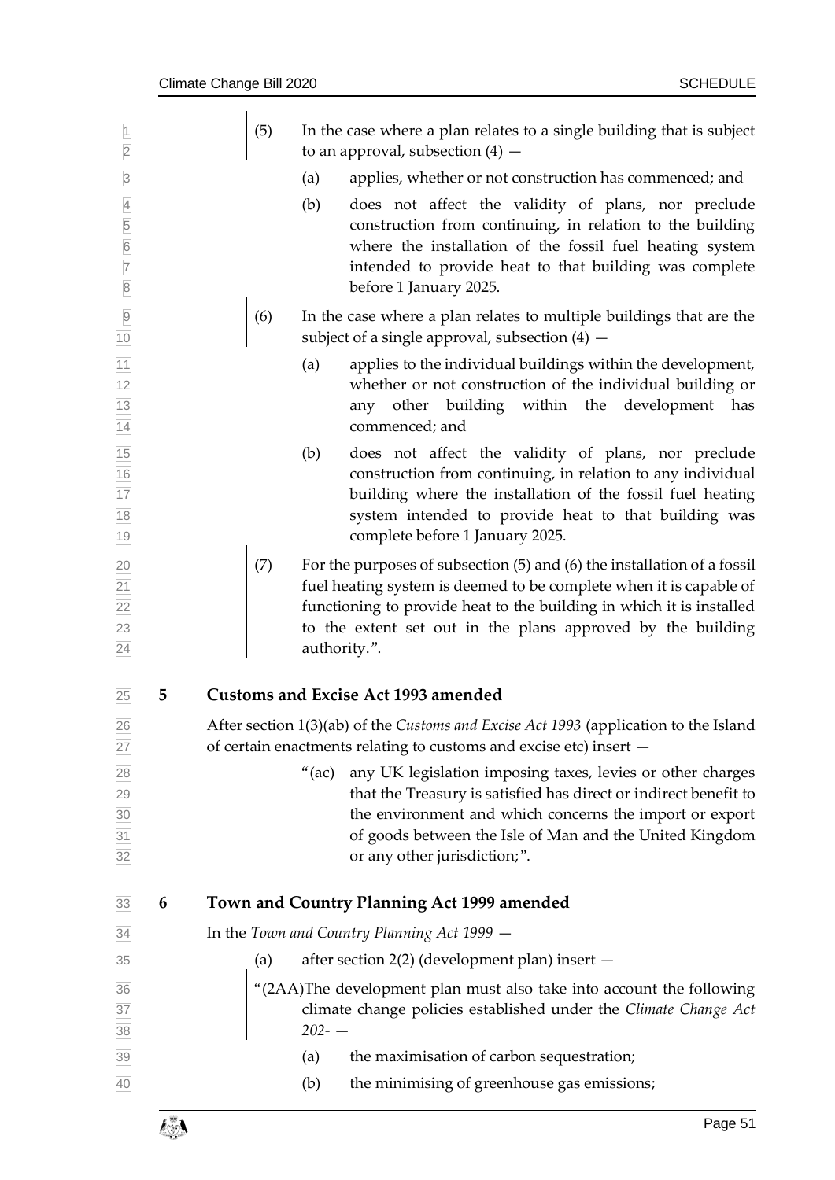(5) In the case where a plan relates to a single building that is subject to an approval, subsection (4) —

(a) applies, whether or not construction has commenced; and

(b) does not affect the validity of plans, nor preclude construction from continuing, in relation to the building where the installation of the fossil fuel heating system intended to provide heat to that building was complete before 1 January 2025.

(6) In the case where a plan relates to multiple buildings that are the subject of a single approval, subsection (4) —

(a) applies to the individual buildings within the development, whether or not construction of the individual building or any other building within the development has commenced; and

(b) does not affect the validity of plans, nor preclude construction from continuing, in relation to any individual building where the installation of the fossil fuel heating system intended to provide heat to that building was complete before 1 January 2025.

(7) For the purposes of subsection (5) and (6) the installation of a fossil fuel heating system is deemed to be complete when it is capable of functioning to provide heat to the building in which it is installed to the extent set out in the plans approved by the building authority.".

## 5 Customs and Excise Act 1993 amended

After section 1(3)(ab) of the *Customs and Excise Act 1993* (application to the Island of certain enactments relating to customs and excise etc) insert —

"(ac) any UK legislation imposing taxes, levies or other charges that the Treasury is satisfied has direct or indirect benefit to the environment and which concerns the import or export of goods between the Isle of Man and the United Kingdom or any other jurisdiction;".

## 6 Town and Country Planning Act 1999 amended

In the *Town and Country Planning Act 1999* —

(a) after section 2(2) (development plan) insert —

"(2AA)The development plan must also take into account the following climate change policies established under the *Climate Change Act 202-* —

(a) the maximisation of carbon sequestration;

(b) the minimising of greenhouse gas emissions;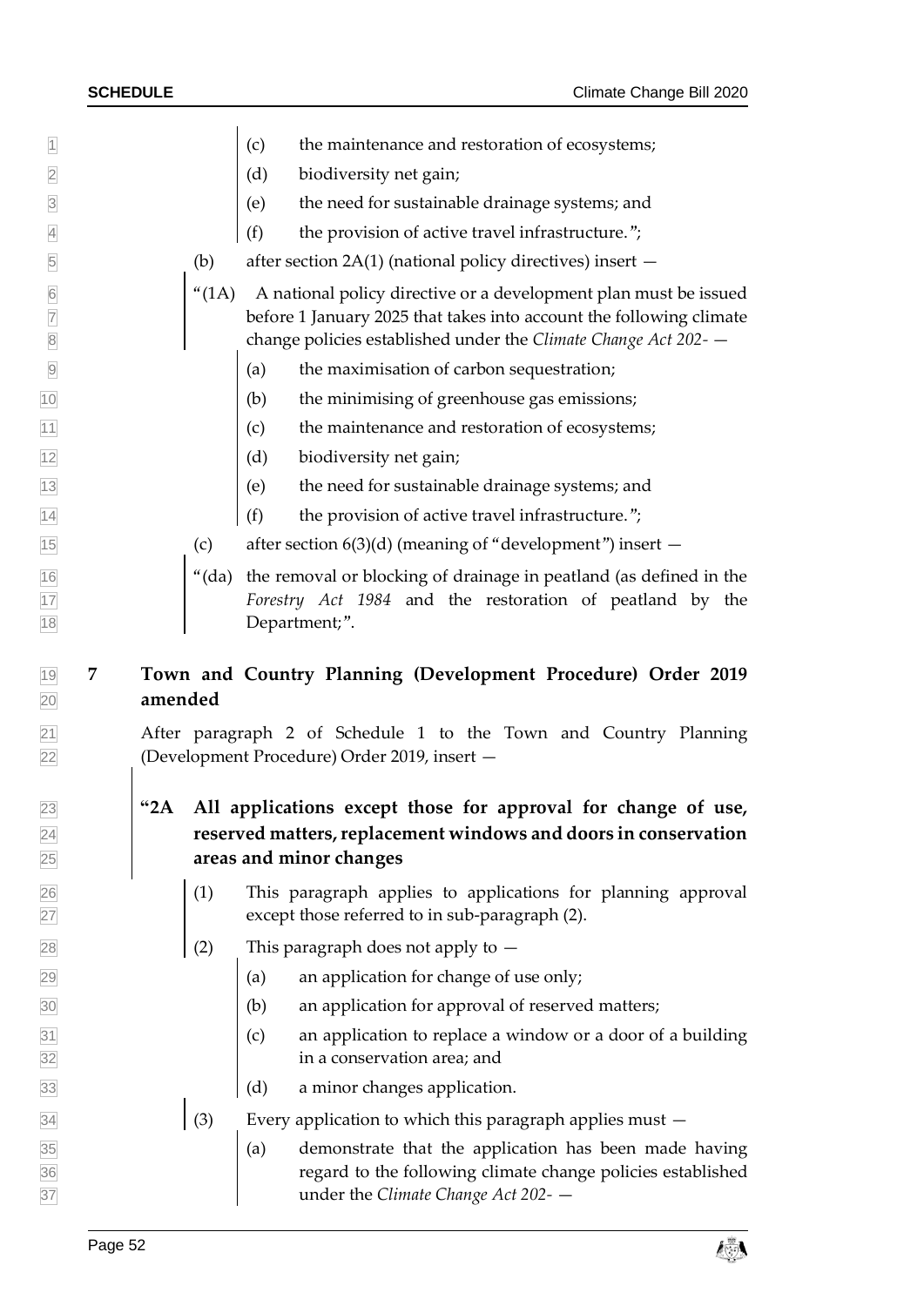(c) the maintenance and restoration of ecosystems;

(d) biodiversity net gain;

(e) the need for sustainable drainage systems; and

(f) the provision of active travel infrastructure.";

(b) after section 2A(1) (national policy directives) insert —

"(1A) A national policy directive or a development plan must be issued before 1 January 2025 that takes into account the following climate change policies established under the *Climate Change Act 202-* —

(a) the maximisation of carbon sequestration;

(b) the minimising of greenhouse gas emissions;

(c) the maintenance and restoration of ecosystems;

(d) biodiversity net gain;

(e) the need for sustainable drainage systems; and

(f) the provision of active travel infrastructure.";

(c) after section 6(3)(d) (meaning of "development") insert —

"(da) the removal or blocking of drainage in peatland (as defined in the *Forestry Act 1984* and the restoration of peatland by the Department;".

## 7 Town and Country Planning (Development Procedure) Order 2019 amended

After paragraph 2 of Schedule 1 to the Town and Country Planning (Development Procedure) Order 2019, insert —

### "2A All applications except those for approval for change of use, reserved matters, replacement windows and doors in conservation areas and minor changes

(1) This paragraph applies to applications for planning approval except those referred to in sub-paragraph (2).

(2) This paragraph does not apply to —

(a) an application for change of use only;

(b) an application for approval of reserved matters;

(c) an application to replace a window or a door of a building in a conservation area; and

(d) a minor changes application.

(3) Every application to which this paragraph applies must —

(a) demonstrate that the application has been made having regard to the following climate change policies established under the *Climate Change Act 202-* —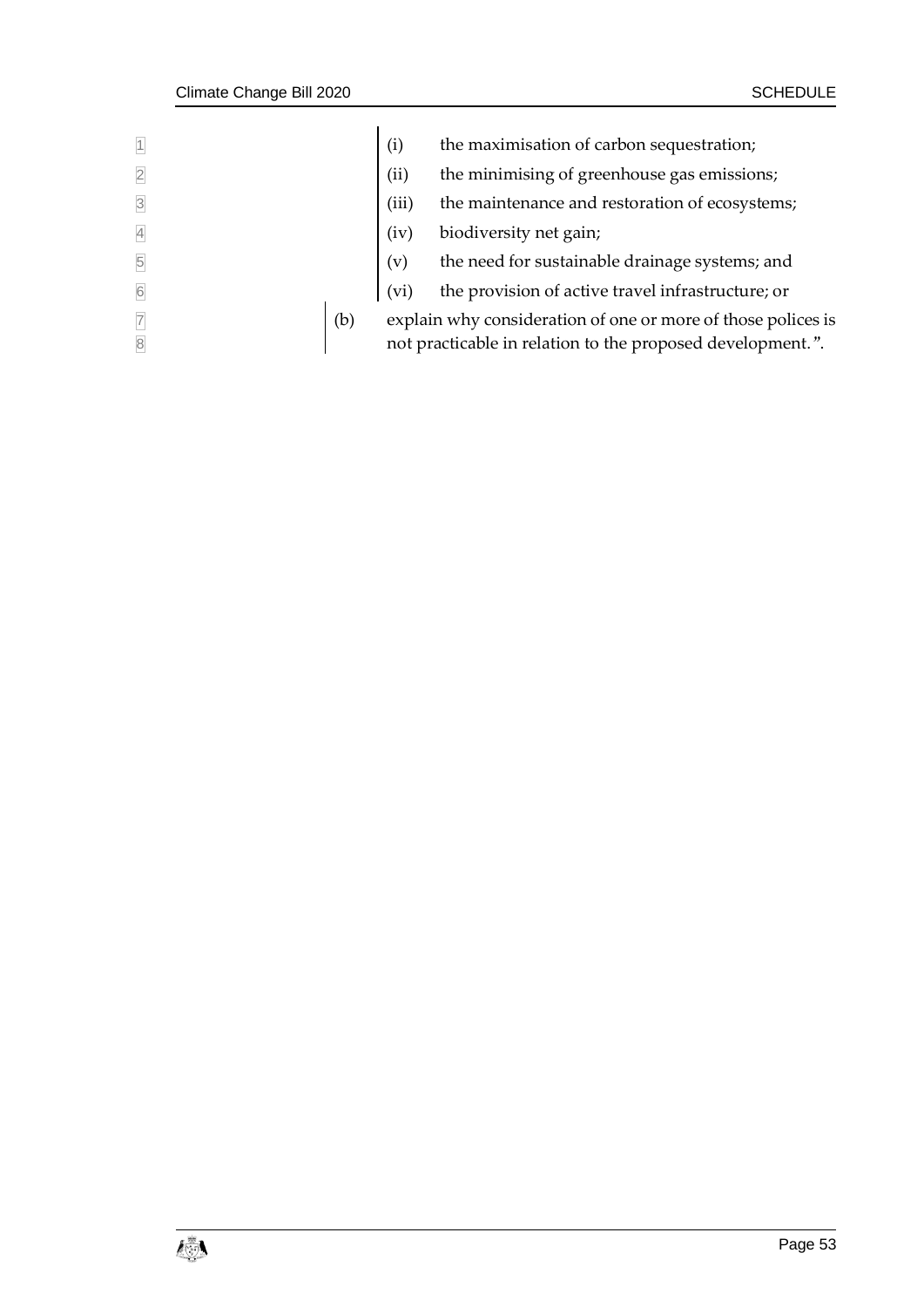(i) the maximisation of carbon sequestration;

(ii) the minimising of greenhouse gas emissions;

(iii) the maintenance and restoration of ecosystems;

(iv) biodiversity net gain;

(v) the need for sustainable drainage systems; and

(vi) the provision of active travel infrastructure; or

(b) explain why consideration of one or more of those polices is not practicable in relation to the proposed development.".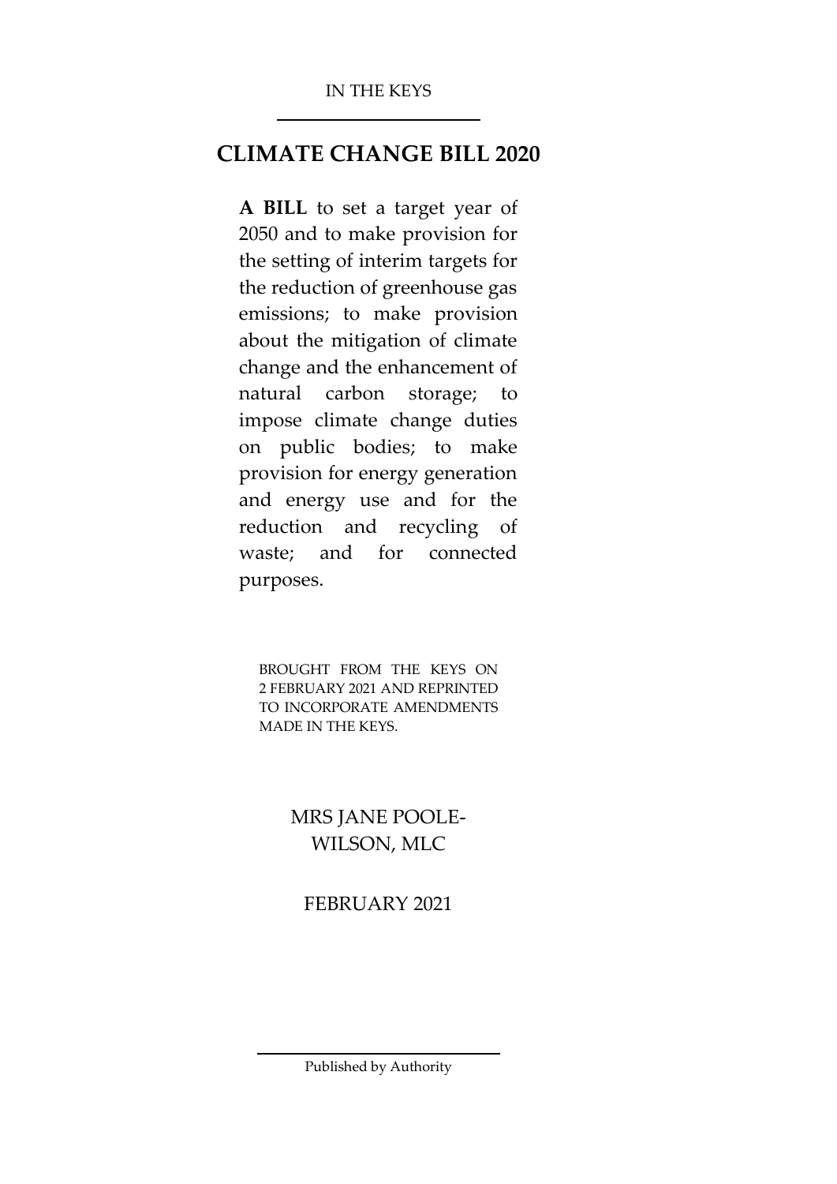IN THE KEYS

# CLIMATE CHANGE BILL 2020

**A BILL** to set a target year of 2050 and to make provision for the setting of interim targets for the reduction of greenhouse gas emissions; to make provision about the mitigation of climate change and the enhancement of natural carbon storage; to impose climate change duties on public bodies; to make provision for energy generation and energy use and for the reduction and recycling of waste; and for connected purposes.

BROUGHT FROM THE KEYS ON 2 FEBRUARY 2021 AND REPRINTED TO INCORPORATE AMENDMENTS MADE IN THE KEYS.

MRS JANE POOLE-WILSON, MLC

FEBRUARY 2021

Published by Authority